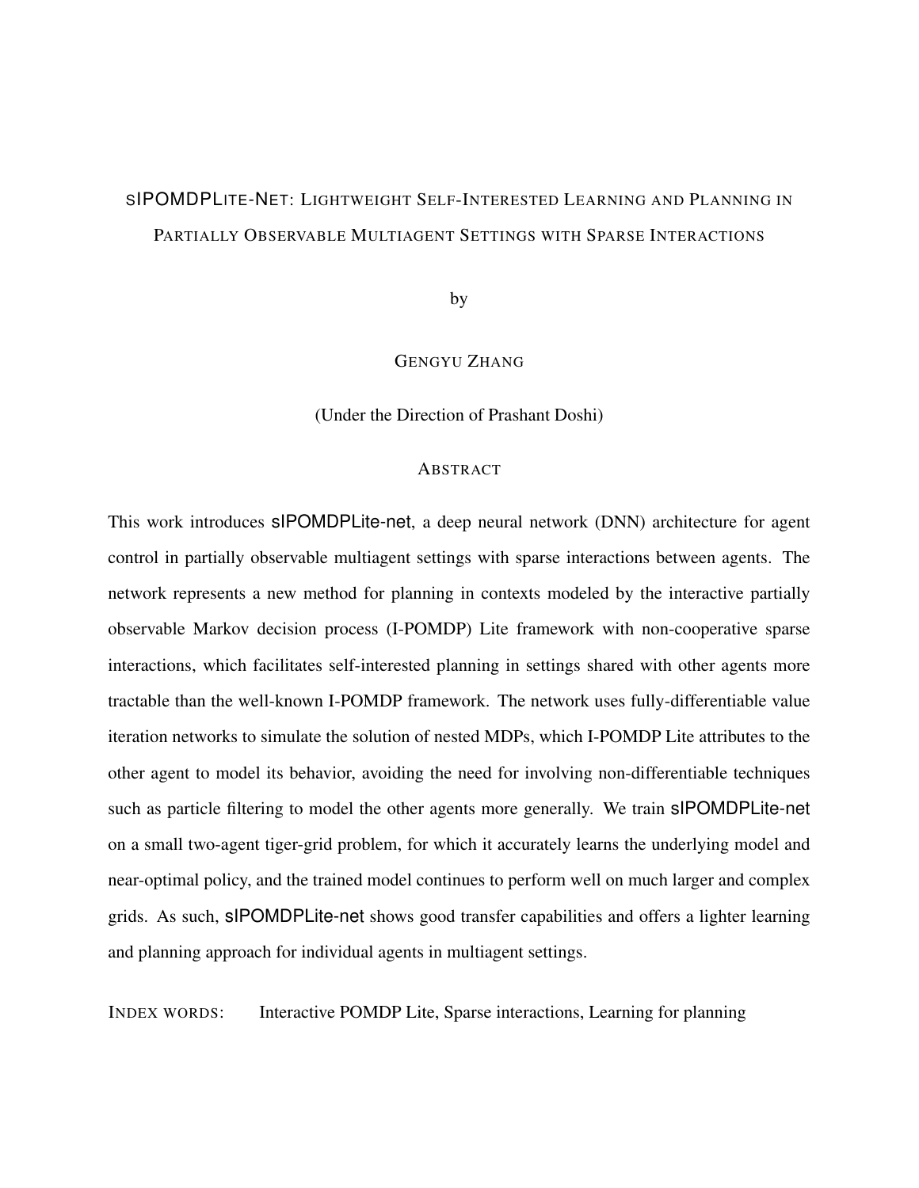# sIPOMDPLite-Net: Lightweight Self-Interested Learning and Planning in Partially Observable Multiagent Settings with Sparse Interactions

by

Gengyu Zhang

(Under the Direction of Prashant Doshi)

## Abstract

This work introduces sIPOMDPLite-net, a deep neural network (DNN) architecture for agent control in partially observable multiagent settings with sparse interactions between agents. The network represents a new method for planning in contexts modeled by the interactive partially observable Markov decision process (I-POMDP) Lite framework with non-cooperative sparse interactions, which facilitates self-interested planning in settings shared with other agents more tractable than the well-known I-POMDP framework. The network uses fully-differentiable value iteration networks to simulate the solution of nested MDPs, which I-POMDP Lite attributes to the other agent to model its behavior, avoiding the need for involving non-differentiable techniques such as particle filtering to model the other agents more generally. We train sIPOMDPLite-net on a small two-agent tiger-grid problem, for which it accurately learns the underlying model and near-optimal policy, and the trained model continues to perform well on much larger and complex grids. As such, sIPOMDPLite-net shows good transfer capabilities and offers a lighter learning and planning approach for individual agents in multiagent settings.

Index words: Interactive POMDP Lite, Sparse interactions, Learning for planning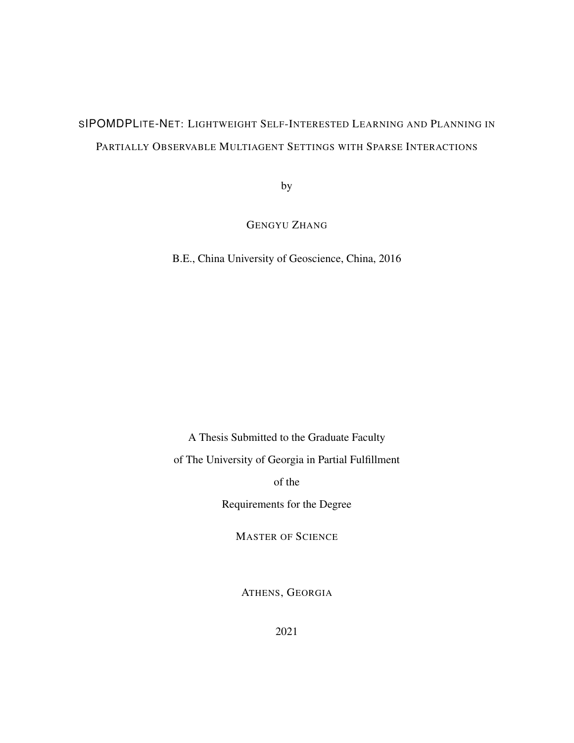# sIPOMDPLite-Net: Lightweight Self-Interested Learning and Planning in Partially Observable Multiagent Settings with Sparse Interactions

by

Gengyu Zhang

B.E., China University of Geoscience, China, 2016

A Thesis Submitted to the Graduate Faculty

of The University of Georgia in Partial Fulfillment

of the

Requirements for the Degree

Master of Science

Athens, Georgia

2021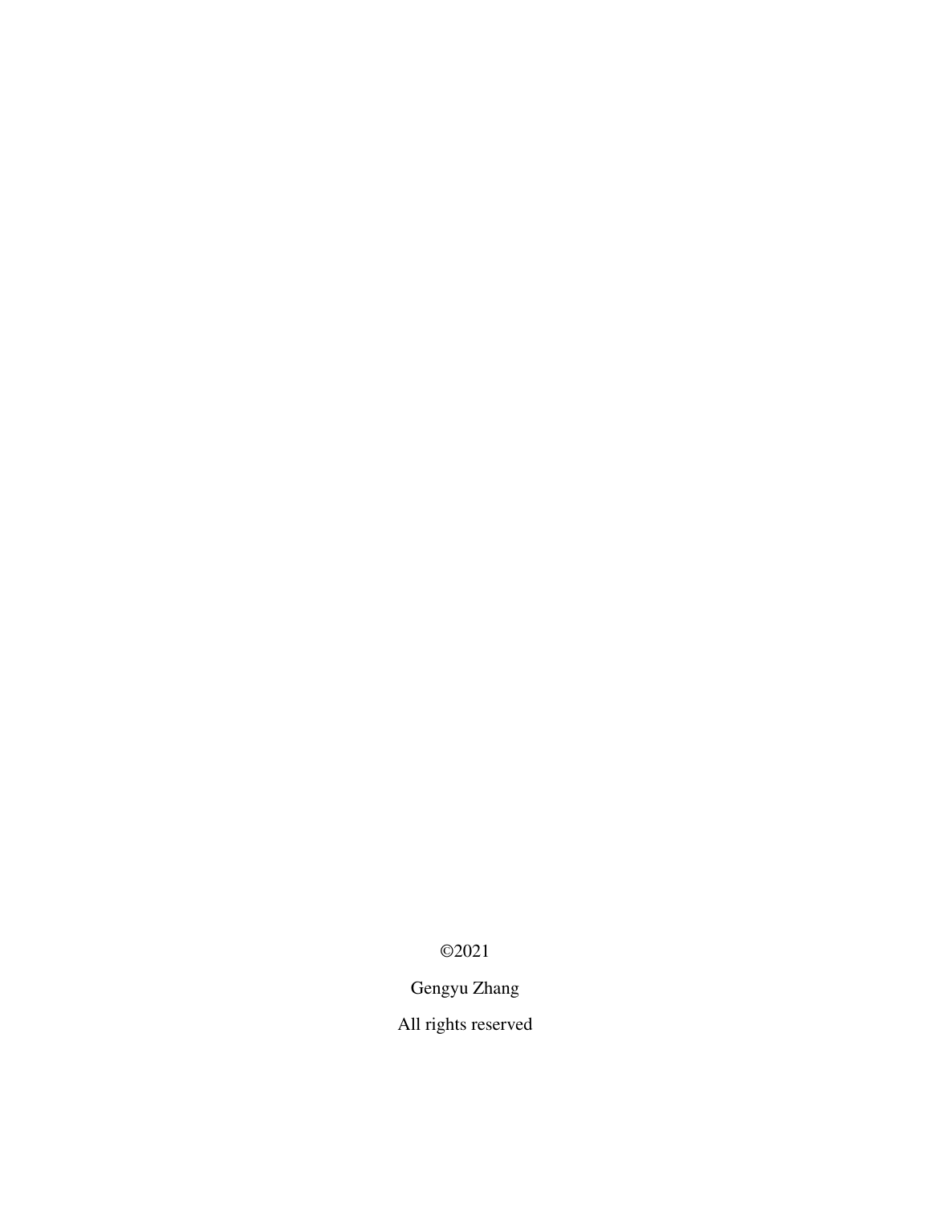©2021

Gengyu Zhang

All rights reserved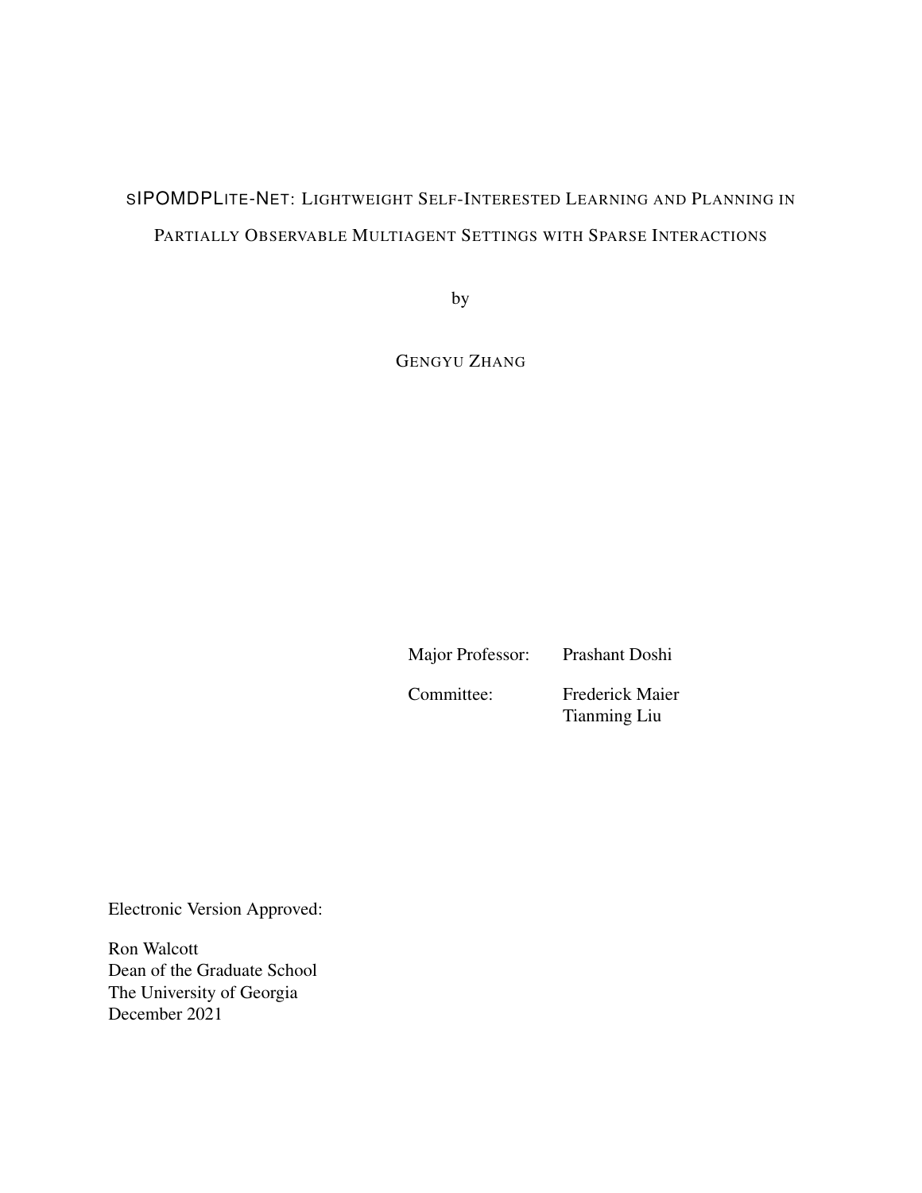# sIPOMDPLite-Net: Lightweight Self-Interested Learning and Planning in Partially Observable Multiagent Settings with Sparse Interactions

by

Gengyu Zhang

| | |
|---|---|
| Major Professor: | Prashant Doshi |
| Committee: | Frederick Maier |
| | Tianming Liu |

Electronic Version Approved:

Ron Walcott
Dean of the Graduate School
The University of Georgia
December 2021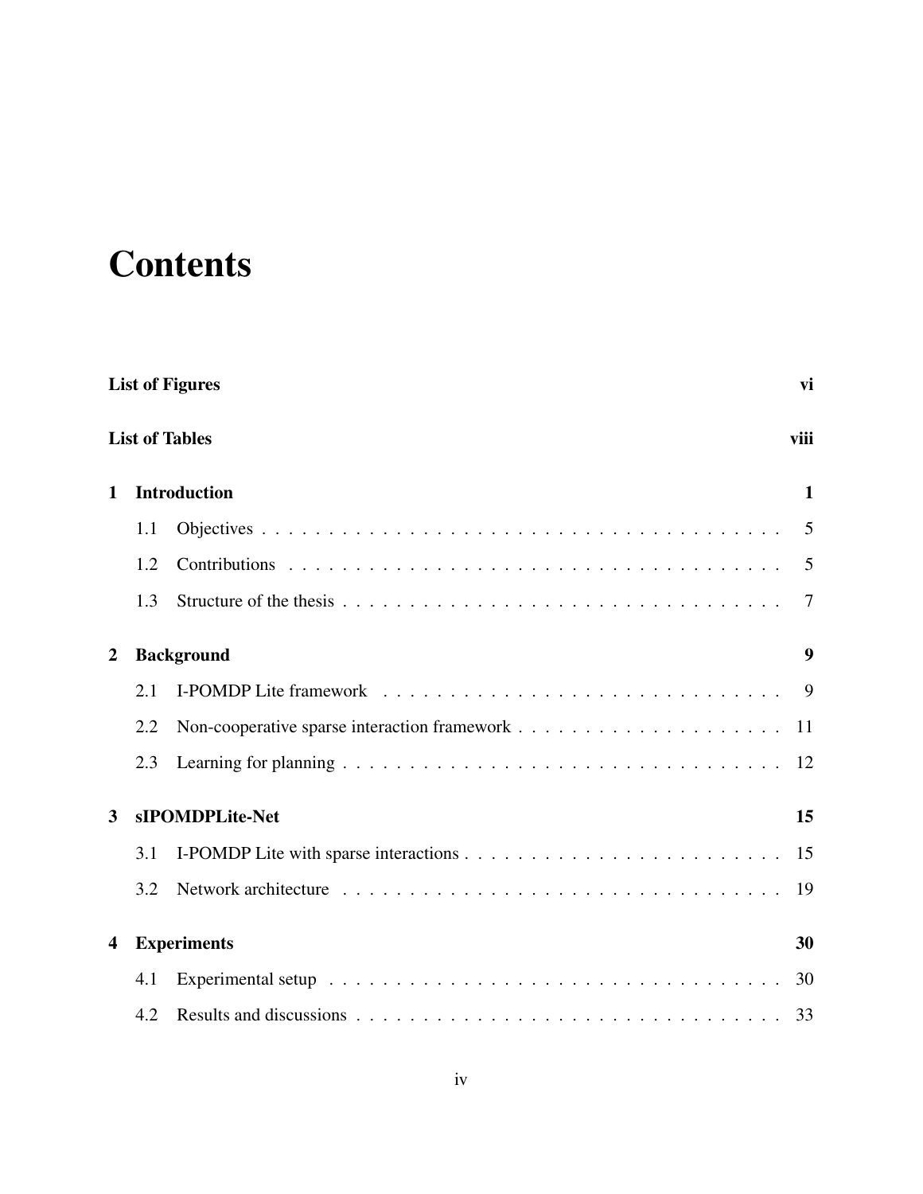# Contents

**List of Figures** **vi**

**List of Tables** **viii**

**1 Introduction** **1**

1.1 Objectives . . . . . . . . . . . . . . . . . . . . . . . . . . . . . . . . . . . . . 5

1.2 Contributions . . . . . . . . . . . . . . . . . . . . . . . . . . . . . . . . . . . . 5

1.3 Structure of the thesis . . . . . . . . . . . . . . . . . . . . . . . . . . . . . . . 7

**2 Background** **9**

2.1 I-POMDP Lite framework . . . . . . . . . . . . . . . . . . . . . . . . . . . . . 9

2.2 Non-cooperative sparse interaction framework . . . . . . . . . . . . . . . . . . . 11

2.3 Learning for planning . . . . . . . . . . . . . . . . . . . . . . . . . . . . . . . 12

**3 sIPOMDPLite-Net** **15**

3.1 I-POMDP Lite with sparse interactions . . . . . . . . . . . . . . . . . . . . . . . 15

3.2 Network architecture . . . . . . . . . . . . . . . . . . . . . . . . . . . . . . . . 19

**4 Experiments** **30**

4.1 Experimental setup . . . . . . . . . . . . . . . . . . . . . . . . . . . . . . . . . 30

4.2 Results and discussions . . . . . . . . . . . . . . . . . . . . . . . . . . . . . . . 33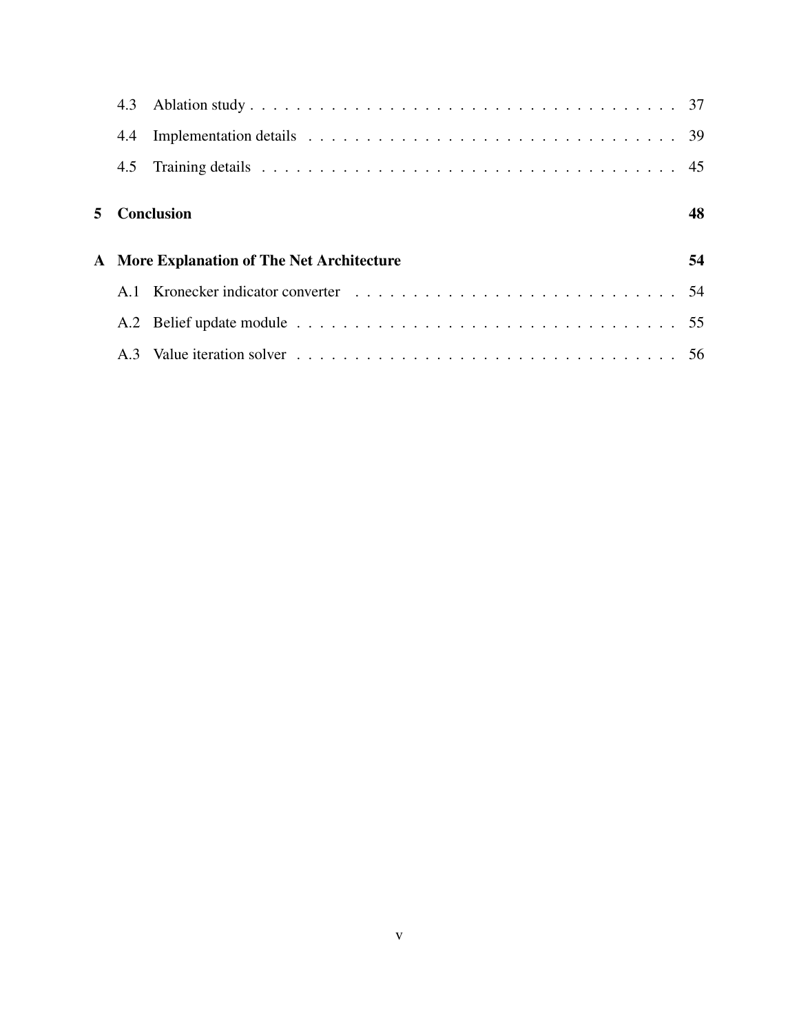4.3 Ablation study . . . . . . . . . . . . . . . . . . . . . . . . . . . . . . . . . . . . . 37

4.4 Implementation details . . . . . . . . . . . . . . . . . . . . . . . . . . . . . . . . . 39

4.5 Training details . . . . . . . . . . . . . . . . . . . . . . . . . . . . . . . . . . . . . 45

**5 Conclusion** **48**

**A More Explanation of The Net Architecture** **54**

A.1 Kronecker indicator converter . . . . . . . . . . . . . . . . . . . . . . . . . . . . . 54

A.2 Belief update module . . . . . . . . . . . . . . . . . . . . . . . . . . . . . . . . . 55

A.3 Value iteration solver . . . . . . . . . . . . . . . . . . . . . . . . . . . . . . . . . . 56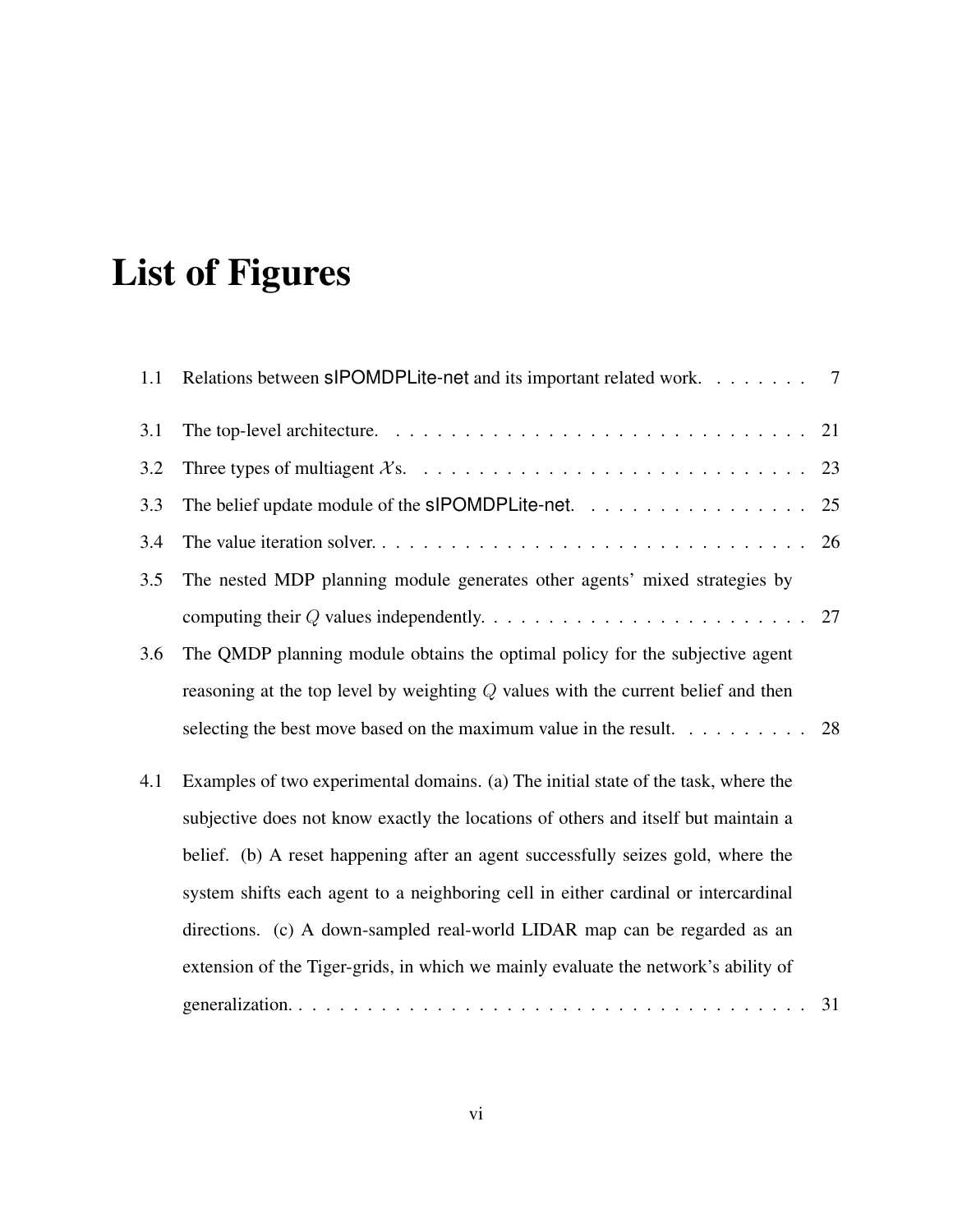# List of Figures

1.1 Relations between sIPOMDPLite-net and its important related work. . . . . . . . 7

3.1 The top-level architecture. . . . . . . . . . . . . . . . . . . . . . . . . . . . . . . . 21

3.2 Three types of multiagent $\mathcal{X}$s. . . . . . . . . . . . . . . . . . . . . . . . . . . . . 23

3.3 The belief update module of the sIPOMDPLite-net. . . . . . . . . . . . . . . . . . 25

3.4 The value iteration solver. . . . . . . . . . . . . . . . . . . . . . . . . . . . . . . . . 26

3.5 The nested MDP planning module generates other agents' mixed strategies by computing their $Q$ values independently. . . . . . . . . . . . . . . . . . . . . . . . . 27

3.6 The QMDP planning module obtains the optimal policy for the subjective agent reasoning at the top level by weighting $Q$ values with the current belief and then selecting the best move based on the maximum value in the result. . . . . . . . . . 28

4.1 Examples of two experimental domains. (a) The initial state of the task, where the subjective does not know exactly the locations of others and itself but maintain a belief. (b) A reset happening after an agent successfully seizes gold, where the system shifts each agent to a neighboring cell in either cardinal or intercardinal directions. (c) A down-sampled real-world LIDAR map can be regarded as an extension of the Tiger-grids, in which we mainly evaluate the network's ability of generalization. . . . . . . . . . . . . . . . . . . . . . . . . . . . . . . . . . . . . . 31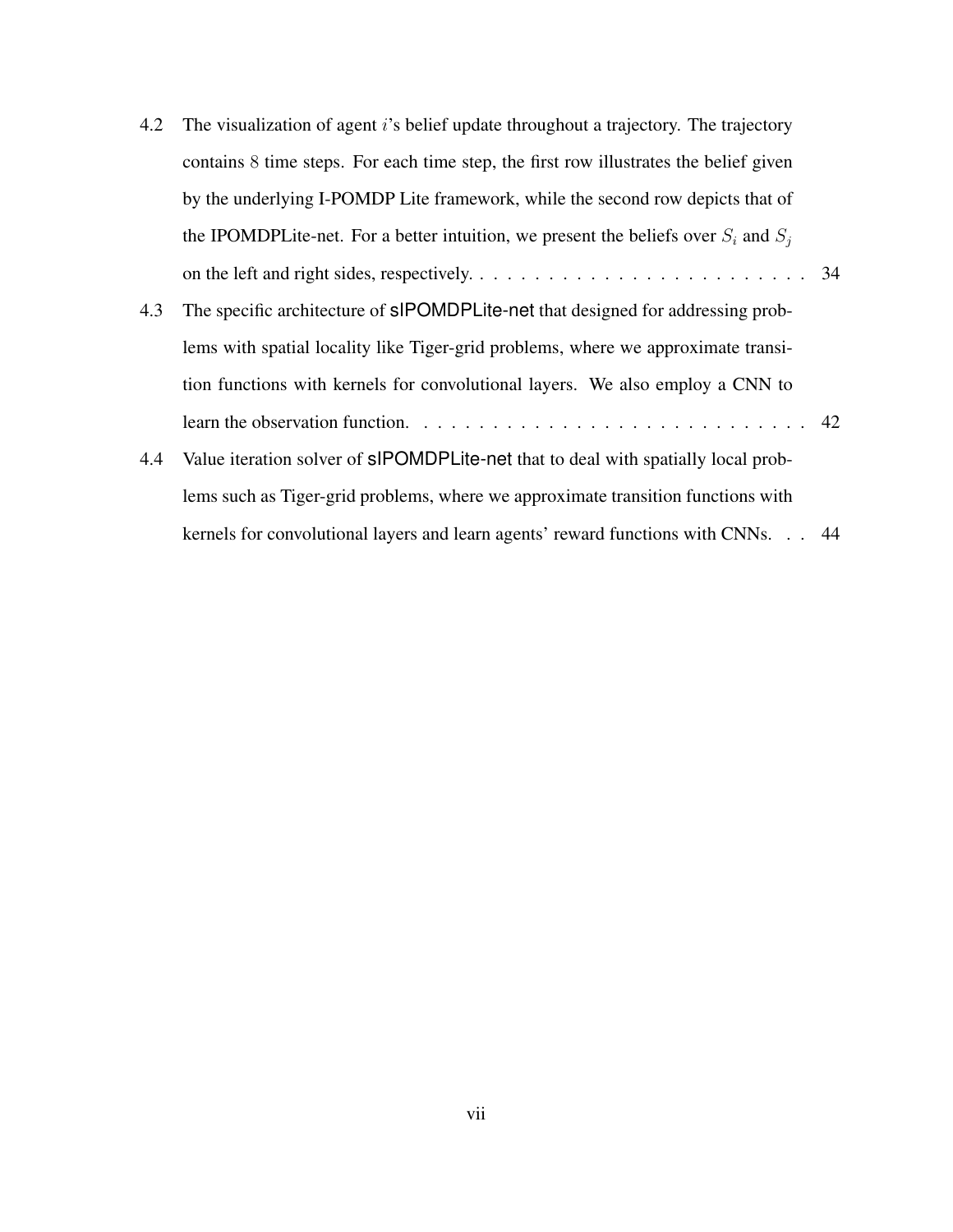4.2 The visualization of agent $i$'s belief update throughout a trajectory. The trajectory contains $8$ time steps. For each time step, the first row illustrates the belief given by the underlying I-POMDP Lite framework, while the second row depicts that of the IPOMDPLite-net. For a better intuition, we present the beliefs over $S_i$ and $S_j$ on the left and right sides, respectively. . . . . . . . . . . . . . . . . . . . . . . . . . 34

4.3 The specific architecture of sIPOMDPLite-net that designed for addressing problems with spatial locality like Tiger-grid problems, where we approximate transition functions with kernels for convolutional layers. We also employ a CNN to learn the observation function. . . . . . . . . . . . . . . . . . . . . . . . . . . . . 42

4.4 Value iteration solver of sIPOMDPLite-net that to deal with spatially local problems such as Tiger-grid problems, where we approximate transition functions with kernels for convolutional layers and learn agents' reward functions with CNNs. . . 44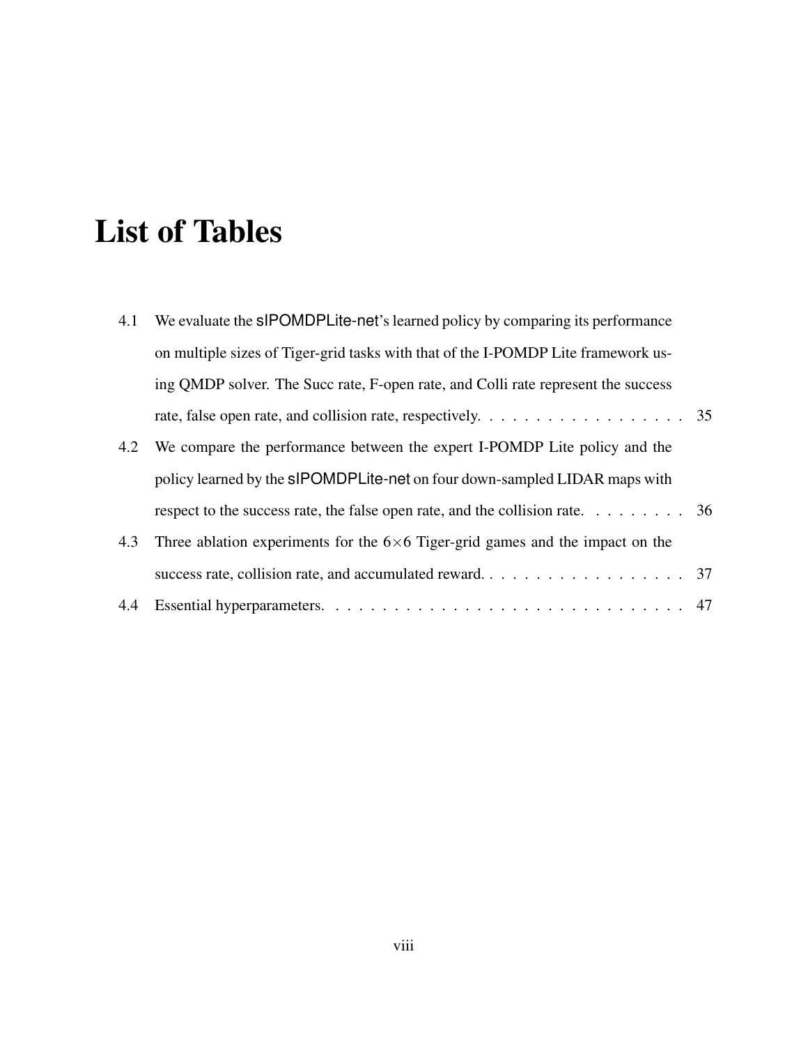# List of Tables

4.1 We evaluate the sIPOMDPLite-net's learned policy by comparing its performance on multiple sizes of Tiger-grid tasks with that of the I-POMDP Lite framework using QMDP solver. The Succ rate, F-open rate, and Colli rate represent the success rate, false open rate, and collision rate, respectively. . . . . . . . . . . . . . . . . . . 35

4.2 We compare the performance between the expert I-POMDP Lite policy and the policy learned by the sIPOMDPLite-net on four down-sampled LIDAR maps with respect to the success rate, the false open rate, and the collision rate. . . . . . . . . 36

4.3 Three ablation experiments for the $6 \times 6$ Tiger-grid games and the impact on the success rate, collision rate, and accumulated reward. . . . . . . . . . . . . . . . . . . 37

4.4 Essential hyperparameters. . . . . . . . . . . . . . . . . . . . . . . . . . . . . . . . 47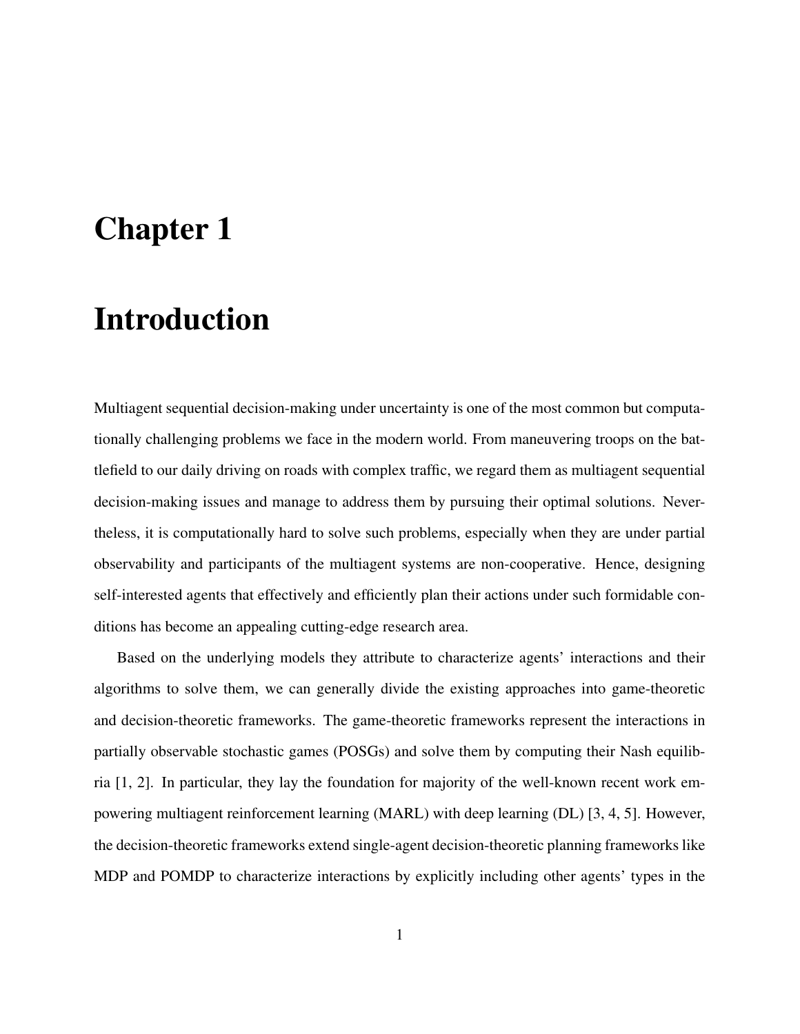# Chapter 1

# Introduction

Multiagent sequential decision-making under uncertainty is one of the most common but computationally challenging problems we face in the modern world. From maneuvering troops on the battlefield to our daily driving on roads with complex traffic, we regard them as multiagent sequential decision-making issues and manage to address them by pursuing their optimal solutions. Nevertheless, it is computationally hard to solve such problems, especially when they are under partial observability and participants of the multiagent systems are non-cooperative. Hence, designing self-interested agents that effectively and efficiently plan their actions under such formidable conditions has become an appealing cutting-edge research area.

Based on the underlying models they attribute to characterize agents' interactions and their algorithms to solve them, we can generally divide the existing approaches into game-theoretic and decision-theoretic frameworks. The game-theoretic frameworks represent the interactions in partially observable stochastic games (POSGs) and solve them by computing their Nash equilibria [1, 2]. In particular, they lay the foundation for majority of the well-known recent work empowering multiagent reinforcement learning (MARL) with deep learning (DL) [3, 4, 5]. However, the decision-theoretic frameworks extend single-agent decision-theoretic planning frameworks like MDP and POMDP to characterize interactions by explicitly including other agents' types in the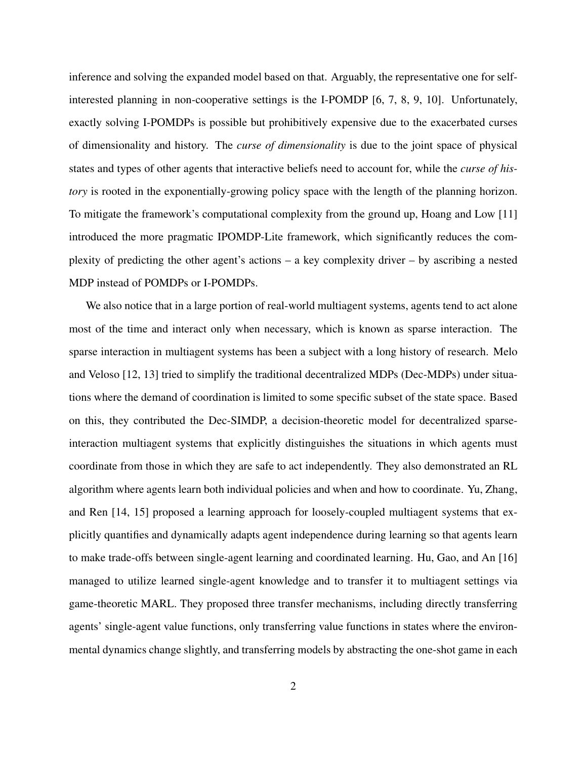inference and solving the expanded model based on that. Arguably, the representative one for self-interested planning in non-cooperative settings is the I-POMDP [6, 7, 8, 9, 10]. Unfortunately, exactly solving I-POMDPs is possible but prohibitively expensive due to the exacerbated curses of dimensionality and history. The *curse of dimensionality* is due to the joint space of physical states and types of other agents that interactive beliefs need to account for, while the *curse of history* is rooted in the exponentially-growing policy space with the length of the planning horizon. To mitigate the framework's computational complexity from the ground up, Hoang and Low [11] introduced the more pragmatic IPOMDP-Lite framework, which significantly reduces the complexity of predicting the other agent's actions – a key complexity driver – by ascribing a nested MDP instead of POMDPs or I-POMDPs.

We also notice that in a large portion of real-world multiagent systems, agents tend to act alone most of the time and interact only when necessary, which is known as sparse interaction. The sparse interaction in multiagent systems has been a subject with a long history of research. Melo and Veloso [12, 13] tried to simplify the traditional decentralized MDPs (Dec-MDPs) under situations where the demand of coordination is limited to some specific subset of the state space. Based on this, they contributed the Dec-SIMDP, a decision-theoretic model for decentralized sparse-interaction multiagent systems that explicitly distinguishes the situations in which agents must coordinate from those in which they are safe to act independently. They also demonstrated an RL algorithm where agents learn both individual policies and when and how to coordinate. Yu, Zhang, and Ren [14, 15] proposed a learning approach for loosely-coupled multiagent systems that explicitly quantifies and dynamically adapts agent independence during learning so that agents learn to make trade-offs between single-agent learning and coordinated learning. Hu, Gao, and An [16] managed to utilize learned single-agent knowledge and to transfer it to multiagent settings via game-theoretic MARL. They proposed three transfer mechanisms, including directly transferring agents' single-agent value functions, only transferring value functions in states where the environmental dynamics change slightly, and transferring models by abstracting the one-shot game in each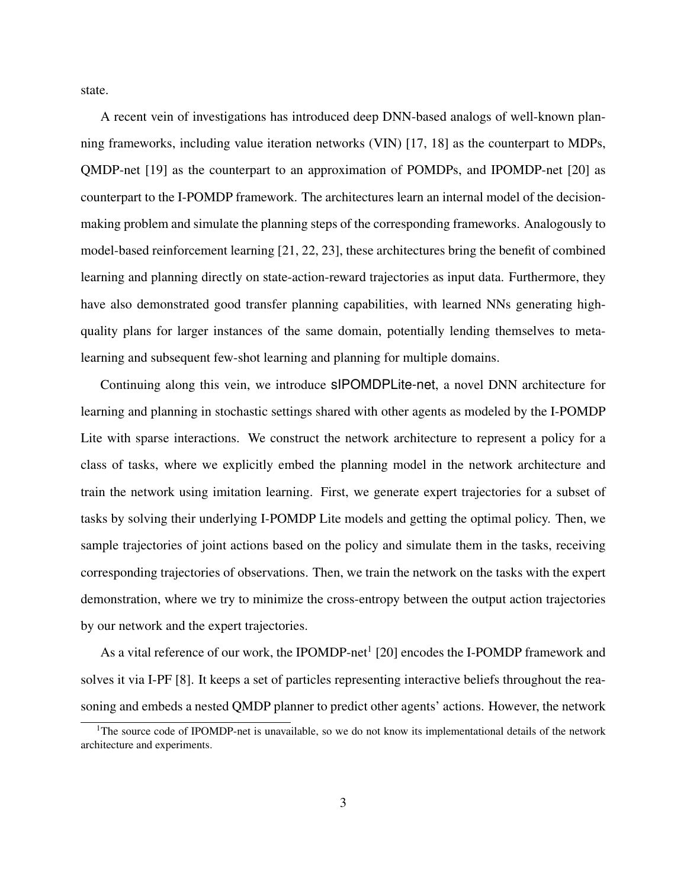state.

A recent vein of investigations has introduced deep DNN-based analogs of well-known planning frameworks, including value iteration networks (VIN) [17, 18] as the counterpart to MDPs, QMDP-net [19] as the counterpart to an approximation of POMDPs, and IPOMDP-net [20] as counterpart to the I-POMDP framework. The architectures learn an internal model of the decision-making problem and simulate the planning steps of the corresponding frameworks. Analogously to model-based reinforcement learning [21, 22, 23], these architectures bring the benefit of combined learning and planning directly on state-action-reward trajectories as input data. Furthermore, they have also demonstrated good transfer planning capabilities, with learned NNs generating high-quality plans for larger instances of the same domain, potentially lending themselves to meta-learning and subsequent few-shot learning and planning for multiple domains.

Continuing along this vein, we introduce sIPOMDPLite-net, a novel DNN architecture for learning and planning in stochastic settings shared with other agents as modeled by the I-POMDP Lite with sparse interactions. We construct the network architecture to represent a policy for a class of tasks, where we explicitly embed the planning model in the network architecture and train the network using imitation learning. First, we generate expert trajectories for a subset of tasks by solving their underlying I-POMDP Lite models and getting the optimal policy. Then, we sample trajectories of joint actions based on the policy and simulate them in the tasks, receiving corresponding trajectories of observations. Then, we train the network on the tasks with the expert demonstration, where we try to minimize the cross-entropy between the output action trajectories by our network and the expert trajectories.

As a vital reference of our work, the IPOMDP-net[1] [20] encodes the I-POMDP framework and solves it via I-PF [8]. It keeps a set of particles representing interactive beliefs throughout the reasoning and embeds a nested QMDP planner to predict other agents' actions. However, the network

[1]The source code of IPOMDP-net is unavailable, so we do not know its implementational details of the network architecture and experiments.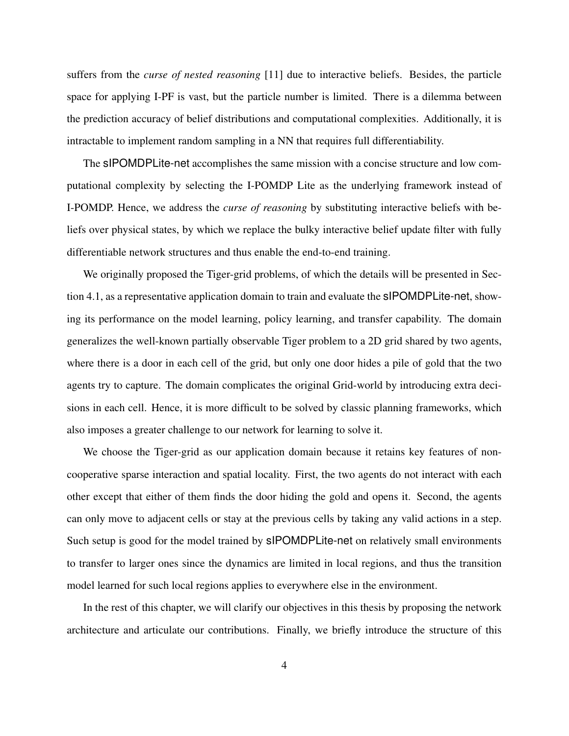suffers from the *curse of nested reasoning* [11] due to interactive beliefs. Besides, the particle space for applying I-PF is vast, but the particle number is limited. There is a dilemma between the prediction accuracy of belief distributions and computational complexities. Additionally, it is intractable to implement random sampling in a NN that requires full differentiability.

The sIPOMDPLite-net accomplishes the same mission with a concise structure and low computational complexity by selecting the I-POMDP Lite as the underlying framework instead of I-POMDP. Hence, we address the *curse of reasoning* by substituting interactive beliefs with beliefs over physical states, by which we replace the bulky interactive belief update filter with fully differentiable network structures and thus enable the end-to-end training.

We originally proposed the Tiger-grid problems, of which the details will be presented in Section 4.1, as a representative application domain to train and evaluate the sIPOMDPLite-net, showing its performance on the model learning, policy learning, and transfer capability. The domain generalizes the well-known partially observable Tiger problem to a 2D grid shared by two agents, where there is a door in each cell of the grid, but only one door hides a pile of gold that the two agents try to capture. The domain complicates the original Grid-world by introducing extra decisions in each cell. Hence, it is more difficult to be solved by classic planning frameworks, which also imposes a greater challenge to our network for learning to solve it.

We choose the Tiger-grid as our application domain because it retains key features of non-cooperative sparse interaction and spatial locality. First, the two agents do not interact with each other except that either of them finds the door hiding the gold and opens it. Second, the agents can only move to adjacent cells or stay at the previous cells by taking any valid actions in a step. Such setup is good for the model trained by sIPOMDPLite-net on relatively small environments to transfer to larger ones since the dynamics are limited in local regions, and thus the transition model learned for such local regions applies to everywhere else in the environment.

In the rest of this chapter, we will clarify our objectives in this thesis by proposing the network architecture and articulate our contributions. Finally, we briefly introduce the structure of this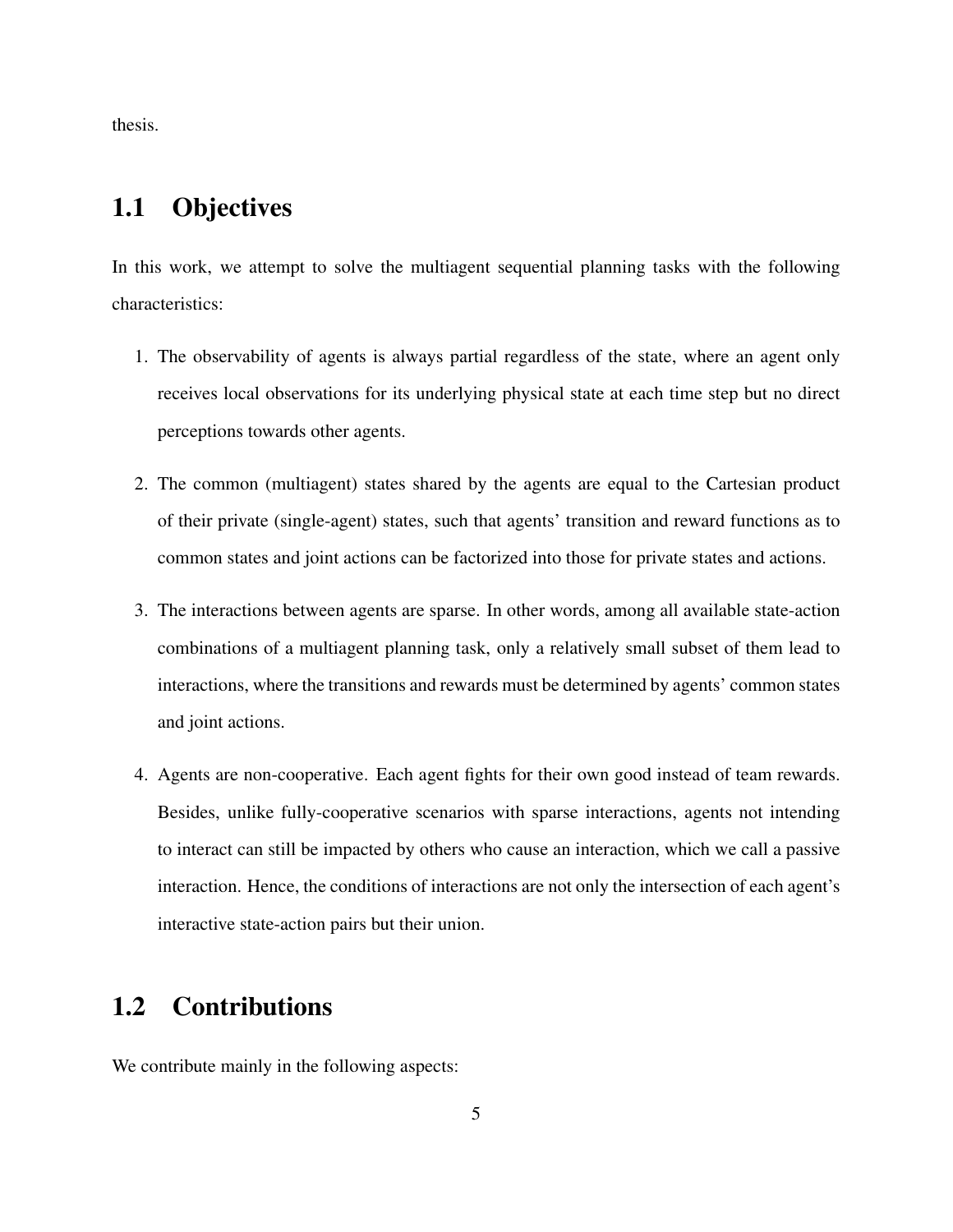thesis.

## 1.1 Objectives

In this work, we attempt to solve the multiagent sequential planning tasks with the following characteristics:

1. The observability of agents is always partial regardless of the state, where an agent only receives local observations for its underlying physical state at each time step but no direct perceptions towards other agents.

2. The common (multiagent) states shared by the agents are equal to the Cartesian product of their private (single-agent) states, such that agents' transition and reward functions as to common states and joint actions can be factorized into those for private states and actions.

3. The interactions between agents are sparse. In other words, among all available state-action combinations of a multiagent planning task, only a relatively small subset of them lead to interactions, where the transitions and rewards must be determined by agents' common states and joint actions.

4. Agents are non-cooperative. Each agent fights for their own good instead of team rewards. Besides, unlike fully-cooperative scenarios with sparse interactions, agents not intending to interact can still be impacted by others who cause an interaction, which we call a passive interaction. Hence, the conditions of interactions are not only the intersection of each agent's interactive state-action pairs but their union.

## 1.2 Contributions

We contribute mainly in the following aspects: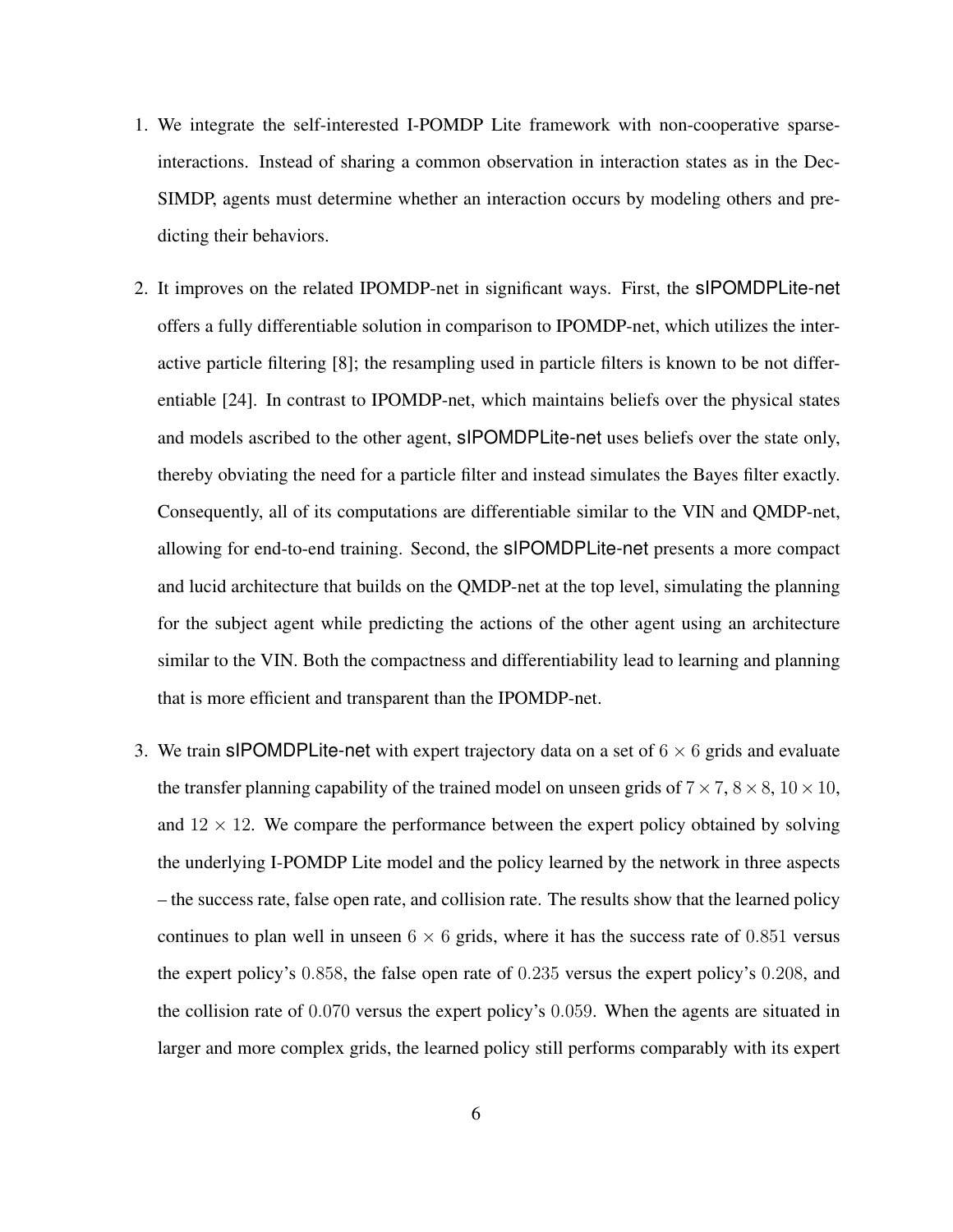1. We integrate the self-interested I-POMDP Lite framework with non-cooperative sparse-interactions. Instead of sharing a common observation in interaction states as in the Dec-SIMDP, agents must determine whether an interaction occurs by modeling others and predicting their behaviors.

2. It improves on the related IPOMDP-net in significant ways. First, the sIPOMDPLite-net offers a fully differentiable solution in comparison to IPOMDP-net, which utilizes the interactive particle filtering [8]; the resampling used in particle filters is known to be not differentiable [24]. In contrast to IPOMDP-net, which maintains beliefs over the physical states and models ascribed to the other agent, sIPOMDPLite-net uses beliefs over the state only, thereby obviating the need for a particle filter and instead simulates the Bayes filter exactly. Consequently, all of its computations are differentiable similar to the VIN and QMDP-net, allowing for end-to-end training. Second, the sIPOMDPLite-net presents a more compact and lucid architecture that builds on the QMDP-net at the top level, simulating the planning for the subject agent while predicting the actions of the other agent using an architecture similar to the VIN. Both the compactness and differentiability lead to learning and planning that is more efficient and transparent than the IPOMDP-net.

3. We train sIPOMDPLite-net with expert trajectory data on a set of $6 \times 6$ grids and evaluate the transfer planning capability of the trained model on unseen grids of $7 \times 7$, $8 \times 8$, $10 \times 10$, and $12 \times 12$. We compare the performance between the expert policy obtained by solving the underlying I-POMDP Lite model and the policy learned by the network in three aspects – the success rate, false open rate, and collision rate. The results show that the learned policy continues to plan well in unseen $6 \times 6$ grids, where it has the success rate of $0.851$ versus the expert policy's $0.858$, the false open rate of $0.235$ versus the expert policy's $0.208$, and the collision rate of $0.070$ versus the expert policy's $0.059$. When the agents are situated in larger and more complex grids, the learned policy still performs comparably with its expert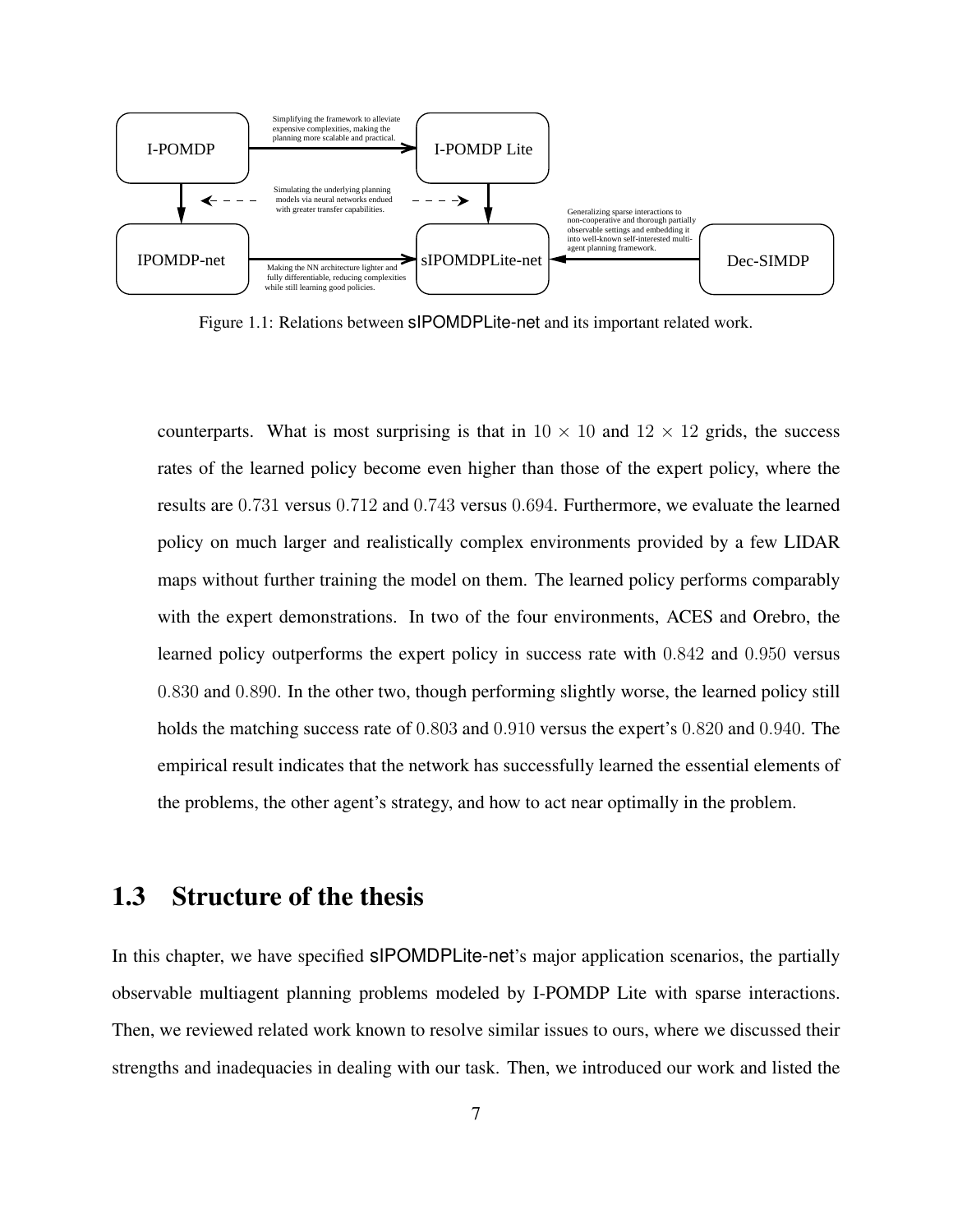Figure 1.1: Relations between sIPOMDPLite-net and its important related work.

counterparts. What is most surprising is that in $10 \times 10$ and $12 \times 12$ grids, the success rates of the learned policy become even higher than those of the expert policy, where the results are $0.731$ versus $0.712$ and $0.743$ versus $0.694$. Furthermore, we evaluate the learned policy on much larger and realistically complex environments provided by a few LIDAR maps without further training the model on them. The learned policy performs comparably with the expert demonstrations. In two of the four environments, ACES and Orebro, the learned policy outperforms the expert policy in success rate with $0.842$ and $0.950$ versus $0.830$ and $0.890$. In the other two, though performing slightly worse, the learned policy still holds the matching success rate of $0.803$ and $0.910$ versus the expert's $0.820$ and $0.940$. The empirical result indicates that the network has successfully learned the essential elements of the problems, the other agent's strategy, and how to act near optimally in the problem.

## 1.3 Structure of the thesis

In this chapter, we have specified sIPOMDPLite-net's major application scenarios, the partially observable multiagent planning problems modeled by I-POMDP Lite with sparse interactions. Then, we reviewed related work known to resolve similar issues to ours, where we discussed their strengths and inadequacies in dealing with our task. Then, we introduced our work and listed the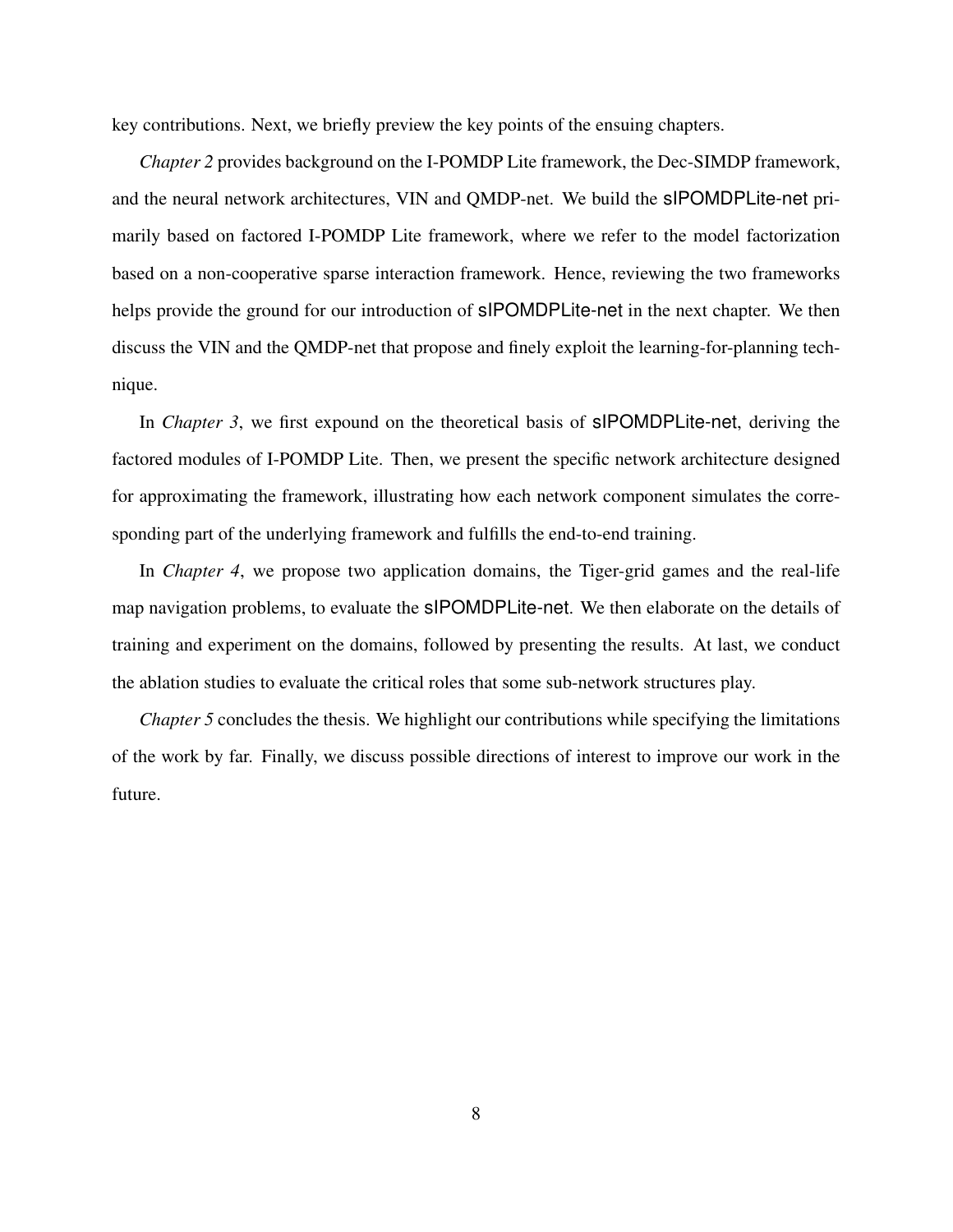key contributions. Next, we briefly preview the key points of the ensuing chapters.

*Chapter 2* provides background on the I-POMDP Lite framework, the Dec-SIMDP framework, and the neural network architectures, VIN and QMDP-net. We build the sIPOMDPLite-net primarily based on factored I-POMDP Lite framework, where we refer to the model factorization based on a non-cooperative sparse interaction framework. Hence, reviewing the two frameworks helps provide the ground for our introduction of sIPOMDPLite-net in the next chapter. We then discuss the VIN and the QMDP-net that propose and finely exploit the learning-for-planning technique.

In *Chapter 3*, we first expound on the theoretical basis of sIPOMDPLite-net, deriving the factored modules of I-POMDP Lite. Then, we present the specific network architecture designed for approximating the framework, illustrating how each network component simulates the corresponding part of the underlying framework and fulfills the end-to-end training.

In *Chapter 4*, we propose two application domains, the Tiger-grid games and the real-life map navigation problems, to evaluate the sIPOMDPLite-net. We then elaborate on the details of training and experiment on the domains, followed by presenting the results. At last, we conduct the ablation studies to evaluate the critical roles that some sub-network structures play.

*Chapter 5* concludes the thesis. We highlight our contributions while specifying the limitations of the work by far. Finally, we discuss possible directions of interest to improve our work in the future.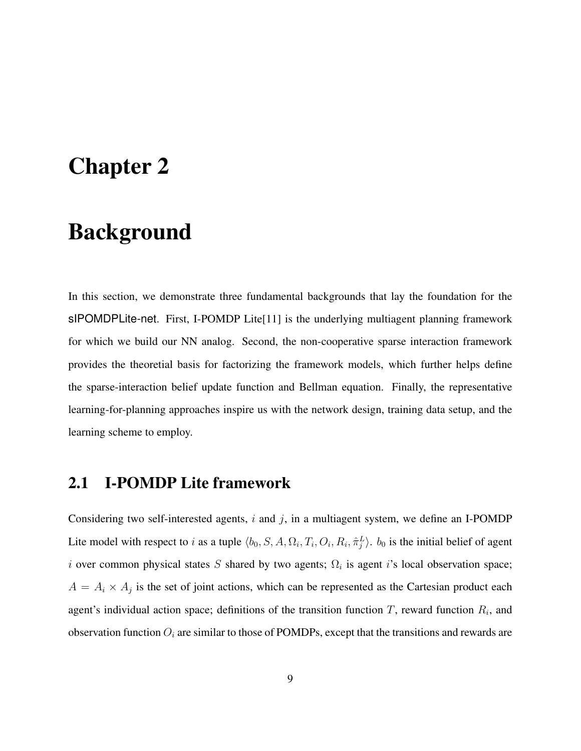# Chapter 2

# Background

In this section, we demonstrate three fundamental backgrounds that lay the foundation for the sIPOMDPLite-net. First, I-POMDP Lite[11] is the underlying multiagent planning framework for which we build our NN analog. Second, the non-cooperative sparse interaction framework provides the theoretial basis for factorizing the framework models, which further helps define the sparse-interaction belief update function and Bellman equation. Finally, the representative learning-for-planning approaches inspire us with the network design, training data setup, and the learning scheme to employ.

## 2.1 I-POMDP Lite framework

Considering two self-interested agents, $i$ and $j$, in a multiagent system, we define an I-POMDP Lite model with respect to $i$ as a tuple $\langle b_0, S, A, \Omega_i, T_i, O_i, R_i, \hat{\pi}_j^L \rangle$. $b_0$ is the initial belief of agent $i$ over common physical states $S$ shared by two agents; $\Omega_i$ is agent $i$'s local observation space; $A = A_i \times A_j$ is the set of joint actions, which can be represented as the Cartesian product each agent's individual action space; definitions of the transition function $T$, reward function $R_i$, and observation function $O_i$ are similar to those of POMDPs, except that the transitions and rewards are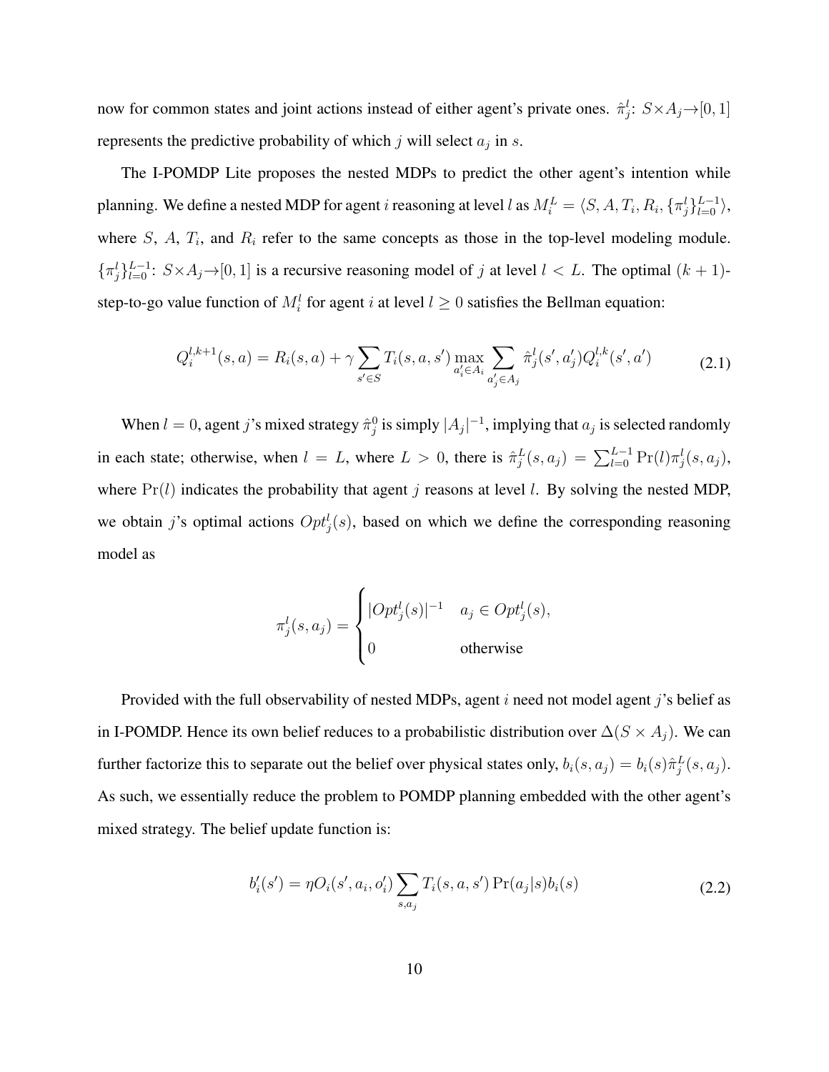now for common states and joint actions instead of either agent's private ones. $\hat{\pi}_j^l$: $S \times A_j \to [0, 1]$ represents the predictive probability of which $j$ will select $a_j$ in $s$.

The I-POMDP Lite proposes the nested MDPs to predict the other agent's intention while planning. We define a nested MDP for agent $i$ reasoning at level $l$ as $M_i^L = \langle S, A, T_i, R_i, \{\pi_j^l\}_{l=0}^{L-1} \rangle$, where $S$, $A$, $T_i$, and $R_i$ refer to the same concepts as those in the top-level modeling module. $\{\pi_j^l\}_{l=0}^{L-1}$: $S \times A_j \to [0, 1]$ is a recursive reasoning model of $j$ at level $l < L$. The optimal $(k+1)$-step-to-go value function of $M_i^l$ for agent $i$ at level $l \geq 0$ satisfies the Bellman equation:

$$Q_i^{l,k+1}(s, a) = R_i(s, a) + \gamma \sum_{s' \in S} T_i(s, a, s') \max_{a'_i \in A_i} \sum_{a'_j \in A_j} \hat{\pi}_j^l(s', a'_j) Q_i^{l,k}(s', a') \tag{2.1}$$

When $l = 0$, agent $j$'s mixed strategy $\hat{\pi}_j^0$ is simply $|A_j|^{-1}$, implying that $a_j$ is selected randomly in each state; otherwise, when $l = L$, where $L > 0$, there is $\hat{\pi}_j^L(s, a_j) = \sum_{l=0}^{L-1} \Pr(l) \pi_j^l(s, a_j)$, where $\Pr(l)$ indicates the probability that agent $j$ reasons at level $l$. By solving the nested MDP, we obtain $j$'s optimal actions $Opt_j^l(s)$, based on which we define the corresponding reasoning model as

$$\pi_j^l(s, a_j) = \begin{cases} |Opt_j^l(s)|^{-1} & a_j \in Opt_j^l(s), \\ 0 & \text{otherwise} \end{cases}$$

Provided with the full observability of nested MDPs, agent $i$ need not model agent $j$'s belief as in I-POMDP. Hence its own belief reduces to a probabilistic distribution over $\Delta(S \times A_j)$. We can further factorize this to separate out the belief over physical states only, $b_i(s, a_j) = b_i(s) \hat{\pi}_j^L(s, a_j)$. As such, we essentially reduce the problem to POMDP planning embedded with the other agent's mixed strategy. The belief update function is:

$$b'_i(s') = \eta O_i(s', a_i, o'_i) \sum_{s, a_j} T_i(s, a, s') \Pr(a_j | s) b_i(s) \tag{2.2}$$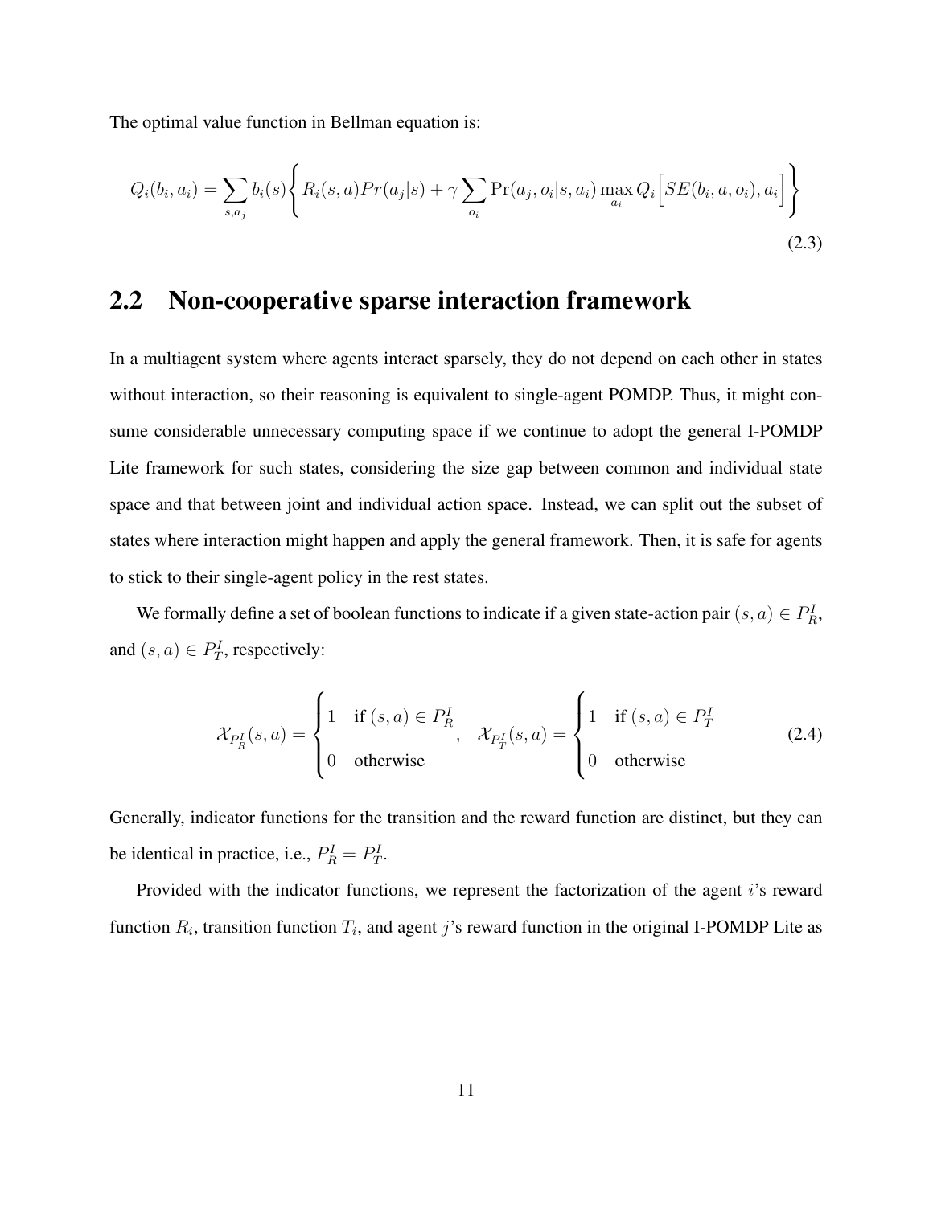The optimal value function in Bellman equation is:

$$Q_i(b_i, a_i) = \sum_{s,a_j} b_i(s) \Bigg\{ R_i(s,a) Pr(a_j|s) + \gamma \sum_{o_i} \Pr(a_j, o_i | s, a_i) \max_{a_i} Q_i \Big[ SE(b_i, a, o_i), a_i \Big] \Bigg\} \tag{2.3}$$

## 2.2 Non-cooperative sparse interaction framework

In a multiagent system where agents interact sparsely, they do not depend on each other in states without interaction, so their reasoning is equivalent to single-agent POMDP. Thus, it might consume considerable unnecessary computing space if we continue to adopt the general I-POMDP Lite framework for such states, considering the size gap between common and individual state space and that between joint and individual action space. Instead, we can split out the subset of states where interaction might happen and apply the general framework. Then, it is safe for agents to stick to their single-agent policy in the rest states.

We formally define a set of boolean functions to indicate if a given state-action pair $(s, a) \in P_R^I$, and $(s, a) \in P_T^I$, respectively:

$$\mathcal{X}_{P_R^I}(s,a) = \begin{cases} 1 & \text{if } (s,a) \in P_R^I \\ 0 & \text{otherwise} \end{cases}, \quad \mathcal{X}_{P_T^I}(s,a) = \begin{cases} 1 & \text{if } (s,a) \in P_T^I \\ 0 & \text{otherwise} \end{cases} \tag{2.4}$$

Generally, indicator functions for the transition and the reward function are distinct, but they can be identical in practice, i.e., $P_R^I = P_T^I$.

Provided with the indicator functions, we represent the factorization of the agent $i$'s reward function $R_i$, transition function $T_i$, and agent $j$'s reward function in the original I-POMDP Lite as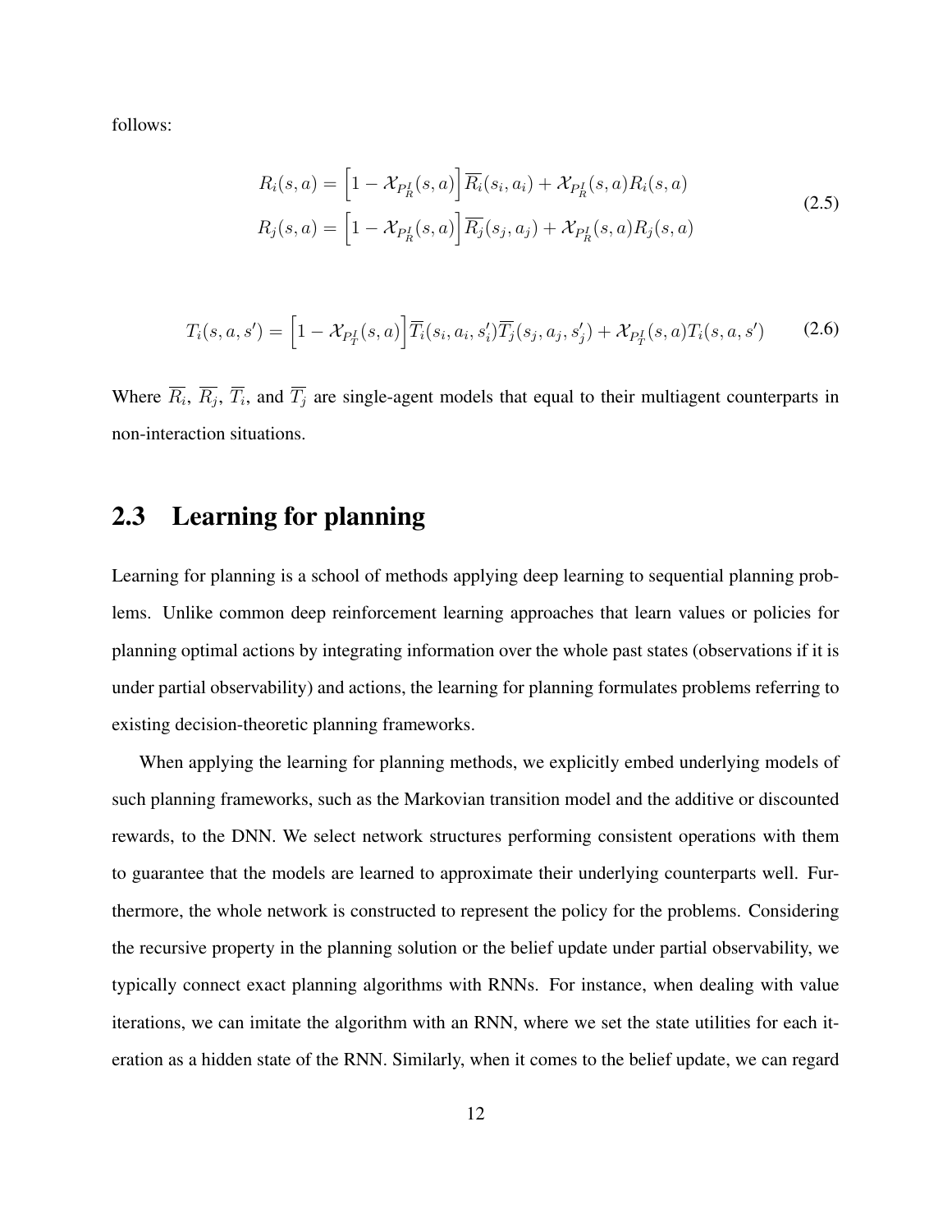follows:

$$
\begin{aligned}
R_i(s,a) &= \Big[1 - \mathcal{X}_{P_R^I}(s,a)\Big]\overline{R_i}(s_i,a_i) + \mathcal{X}_{P_R^I}(s,a)R_i(s,a) \\
R_j(s,a) &= \Big[1 - \mathcal{X}_{P_R^I}(s,a)\Big]\overline{R_j}(s_j,a_j) + \mathcal{X}_{P_R^I}(s,a)R_j(s,a)
\end{aligned}
\tag{2.5}
$$

$$
T_i(s,a,s') = \Big[1 - \mathcal{X}_{P_T^I}(s,a)\Big]\overline{T_i}(s_i,a_i,s_i')\overline{T_j}(s_j,a_j,s_j') + \mathcal{X}_{P_T^I}(s,a)T_i(s,a,s')
\tag{2.6}
$$

Where $\overline{R_i}$, $\overline{R_j}$, $\overline{T_i}$, and $\overline{T_j}$ are single-agent models that equal to their multiagent counterparts in non-interaction situations.

## 2.3 Learning for planning

Learning for planning is a school of methods applying deep learning to sequential planning problems. Unlike common deep reinforcement learning approaches that learn values or policies for planning optimal actions by integrating information over the whole past states (observations if it is under partial observability) and actions, the learning for planning formulates problems referring to existing decision-theoretic planning frameworks.

When applying the learning for planning methods, we explicitly embed underlying models of such planning frameworks, such as the Markovian transition model and the additive or discounted rewards, to the DNN. We select network structures performing consistent operations with them to guarantee that the models are learned to approximate their underlying counterparts well. Furthermore, the whole network is constructed to represent the policy for the problems. Considering the recursive property in the planning solution or the belief update under partial observability, we typically connect exact planning algorithms with RNNs. For instance, when dealing with value iterations, we can imitate the algorithm with an RNN, where we set the state utilities for each iteration as a hidden state of the RNN. Similarly, when it comes to the belief update, we can regard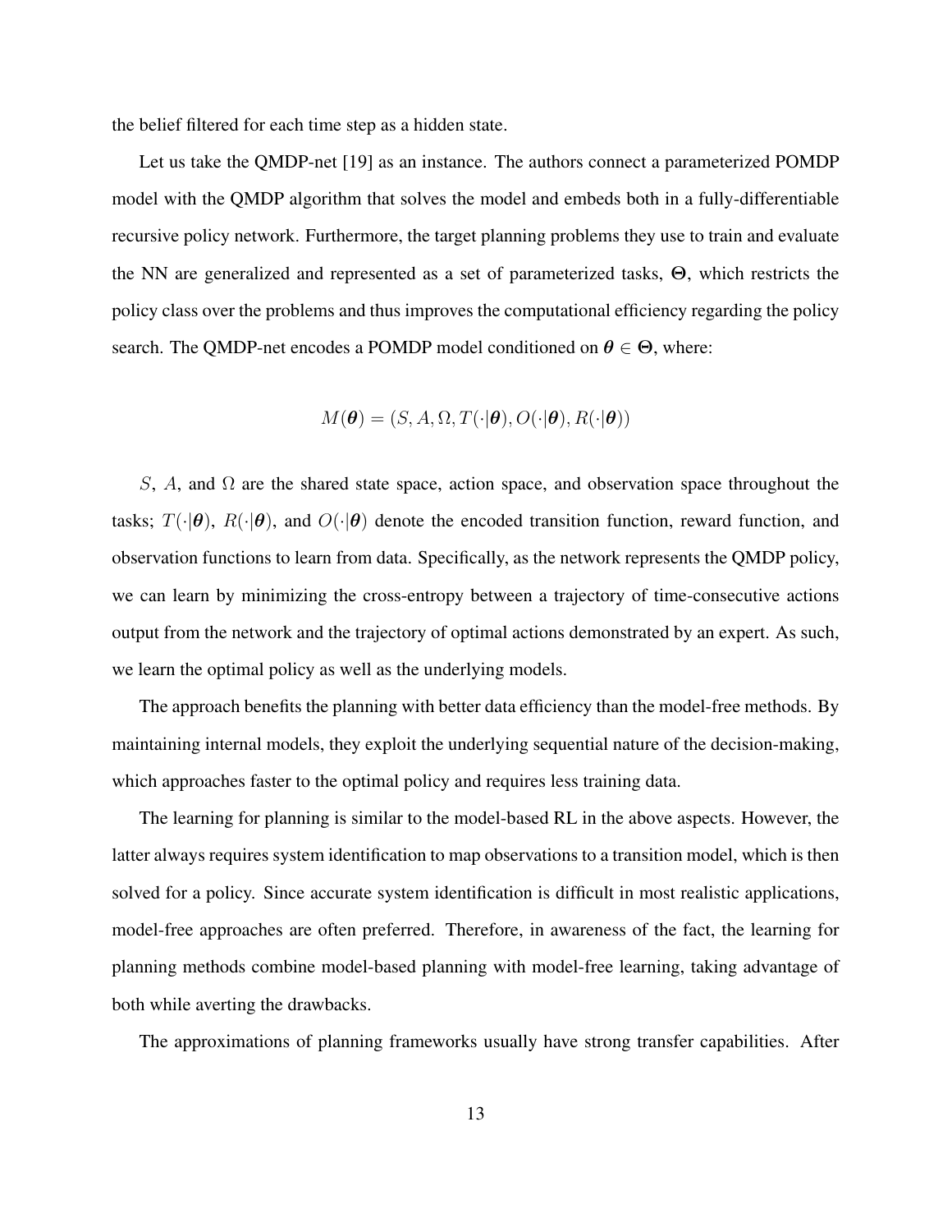the belief filtered for each time step as a hidden state.

Let us take the QMDP-net [19] as an instance. The authors connect a parameterized POMDP model with the QMDP algorithm that solves the model and embeds both in a fully-differentiable recursive policy network. Furthermore, the target planning problems they use to train and evaluate the NN are generalized and represented as a set of parameterized tasks, $\mathbf{\Theta}$, which restricts the policy class over the problems and thus improves the computational efficiency regarding the policy search. The QMDP-net encodes a POMDP model conditioned on $\boldsymbol{\theta} \in \mathbf{\Theta}$, where:

$$M(\boldsymbol{\theta}) = (S, A, \Omega, T(\cdot|\boldsymbol{\theta}), O(\cdot|\boldsymbol{\theta}), R(\cdot|\boldsymbol{\theta}))$$

$S$, $A$, and $\Omega$ are the shared state space, action space, and observation space throughout the tasks; $T(\cdot|\boldsymbol{\theta})$, $R(\cdot|\boldsymbol{\theta})$, and $O(\cdot|\boldsymbol{\theta})$ denote the encoded transition function, reward function, and observation functions to learn from data. Specifically, as the network represents the QMDP policy, we can learn by minimizing the cross-entropy between a trajectory of time-consecutive actions output from the network and the trajectory of optimal actions demonstrated by an expert. As such, we learn the optimal policy as well as the underlying models.

The approach benefits the planning with better data efficiency than the model-free methods. By maintaining internal models, they exploit the underlying sequential nature of the decision-making, which approaches faster to the optimal policy and requires less training data.

The learning for planning is similar to the model-based RL in the above aspects. However, the latter always requires system identification to map observations to a transition model, which is then solved for a policy. Since accurate system identification is difficult in most realistic applications, model-free approaches are often preferred. Therefore, in awareness of the fact, the learning for planning methods combine model-based planning with model-free learning, taking advantage of both while averting the drawbacks.

The approximations of planning frameworks usually have strong transfer capabilities. After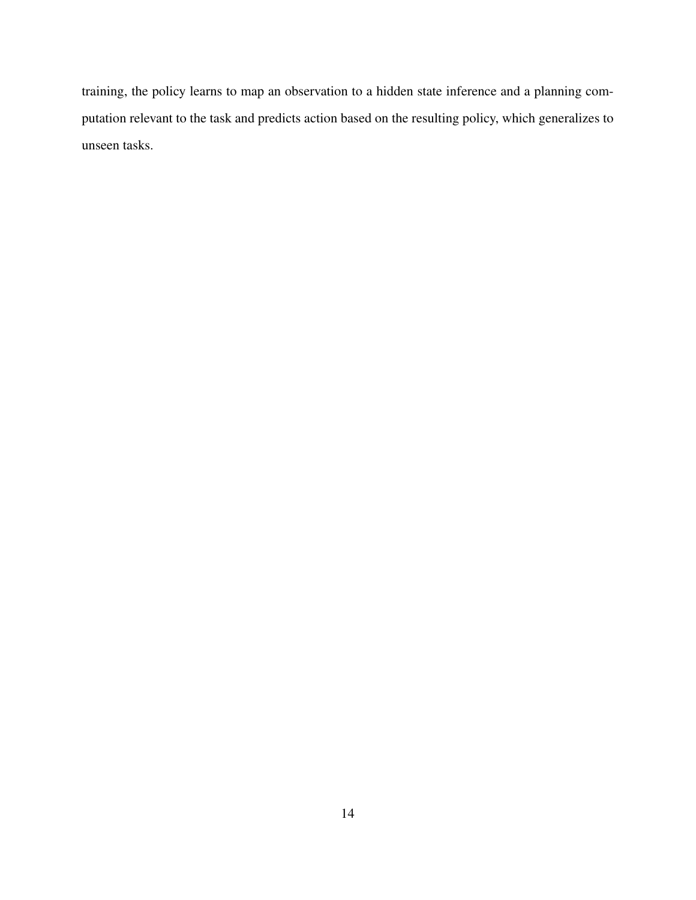training, the policy learns to map an observation to a hidden state inference and a planning computation relevant to the task and predicts action based on the resulting policy, which generalizes to unseen tasks.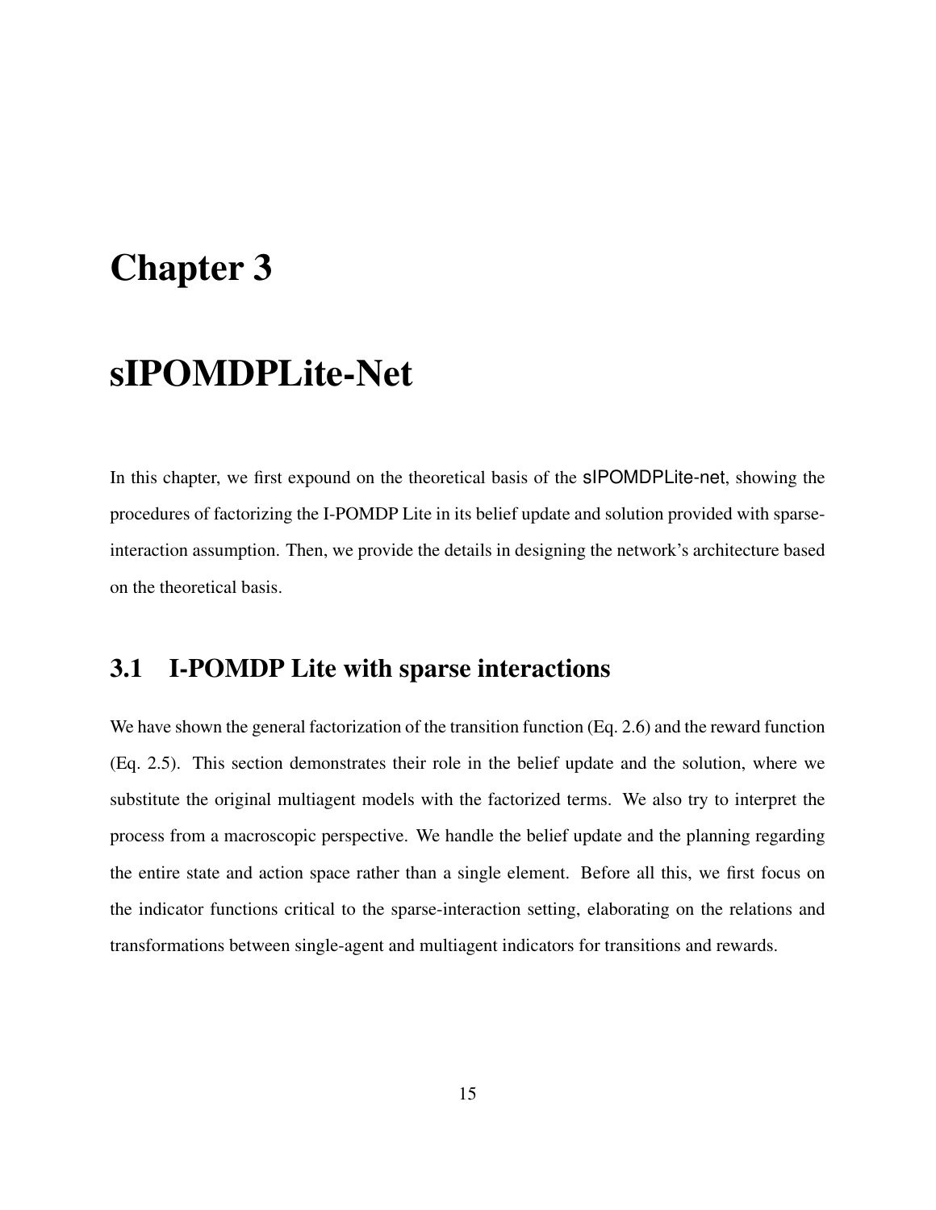# Chapter 3

# sIPOMDPLite-Net

In this chapter, we first expound on the theoretical basis of the sIPOMDPLite-net, showing the procedures of factorizing the I-POMDP Lite in its belief update and solution provided with sparse-interaction assumption. Then, we provide the details in designing the network's architecture based on the theoretical basis.

## 3.1 I-POMDP Lite with sparse interactions

We have shown the general factorization of the transition function (Eq. 2.6) and the reward function (Eq. 2.5). This section demonstrates their role in the belief update and the solution, where we substitute the original multiagent models with the factorized terms. We also try to interpret the process from a macroscopic perspective. We handle the belief update and the planning regarding the entire state and action space rather than a single element. Before all this, we first focus on the indicator functions critical to the sparse-interaction setting, elaborating on the relations and transformations between single-agent and multiagent indicators for transitions and rewards.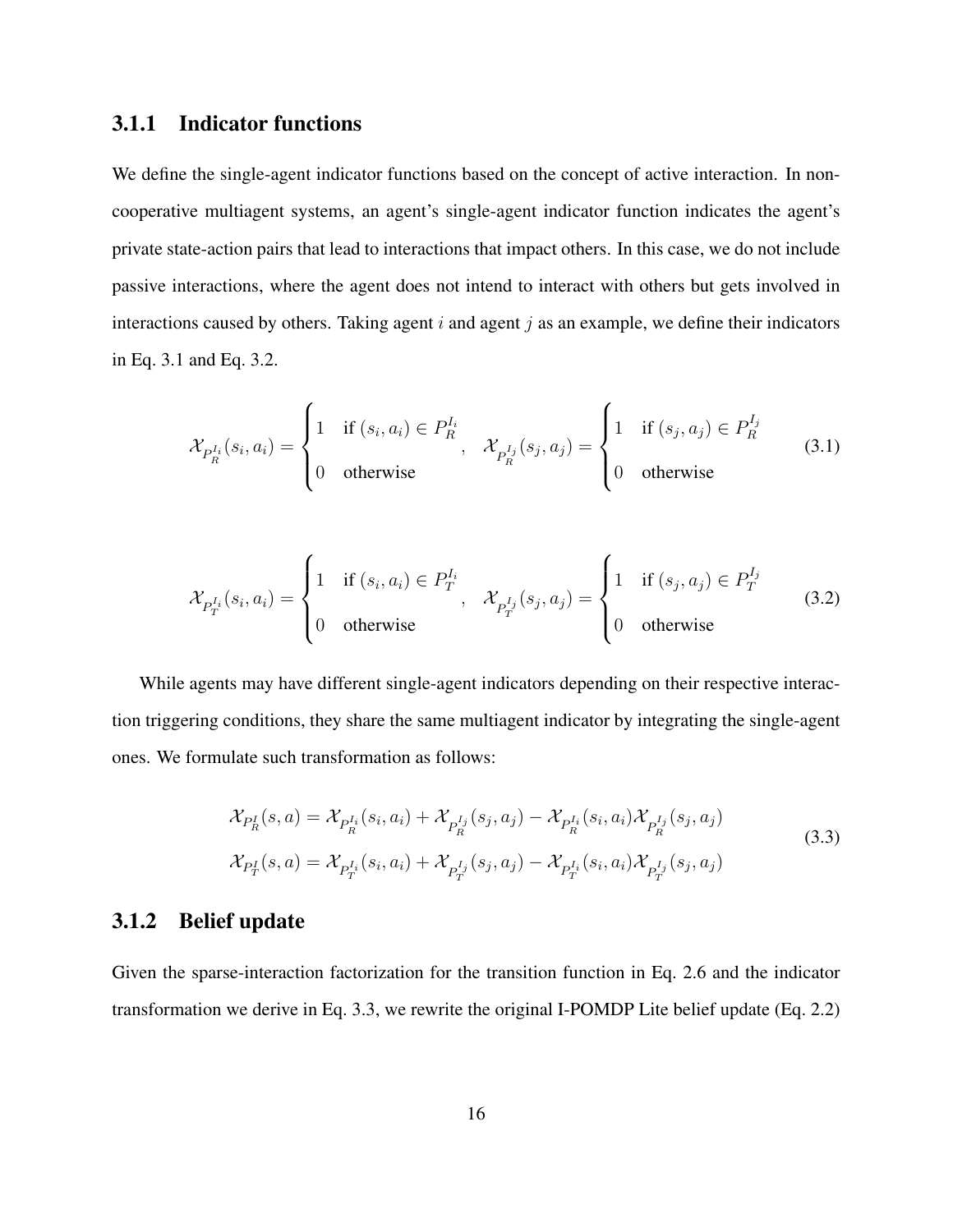### 3.1.1 Indicator functions

We define the single-agent indicator functions based on the concept of active interaction. In non-cooperative multiagent systems, an agent's single-agent indicator function indicates the agent's private state-action pairs that lead to interactions that impact others. In this case, we do not include passive interactions, where the agent does not intend to interact with others but gets involved in interactions caused by others. Taking agent $i$ and agent $j$ as an example, we define their indicators in Eq. 3.1 and Eq. 3.2.

$$\mathcal{X}_{P_R^{I_i}}(s_i, a_i) = \begin{cases} 1 & \text{if } (s_i, a_i) \in P_R^{I_i} \\ 0 & \text{otherwise} \end{cases}, \quad \mathcal{X}_{P_R^{I_j}}(s_j, a_j) = \begin{cases} 1 & \text{if } (s_j, a_j) \in P_R^{I_j} \\ 0 & \text{otherwise} \end{cases} \tag{3.1}$$

$$\mathcal{X}_{P_T^{I_i}}(s_i, a_i) = \begin{cases} 1 & \text{if } (s_i, a_i) \in P_T^{I_i} \\ 0 & \text{otherwise} \end{cases}, \quad \mathcal{X}_{P_T^{I_j}}(s_j, a_j) = \begin{cases} 1 & \text{if } (s_j, a_j) \in P_T^{I_j} \\ 0 & \text{otherwise} \end{cases} \tag{3.2}$$

While agents may have different single-agent indicators depending on their respective interaction triggering conditions, they share the same multiagent indicator by integrating the single-agent ones. We formulate such transformation as follows:

$$\begin{aligned} \mathcal{X}_{P_R^I}(s, a) &= \mathcal{X}_{P_R^{I_i}}(s_i, a_i) + \mathcal{X}_{P_R^{I_j}}(s_j, a_j) - \mathcal{X}_{P_R^{I_i}}(s_i, a_i)\mathcal{X}_{P_R^{I_j}}(s_j, a_j) \\ \mathcal{X}_{P_T^I}(s, a) &= \mathcal{X}_{P_T^{I_i}}(s_i, a_i) + \mathcal{X}_{P_T^{I_j}}(s_j, a_j) - \mathcal{X}_{P_T^{I_i}}(s_i, a_i)\mathcal{X}_{P_T^{I_j}}(s_j, a_j) \end{aligned} \tag{3.3}$$

### 3.1.2 Belief update

Given the sparse-interaction factorization for the transition function in Eq. 2.6 and the indicator transformation we derive in Eq. 3.3, we rewrite the original I-POMDP Lite belief update (Eq. 2.2)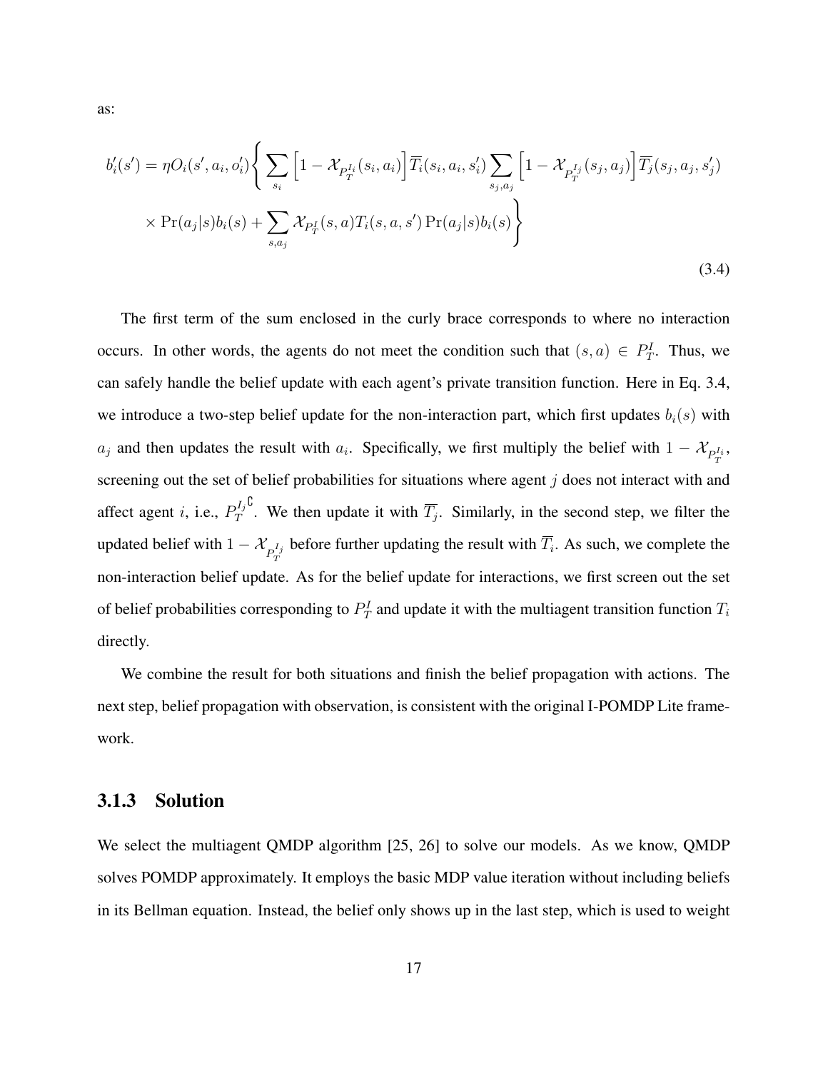as:

$$
\begin{aligned}
b_i'(s') = \eta O_i(s', a_i, o_i') \Bigg\{ & \sum_{s_i} \Big[1 - \mathcal{X}_{P_T^{I_i}}(s_i, a_i)\Big] \overline{T_i}(s_i, a_i, s_i') \sum_{s_j, a_j} \Big[1 - \mathcal{X}_{P_T^{I_j}}(s_j, a_j)\Big] \overline{T_j}(s_j, a_j, s_j') \\
& \times \Pr(a_j|s) b_i(s) + \sum_{s, a_j} \mathcal{X}_{P_T^I}(s, a) T_i(s, a, s') \Pr(a_j|s) b_i(s) \Bigg\}
\end{aligned}
\tag{3.4}
$$

The first term of the sum enclosed in the curly brace corresponds to where no interaction occurs. In other words, the agents do not meet the condition such that $(s, a) \in P_T^I$. Thus, we can safely handle the belief update with each agent's private transition function. Here in Eq. 3.4, we introduce a two-step belief update for the non-interaction part, which first updates $b_i(s)$ with $a_j$ and then updates the result with $a_i$. Specifically, we first multiply the belief with $1 - \mathcal{X}_{P_T^{I_i}}$, screening out the set of belief probabilities for situations where agent $j$ does not interact with and affect agent $i$, i.e., ${P_T^{I_j}}^{\complement}$. We then update it with $\overline{T_j}$. Similarly, in the second step, we filter the updated belief with $1 - \mathcal{X}_{P_T^{I_j}}$ before further updating the result with $\overline{T_i}$. As such, we complete the non-interaction belief update. As for the belief update for interactions, we first screen out the set of belief probabilities corresponding to $P_T^I$ and update it with the multiagent transition function $T_i$ directly.

We combine the result for both situations and finish the belief propagation with actions. The next step, belief propagation with observation, is consistent with the original I-POMDP Lite framework.

### 3.1.3 Solution

We select the multiagent QMDP algorithm [25, 26] to solve our models. As we know, QMDP solves POMDP approximately. It employs the basic MDP value iteration without including beliefs in its Bellman equation. Instead, the belief only shows up in the last step, which is used to weight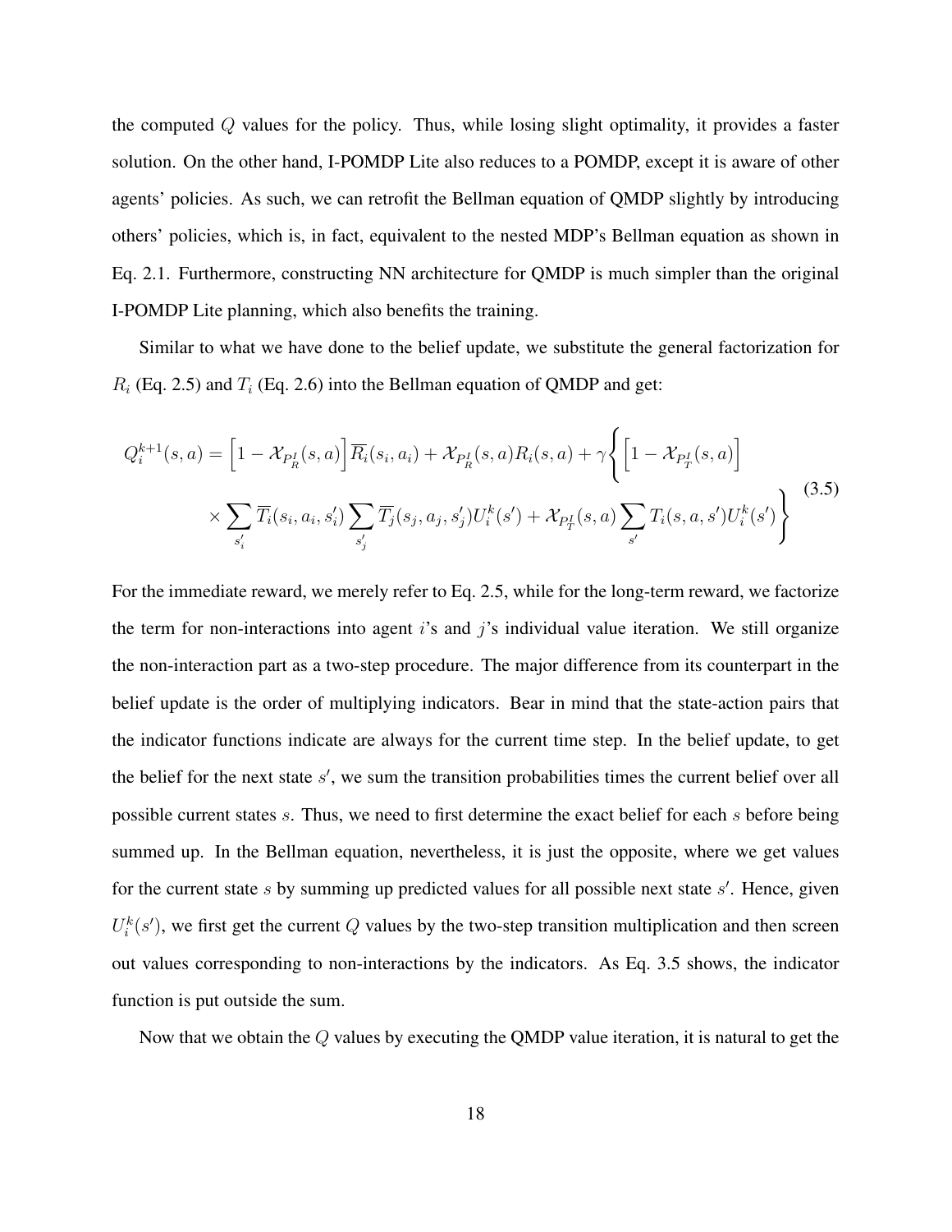the computed $Q$ values for the policy. Thus, while losing slight optimality, it provides a faster solution. On the other hand, I-POMDP Lite also reduces to a POMDP, except it is aware of other agents' policies. As such, we can retrofit the Bellman equation of QMDP slightly by introducing others' policies, which is, in fact, equivalent to the nested MDP's Bellman equation as shown in Eq. 2.1. Furthermore, constructing NN architecture for QMDP is much simpler than the original I-POMDP Lite planning, which also benefits the training.

Similar to what we have done to the belief update, we substitute the general factorization for $R_i$ (Eq. 2.5) and $T_i$ (Eq. 2.6) into the Bellman equation of QMDP and get:

$$
\begin{aligned}
Q_i^{k+1}(s,a) = \Big[1 - \mathcal{X}_{P_R^I}(s,a)\Big]\overline{R_i}(s_i,a_i) + \mathcal{X}_{P_R^I}(s,a)R_i(s,a) + \gamma\Bigg\{\Big[1 - \mathcal{X}_{P_T^I}(s,a)\Big] \\
\times \sum_{s_i'} \overline{T_i}(s_i,a_i,s_i') \sum_{s_j'} \overline{T_j}(s_j,a_j,s_j') U_i^k(s') + \mathcal{X}_{P_T^I}(s,a) \sum_{s'} T_i(s,a,s') U_i^k(s')\Bigg\}
\end{aligned}
\tag{3.5}
$$

For the immediate reward, we merely refer to Eq. 2.5, while for the long-term reward, we factorize the term for non-interactions into agent $i$'s and $j$'s individual value iteration. We still organize the non-interaction part as a two-step procedure. The major difference from its counterpart in the belief update is the order of multiplying indicators. Bear in mind that the state-action pairs that the indicator functions indicate are always for the current time step. In the belief update, to get the belief for the next state $s'$, we sum the transition probabilities times the current belief over all possible current states $s$. Thus, we need to first determine the exact belief for each $s$ before being summed up. In the Bellman equation, nevertheless, it is just the opposite, where we get values for the current state $s$ by summing up predicted values for all possible next state $s'$. Hence, given $U_i^k(s')$, we first get the current $Q$ values by the two-step transition multiplication and then screen out values corresponding to non-interactions by the indicators. As Eq. 3.5 shows, the indicator function is put outside the sum.

Now that we obtain the $Q$ values by executing the QMDP value iteration, it is natural to get the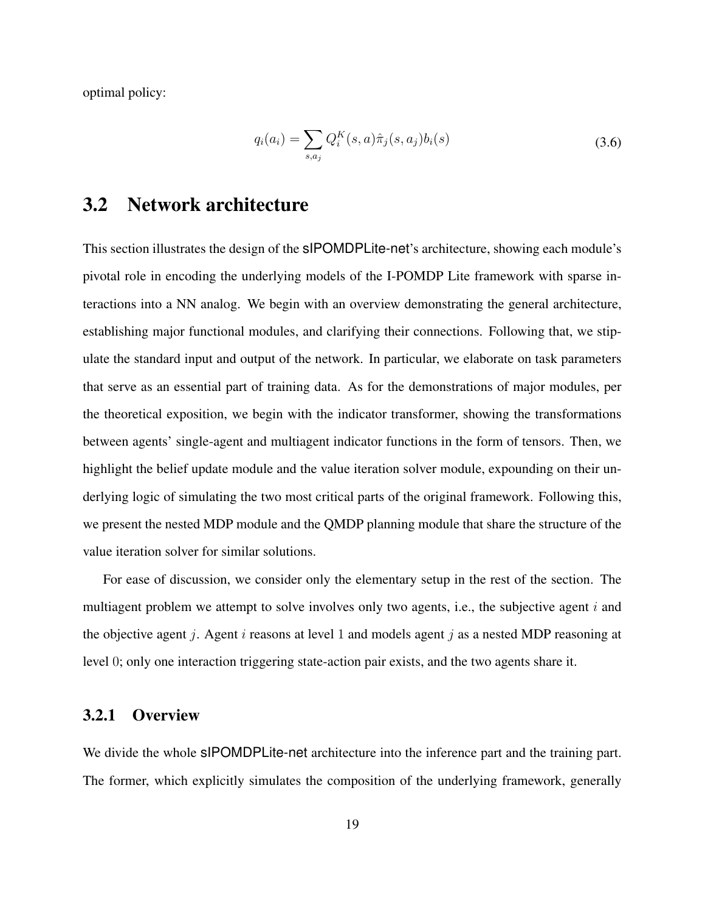optimal policy:

$$q_i(a_i) = \sum_{s,a_j} Q_i^K(s,a)\hat{\pi}_j(s,a_j)b_i(s) \tag{3.6}$$

## 3.2 Network architecture

This section illustrates the design of the sIPOMDPLite-net's architecture, showing each module's pivotal role in encoding the underlying models of the I-POMDP Lite framework with sparse interactions into a NN analog. We begin with an overview demonstrating the general architecture, establishing major functional modules, and clarifying their connections. Following that, we stipulate the standard input and output of the network. In particular, we elaborate on task parameters that serve as an essential part of training data. As for the demonstrations of major modules, per the theoretical exposition, we begin with the indicator transformer, showing the transformations between agents' single-agent and multiagent indicator functions in the form of tensors. Then, we highlight the belief update module and the value iteration solver module, expounding on their underlying logic of simulating the two most critical parts of the original framework. Following this, we present the nested MDP module and the QMDP planning module that share the structure of the value iteration solver for similar solutions.

For ease of discussion, we consider only the elementary setup in the rest of the section. The multiagent problem we attempt to solve involves only two agents, i.e., the subjective agent $i$ and the objective agent $j$. Agent $i$ reasons at level 1 and models agent $j$ as a nested MDP reasoning at level 0; only one interaction triggering state-action pair exists, and the two agents share it.

### 3.2.1 Overview

We divide the whole sIPOMDPLite-net architecture into the inference part and the training part. The former, which explicitly simulates the composition of the underlying framework, generally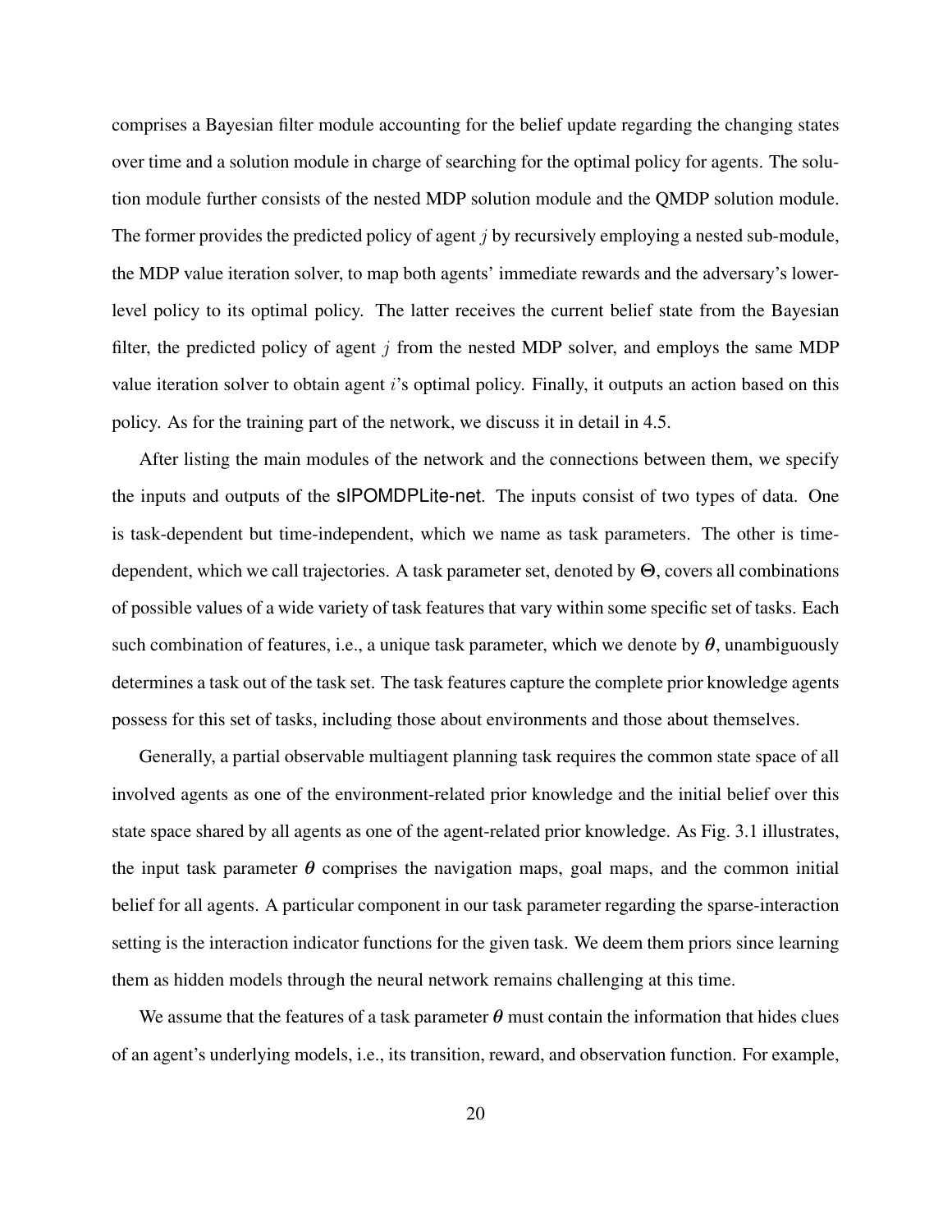comprises a Bayesian filter module accounting for the belief update regarding the changing states over time and a solution module in charge of searching for the optimal policy for agents. The solution module further consists of the nested MDP solution module and the QMDP solution module. The former provides the predicted policy of agent $j$ by recursively employing a nested sub-module, the MDP value iteration solver, to map both agents' immediate rewards and the adversary's lower-level policy to its optimal policy. The latter receives the current belief state from the Bayesian filter, the predicted policy of agent $j$ from the nested MDP solver, and employs the same MDP value iteration solver to obtain agent $i$'s optimal policy. Finally, it outputs an action based on this policy. As for the training part of the network, we discuss it in detail in 4.5.

After listing the main modules of the network and the connections between them, we specify the inputs and outputs of the sIPOMDPLite-net. The inputs consist of two types of data. One is task-dependent but time-independent, which we name as task parameters. The other is time-dependent, which we call trajectories. A task parameter set, denoted by $\Theta$, covers all combinations of possible values of a wide variety of task features that vary within some specific set of tasks. Each such combination of features, i.e., a unique task parameter, which we denote by $\boldsymbol{\theta}$, unambiguously determines a task out of the task set. The task features capture the complete prior knowledge agents possess for this set of tasks, including those about environments and those about themselves.

Generally, a partial observable multiagent planning task requires the common state space of all involved agents as one of the environment-related prior knowledge and the initial belief over this state space shared by all agents as one of the agent-related prior knowledge. As Fig. 3.1 illustrates, the input task parameter $\boldsymbol{\theta}$ comprises the navigation maps, goal maps, and the common initial belief for all agents. A particular component in our task parameter regarding the sparse-interaction setting is the interaction indicator functions for the given task. We deem them priors since learning them as hidden models through the neural network remains challenging at this time.

We assume that the features of a task parameter $\boldsymbol{\theta}$ must contain the information that hides clues of an agent's underlying models, i.e., its transition, reward, and observation function. For example,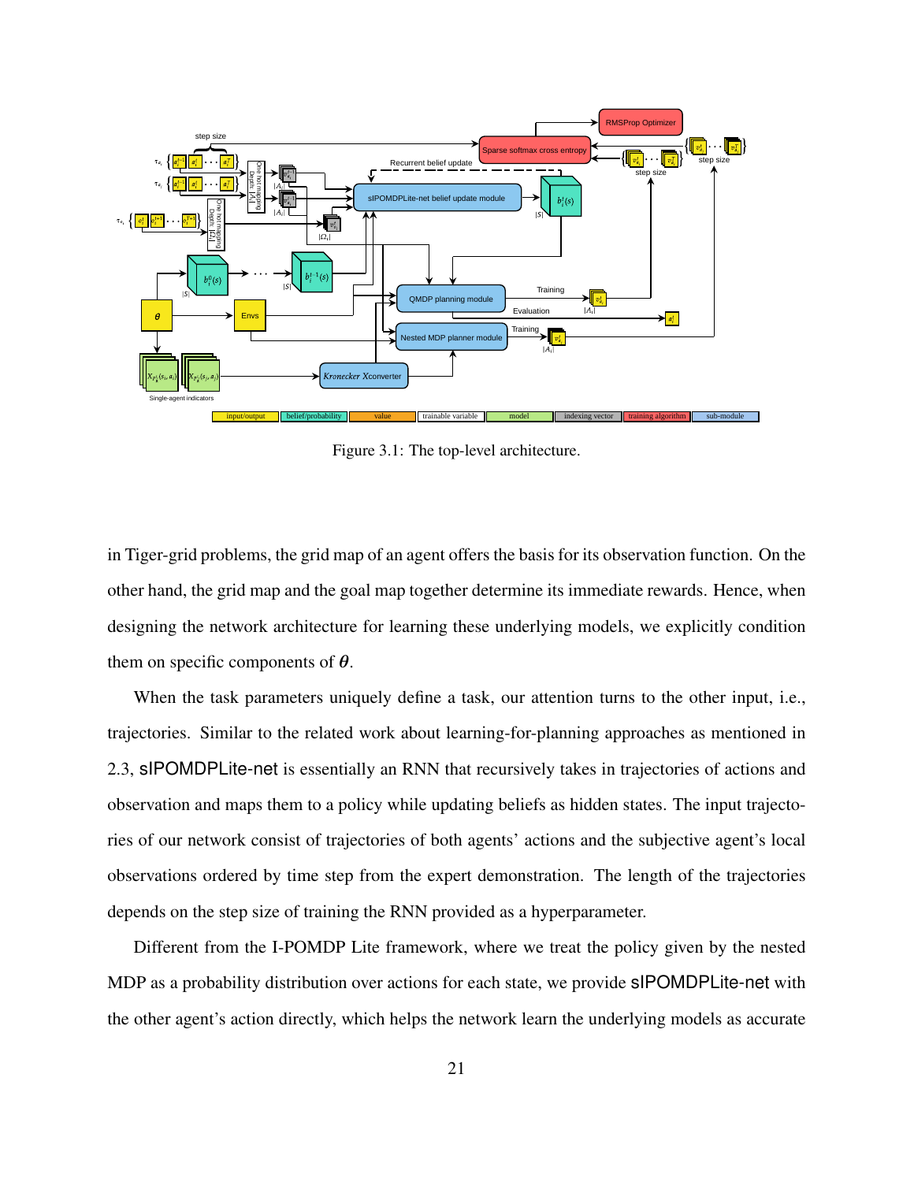Figure 3.1: The top-level architecture.

in Tiger-grid problems, the grid map of an agent offers the basis for its observation function. On the other hand, the grid map and the goal map together determine its immediate rewards. Hence, when designing the network architecture for learning these underlying models, we explicitly condition them on specific components of $\boldsymbol{\theta}$.

When the task parameters uniquely define a task, our attention turns to the other input, i.e., trajectories. Similar to the related work about learning-for-planning approaches as mentioned in 2.3, sIPOMDPLite-net is essentially an RNN that recursively takes in trajectories of actions and observation and maps them to a policy while updating beliefs as hidden states. The input trajectories of our network consist of trajectories of both agents' actions and the subjective agent's local observations ordered by time step from the expert demonstration. The length of the trajectories depends on the step size of training the RNN provided as a hyperparameter.

Different from the I-POMDP Lite framework, where we treat the policy given by the nested MDP as a probability distribution over actions for each state, we provide sIPOMDPLite-net with the other agent's action directly, which helps the network learn the underlying models as accurate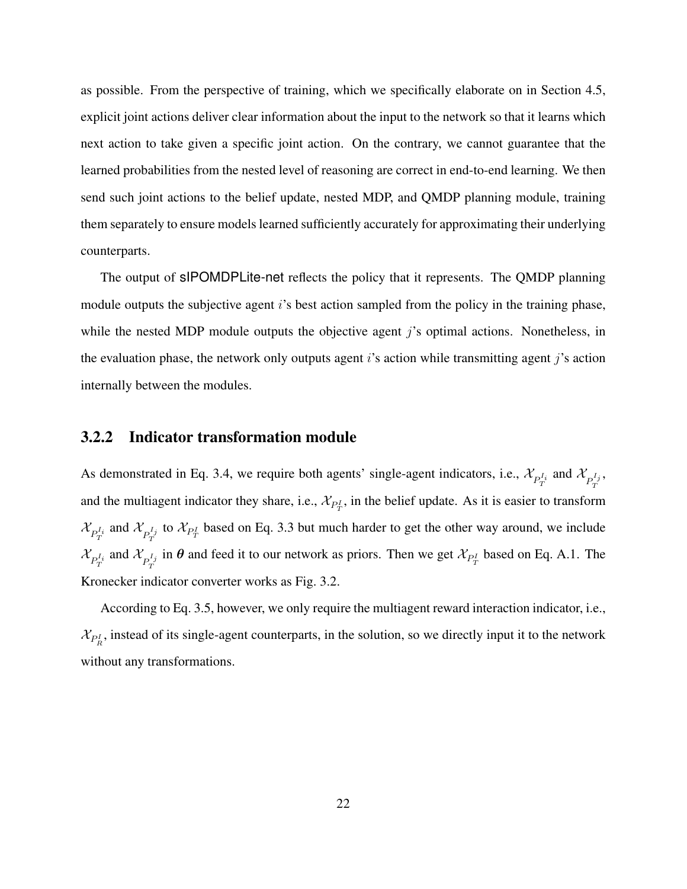as possible. From the perspective of training, which we specifically elaborate on in Section 4.5, explicit joint actions deliver clear information about the input to the network so that it learns which next action to take given a specific joint action. On the contrary, we cannot guarantee that the learned probabilities from the nested level of reasoning are correct in end-to-end learning. We then send such joint actions to the belief update, nested MDP, and QMDP planning module, training them separately to ensure models learned sufficiently accurately for approximating their underlying counterparts.

The output of sIPOMDPLite-net reflects the policy that it represents. The QMDP planning module outputs the subjective agent $i$'s best action sampled from the policy in the training phase, while the nested MDP module outputs the objective agent $j$'s optimal actions. Nonetheless, in the evaluation phase, the network only outputs agent $i$'s action while transmitting agent $j$'s action internally between the modules.

### 3.2.2 Indicator transformation module

As demonstrated in Eq. 3.4, we require both agents' single-agent indicators, i.e., $\mathcal{X}_{P_T^{I_i}}$ and $\mathcal{X}_{P_T^{I_j}}$, and the multiagent indicator they share, i.e., $\mathcal{X}_{P_T^I}$, in the belief update. As it is easier to transform $\mathcal{X}_{P_T^{I_i}}$ and $\mathcal{X}_{P_T^{I_j}}$ to $\mathcal{X}_{P_T^I}$ based on Eq. 3.3 but much harder to get the other way around, we include $\mathcal{X}_{P_T^{I_i}}$ and $\mathcal{X}_{P_T^{I_j}}$ in $\boldsymbol{\theta}$ and feed it to our network as priors. Then we get $\mathcal{X}_{P_T^I}$ based on Eq. A.1. The Kronecker indicator converter works as Fig. 3.2.

According to Eq. 3.5, however, we only require the multiagent reward interaction indicator, i.e., $\mathcal{X}_{P_R^I}$, instead of its single-agent counterparts, in the solution, so we directly input it to the network without any transformations.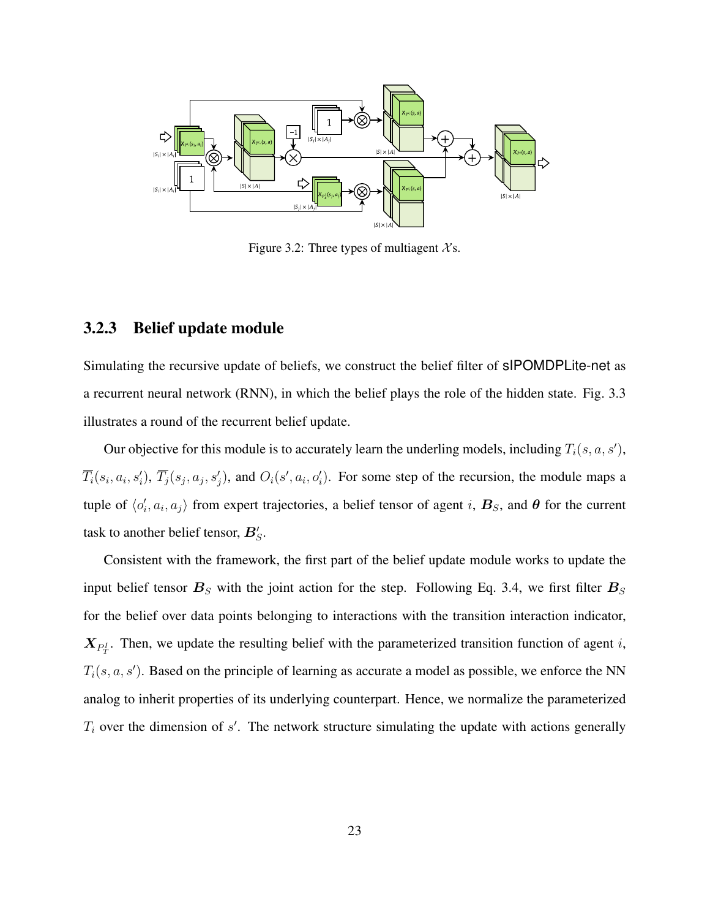Figure 3.2: Three types of multiagent $\mathcal{X}$s.

### 3.2.3 Belief update module

Simulating the recursive update of beliefs, we construct the belief filter of sIPOMDPLite-net as a recurrent neural network (RNN), in which the belief plays the role of the hidden state. Fig. 3.3 illustrates a round of the recurrent belief update.

Our objective for this module is to accurately learn the underling models, including $T_i(s, a, s')$, $\overline{T}_i(s_i, a_i, s'_i)$, $\overline{T}_j(s_j, a_j, s'_j)$, and $O_i(s', a_i, o'_i)$. For some step of the recursion, the module maps a tuple of $\langle o'_i, a_i, a_j \rangle$ from expert trajectories, a belief tensor of agent $i$, $\boldsymbol{B}_S$, and $\boldsymbol{\theta}$ for the current task to another belief tensor, $\boldsymbol{B}'_S$.

Consistent with the framework, the first part of the belief update module works to update the input belief tensor $\boldsymbol{B}_S$ with the joint action for the step. Following Eq. 3.4, we first filter $\boldsymbol{B}_S$ for the belief over data points belonging to interactions with the transition interaction indicator, $\boldsymbol{X}_{P_T^I}$. Then, we update the resulting belief with the parameterized transition function of agent $i$, $T_i(s, a, s')$. Based on the principle of learning as accurate a model as possible, we enforce the NN analog to inherit properties of its underlying counterpart. Hence, we normalize the parameterized $T_i$ over the dimension of $s'$. The network structure simulating the update with actions generally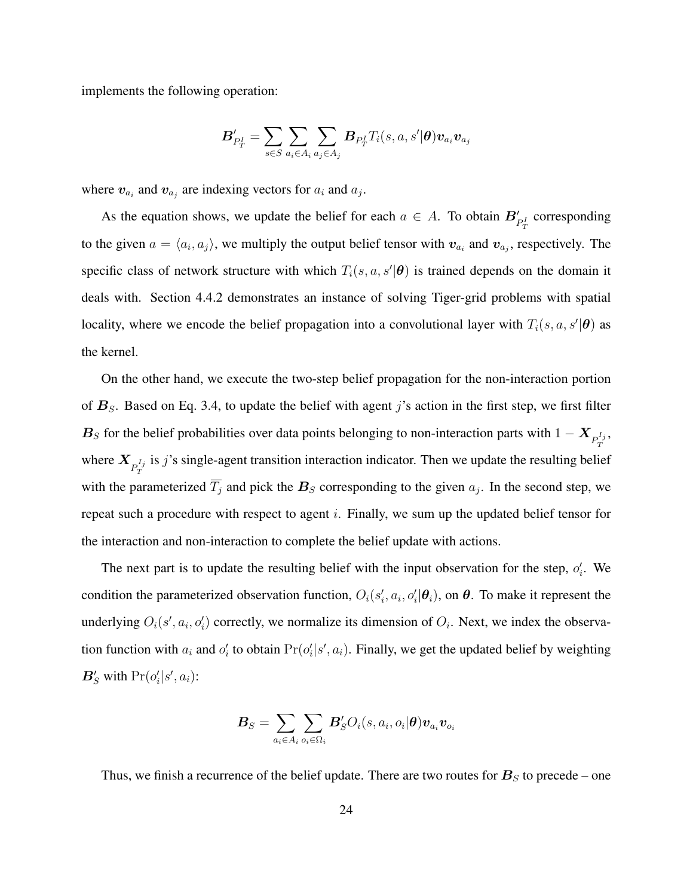implements the following operation:

$$\boldsymbol{B}'_{P_T^I} = \sum_{s \in S} \sum_{a_i \in A_i} \sum_{a_j \in A_j} \boldsymbol{B}_{P_T^I} T_i(s, a, s'|\boldsymbol{\theta}) \boldsymbol{v}_{a_i} \boldsymbol{v}_{a_j}$$

where $\boldsymbol{v}_{a_i}$ and $\boldsymbol{v}_{a_j}$ are indexing vectors for $a_i$ and $a_j$.

As the equation shows, we update the belief for each $a \in A$. To obtain $\boldsymbol{B}'_{P_T^I}$ corresponding to the given $a = \langle a_i, a_j \rangle$, we multiply the output belief tensor with $\boldsymbol{v}_{a_i}$ and $\boldsymbol{v}_{a_j}$, respectively. The specific class of network structure with which $T_i(s, a, s'|\boldsymbol{\theta})$ is trained depends on the domain it deals with. Section 4.4.2 demonstrates an instance of solving Tiger-grid problems with spatial locality, where we encode the belief propagation into a convolutional layer with $T_i(s, a, s'|\boldsymbol{\theta})$ as the kernel.

On the other hand, we execute the two-step belief propagation for the non-interaction portion of $\boldsymbol{B}_S$. Based on Eq. 3.4, to update the belief with agent $j$'s action in the first step, we first filter $\boldsymbol{B}_S$ for the belief probabilities over data points belonging to non-interaction parts with $1 - \boldsymbol{X}_{P_T^{I_j}}$, where $\boldsymbol{X}_{P_T^{I_j}}$ is $j$'s single-agent transition interaction indicator. Then we update the resulting belief with the parameterized $\overline{T_j}$ and pick the $\boldsymbol{B}_S$ corresponding to the given $a_j$. In the second step, we repeat such a procedure with respect to agent $i$. Finally, we sum up the updated belief tensor for the interaction and non-interaction to complete the belief update with actions.

The next part is to update the resulting belief with the input observation for the step, $o'_i$. We condition the parameterized observation function, $O_i(s'_i, a_i, o'_i|\boldsymbol{\theta}_i)$, on $\boldsymbol{\theta}$. To make it represent the underlying $O_i(s', a_i, o'_i)$ correctly, we normalize its dimension of $O_i$. Next, we index the observation function with $a_i$ and $o'_i$ to obtain $\Pr(o'_i|s', a_i)$. Finally, we get the updated belief by weighting $\boldsymbol{B}'_S$ with $\Pr(o'_i|s', a_i)$:

$$\boldsymbol{B}_S = \sum_{a_i \in A_i} \sum_{o_i \in \Omega_i} \boldsymbol{B}'_S O_i(s, a_i, o_i|\boldsymbol{\theta}) \boldsymbol{v}_{a_i} \boldsymbol{v}_{o_i}$$

Thus, we finish a recurrence of the belief update. There are two routes for $\boldsymbol{B}_S$ to precede – one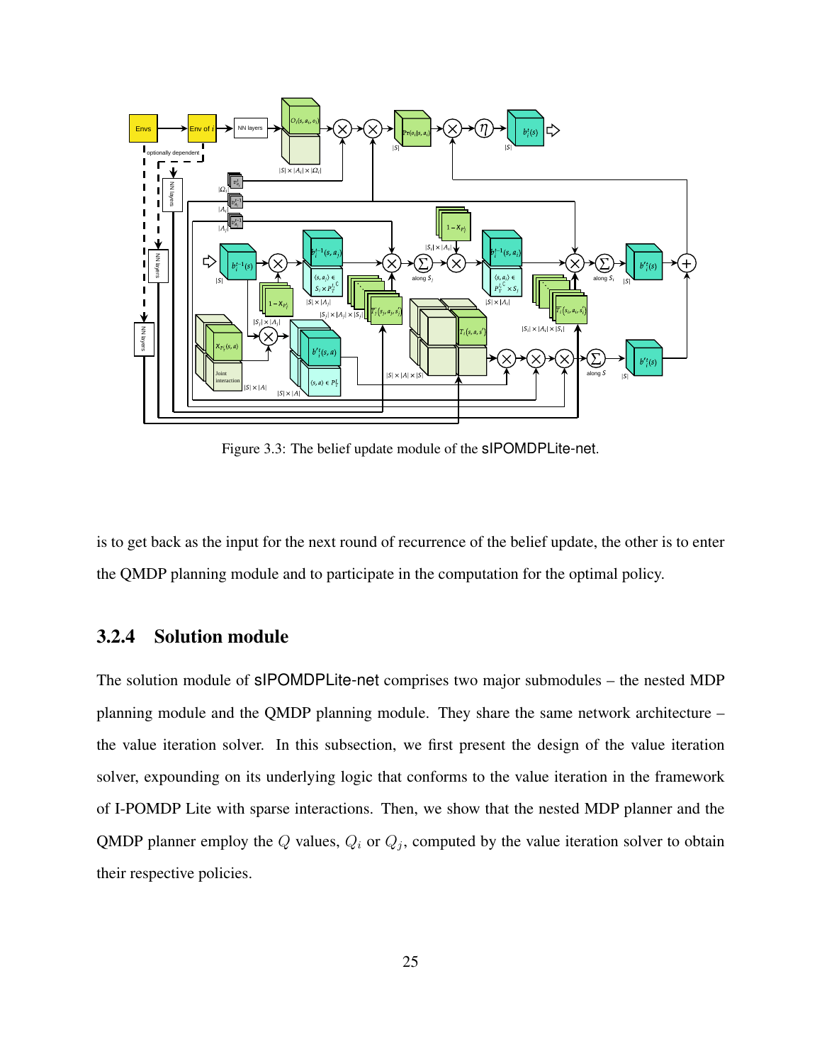Figure 3.3: The belief update module of the sIPOMDPLite-net.

is to get back as the input for the next round of recurrence of the belief update, the other is to enter the QMDP planning module and to participate in the computation for the optimal policy.

### 3.2.4 Solution module

The solution module of sIPOMDPLite-net comprises two major submodules – the nested MDP planning module and the QMDP planning module. They share the same network architecture – the value iteration solver. In this subsection, we first present the design of the value iteration solver, expounding on its underlying logic that conforms to the value iteration in the framework of I-POMDP Lite with sparse interactions. Then, we show that the nested MDP planner and the QMDP planner employ the $Q$ values, $Q_i$ or $Q_j$, computed by the value iteration solver to obtain their respective policies.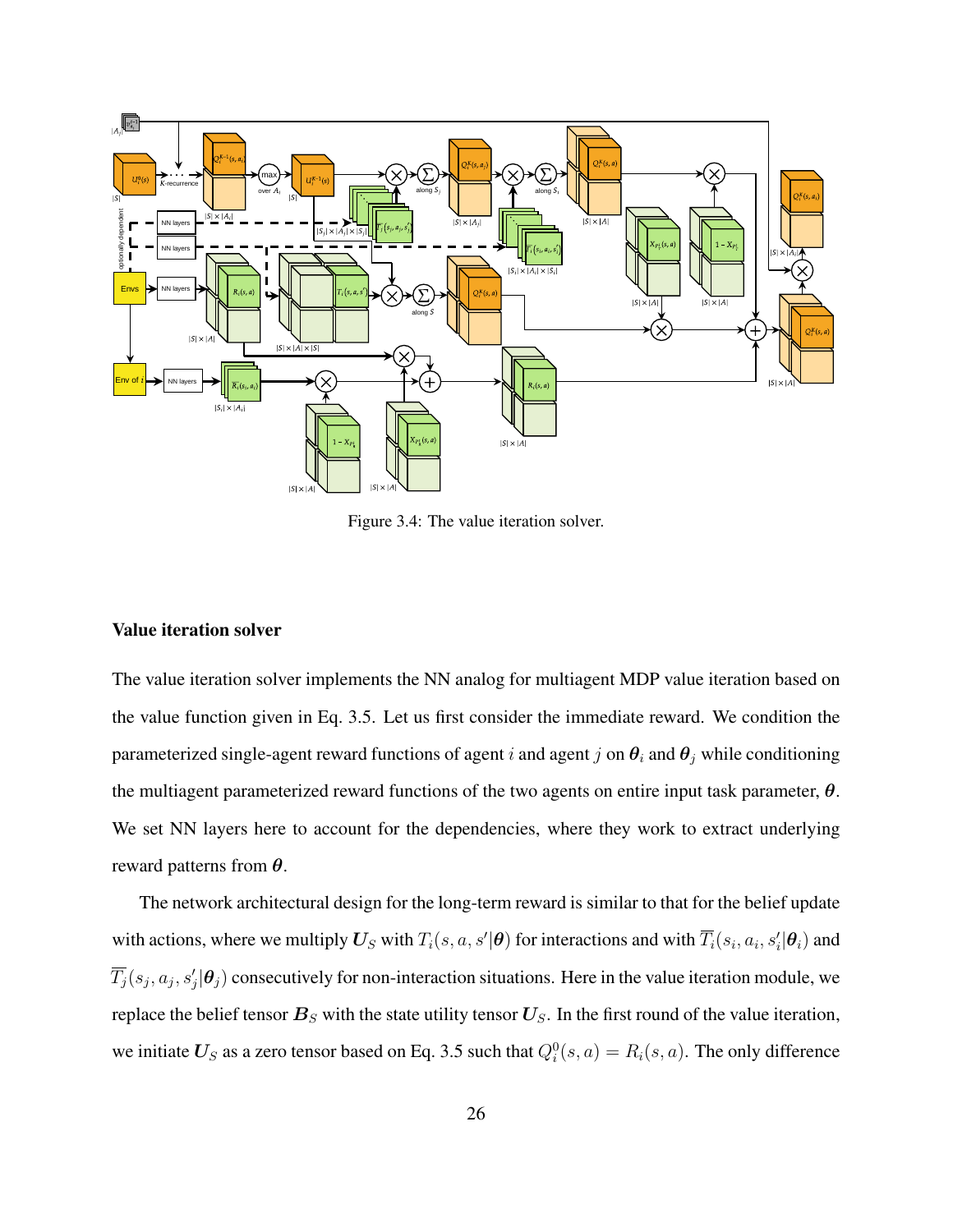Figure 3.4: The value iteration solver.

### Value iteration solver

The value iteration solver implements the NN analog for multiagent MDP value iteration based on the value function given in Eq. 3.5. Let us first consider the immediate reward. We condition the parameterized single-agent reward functions of agent $i$ and agent $j$ on $\boldsymbol{\theta}_i$ and $\boldsymbol{\theta}_j$ while conditioning the multiagent parameterized reward functions of the two agents on entire input task parameter, $\boldsymbol{\theta}$. We set NN layers here to account for the dependencies, where they work to extract underlying reward patterns from $\boldsymbol{\theta}$.

The network architectural design for the long-term reward is similar to that for the belief update with actions, where we multiply $\boldsymbol{U}_S$ with $T_i(s, a, s'|\boldsymbol{\theta})$ for interactions and with $\overline{T}_i(s_i, a_i, s_i'|\boldsymbol{\theta}_i)$ and $\overline{T}_j(s_j, a_j, s_j'|\boldsymbol{\theta}_j)$ consecutively for non-interaction situations. Here in the value iteration module, we replace the belief tensor $\boldsymbol{B}_S$ with the state utility tensor $\boldsymbol{U}_S$. In the first round of the value iteration, we initiate $\boldsymbol{U}_S$ as a zero tensor based on Eq. 3.5 such that $Q_i^0(s, a) = R_i(s, a)$. The only difference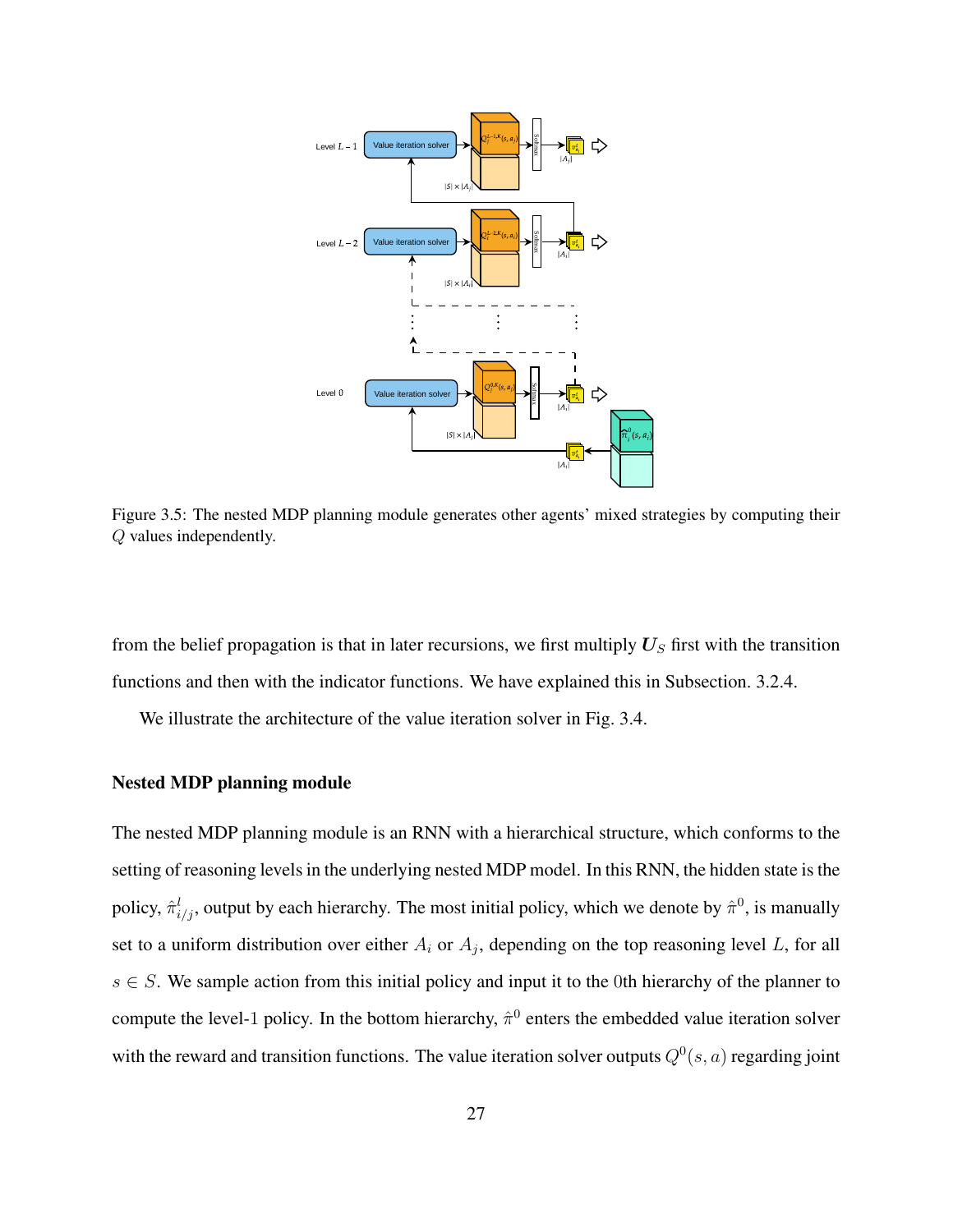Figure 3.5: The nested MDP planning module generates other agents' mixed strategies by computing their $Q$ values independently.

from the belief propagation is that in later recursions, we first multiply $\boldsymbol{U}_S$ first with the transition functions and then with the indicator functions. We have explained this in Subsection. 3.2.4.

We illustrate the architecture of the value iteration solver in Fig. 3.4.

#### Nested MDP planning module

The nested MDP planning module is an RNN with a hierarchical structure, which conforms to the setting of reasoning levels in the underlying nested MDP model. In this RNN, the hidden state is the policy, $\hat{\pi}^l_{i/j}$, output by each hierarchy. The most initial policy, which we denote by $\hat{\pi}^0$, is manually set to a uniform distribution over either $A_i$ or $A_j$, depending on the top reasoning level $L$, for all $s \in S$. We sample action from this initial policy and input it to the 0th hierarchy of the planner to compute the level-1 policy. In the bottom hierarchy, $\hat{\pi}^0$ enters the embedded value iteration solver with the reward and transition functions. The value iteration solver outputs $Q^0(s, a)$ regarding joint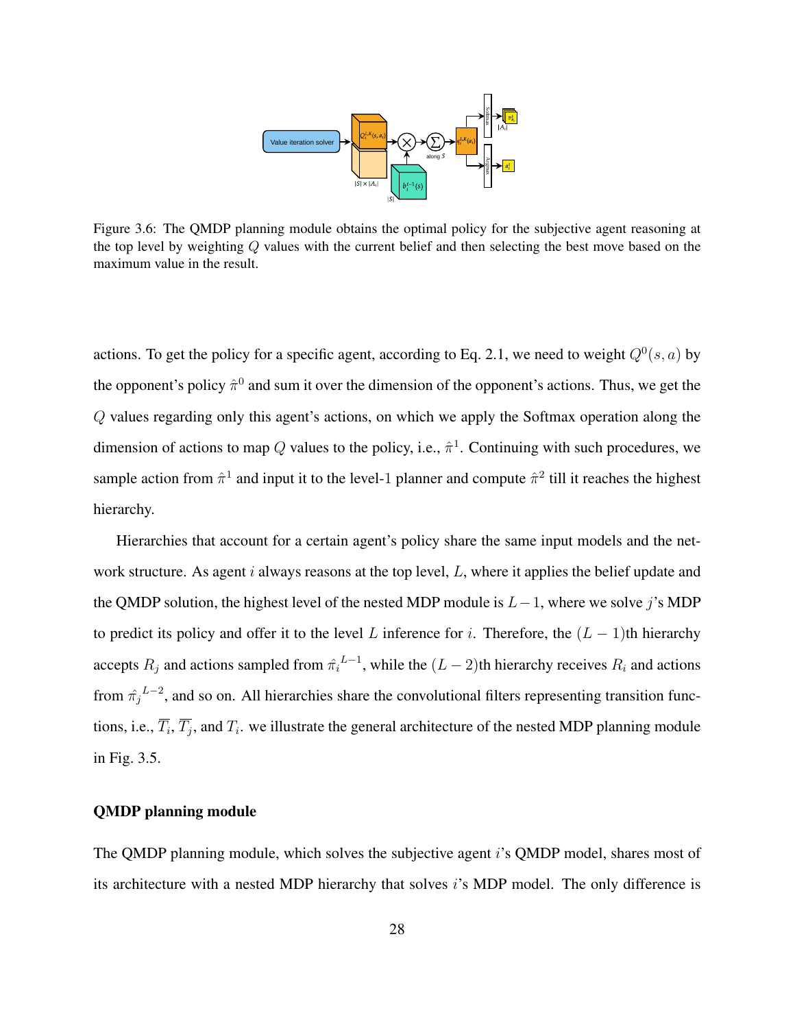Figure 3.6: The QMDP planning module obtains the optimal policy for the subjective agent reasoning at the top level by weighting $Q$ values with the current belief and then selecting the best move based on the maximum value in the result.

actions. To get the policy for a specific agent, according to Eq. 2.1, we need to weight $Q^0(s, a)$ by the opponent's policy $\hat{\pi}^0$ and sum it over the dimension of the opponent's actions. Thus, we get the $Q$ values regarding only this agent's actions, on which we apply the Softmax operation along the dimension of actions to map $Q$ values to the policy, i.e., $\hat{\pi}^1$. Continuing with such procedures, we sample action from $\hat{\pi}^1$ and input it to the level-1 planner and compute $\hat{\pi}^2$ till it reaches the highest hierarchy.

Hierarchies that account for a certain agent's policy share the same input models and the network structure. As agent $i$ always reasons at the top level, $L$, where it applies the belief update and the QMDP solution, the highest level of the nested MDP module is $L-1$, where we solve $j$'s MDP to predict its policy and offer it to the level $L$ inference for $i$. Therefore, the $(L-1)$th hierarchy accepts $R_j$ and actions sampled from ${\hat{\pi}_i}^{L-1}$, while the $(L-2)$th hierarchy receives $R_i$ and actions from ${\hat{\pi}_j}^{L-2}$, and so on. All hierarchies share the convolutional filters representing transition functions, i.e., $\overline{T_i}$, $\overline{T_j}$, and $T_i$. we illustrate the general architecture of the nested MDP planning module in Fig. 3.5.

**QMDP planning module**

The QMDP planning module, which solves the subjective agent $i$'s QMDP model, shares most of its architecture with a nested MDP hierarchy that solves $i$'s MDP model. The only difference is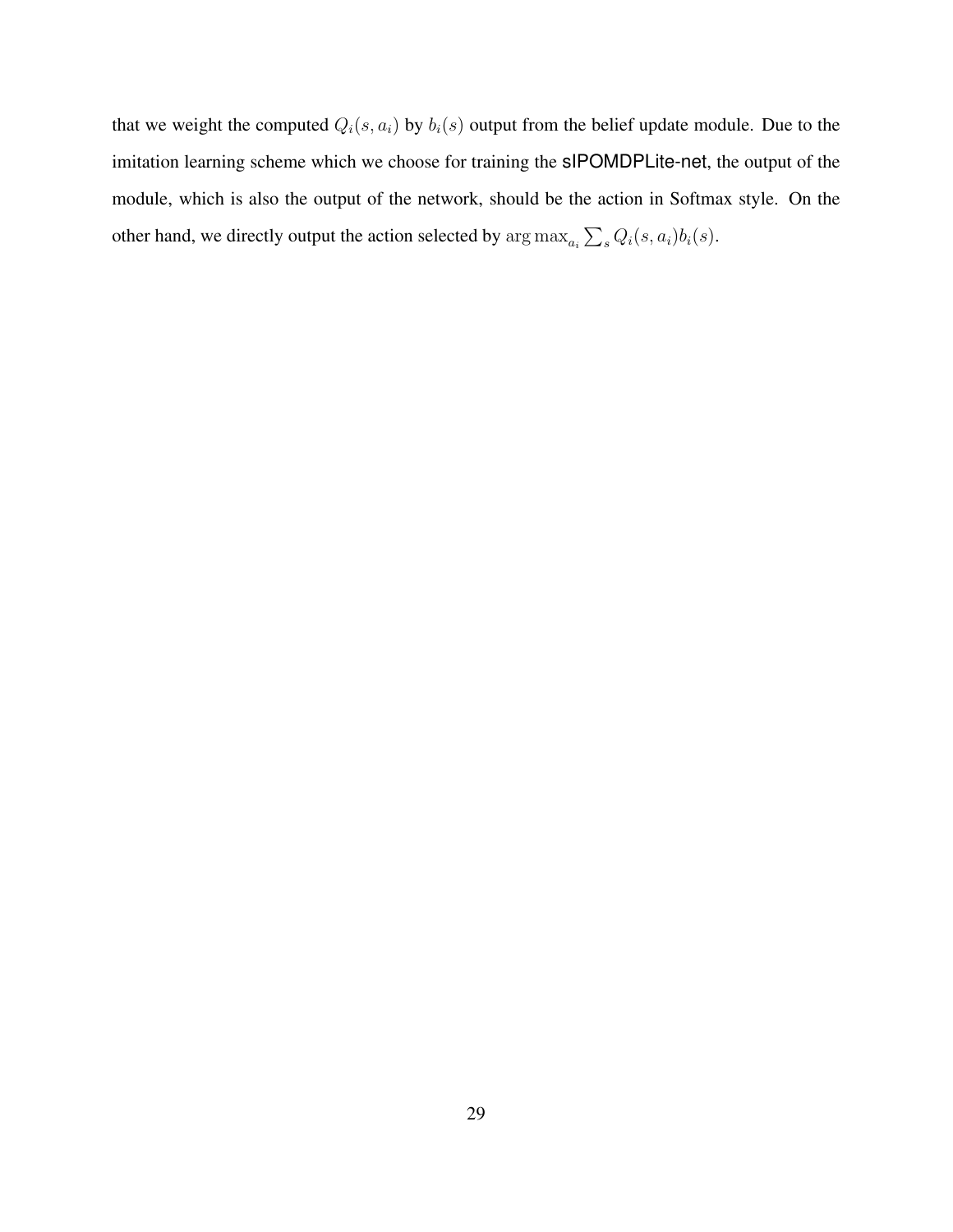that we weight the computed $Q_i(s, a_i)$ by $b_i(s)$ output from the belief update module. Due to the imitation learning scheme which we choose for training the sIPOMDPLite-net, the output of the module, which is also the output of the network, should be the action in Softmax style. On the other hand, we directly output the action selected by $\arg\max_{a_i} \sum_s Q_i(s, a_i) b_i(s)$.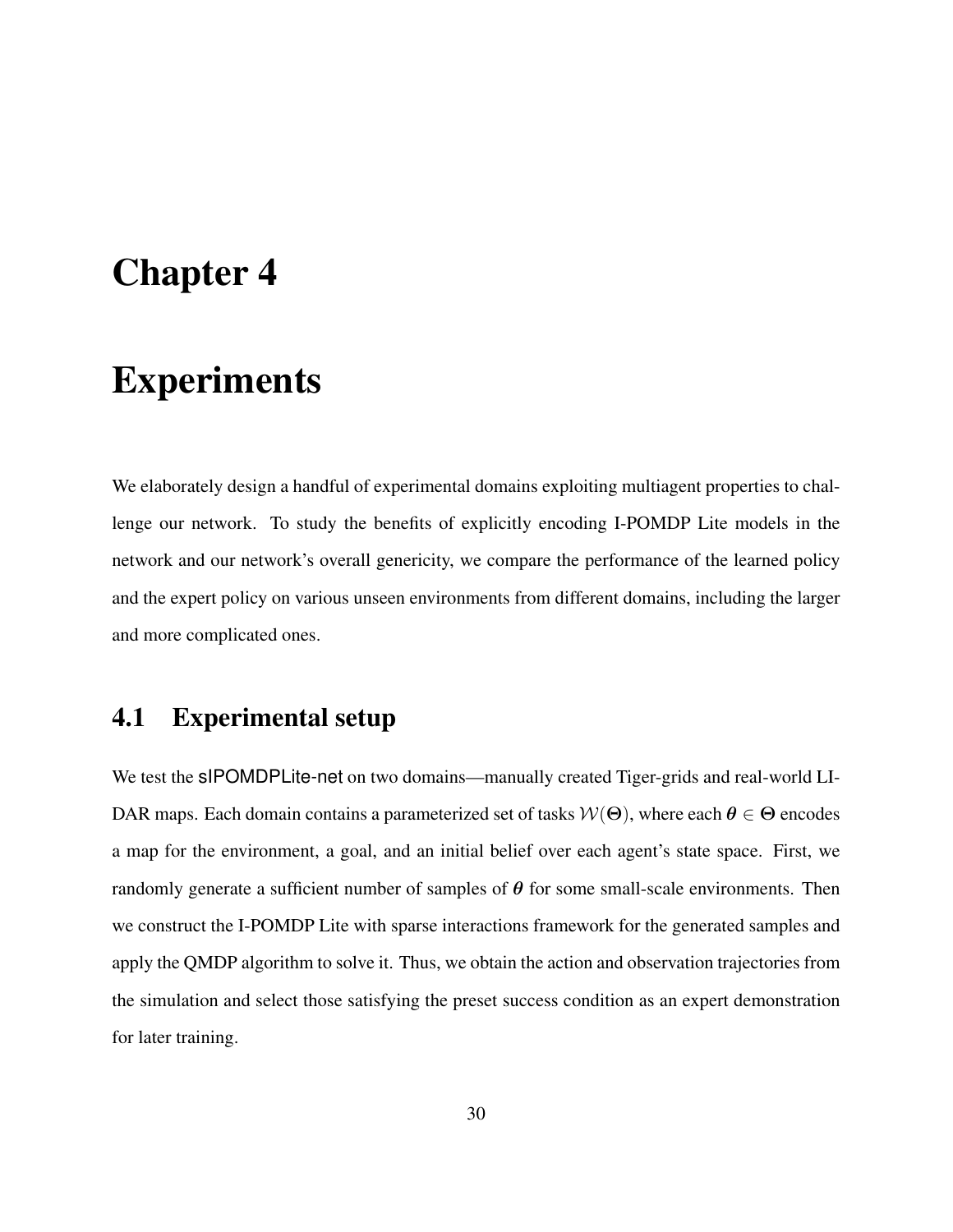# Chapter 4

# Experiments

We elaborately design a handful of experimental domains exploiting multiagent properties to challenge our network. To study the benefits of explicitly encoding I-POMDP Lite models in the network and our network's overall genericity, we compare the performance of the learned policy and the expert policy on various unseen environments from different domains, including the larger and more complicated ones.

## 4.1 Experimental setup

We test the sIPOMDPLite-net on two domains—manually created Tiger-grids and real-world LIDAR maps. Each domain contains a parameterized set of tasks $\mathcal{W}(\Theta)$, where each $\boldsymbol{\theta} \in \Theta$ encodes a map for the environment, a goal, and an initial belief over each agent's state space. First, we randomly generate a sufficient number of samples of $\boldsymbol{\theta}$ for some small-scale environments. Then we construct the I-POMDP Lite with sparse interactions framework for the generated samples and apply the QMDP algorithm to solve it. Thus, we obtain the action and observation trajectories from the simulation and select those satisfying the preset success condition as an expert demonstration for later training.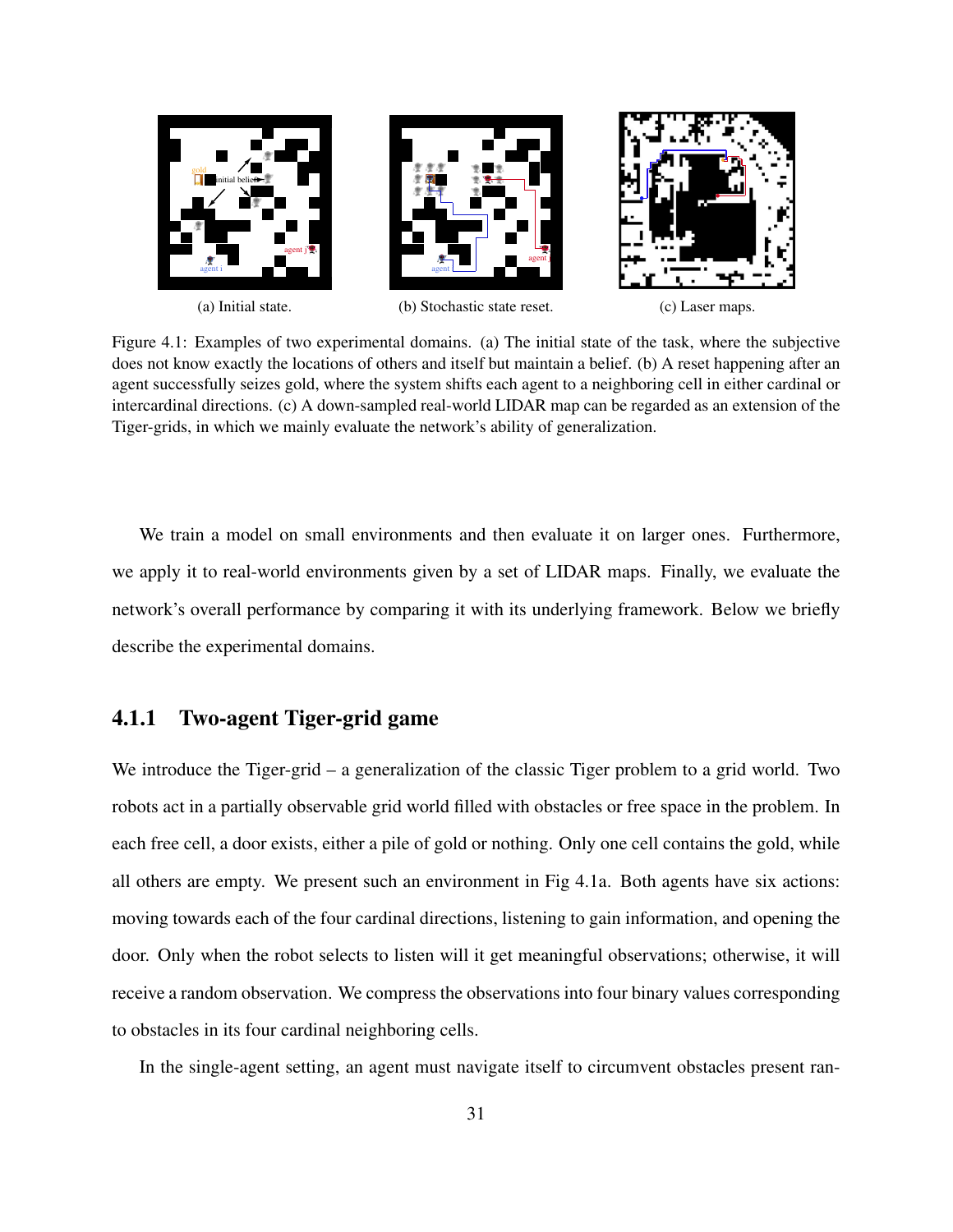(a) Initial state.

(b) Stochastic state reset.

(c) Laser maps.

Figure 4.1: Examples of two experimental domains. (a) The initial state of the task, where the subjective does not know exactly the locations of others and itself but maintain a belief. (b) A reset happening after an agent successfully seizes gold, where the system shifts each agent to a neighboring cell in either cardinal or intercardinal directions. (c) A down-sampled real-world LIDAR map can be regarded as an extension of the Tiger-grids, in which we mainly evaluate the network's ability of generalization.

We train a model on small environments and then evaluate it on larger ones. Furthermore, we apply it to real-world environments given by a set of LIDAR maps. Finally, we evaluate the network's overall performance by comparing it with its underlying framework. Below we briefly describe the experimental domains.

### 4.1.1 Two-agent Tiger-grid game

We introduce the Tiger-grid – a generalization of the classic Tiger problem to a grid world. Two robots act in a partially observable grid world filled with obstacles or free space in the problem. In each free cell, a door exists, either a pile of gold or nothing. Only one cell contains the gold, while all others are empty. We present such an environment in Fig 4.1a. Both agents have six actions: moving towards each of the four cardinal directions, listening to gain information, and opening the door. Only when the robot selects to listen will it get meaningful observations; otherwise, it will receive a random observation. We compress the observations into four binary values corresponding to obstacles in its four cardinal neighboring cells.

In the single-agent setting, an agent must navigate itself to circumvent obstacles present ran-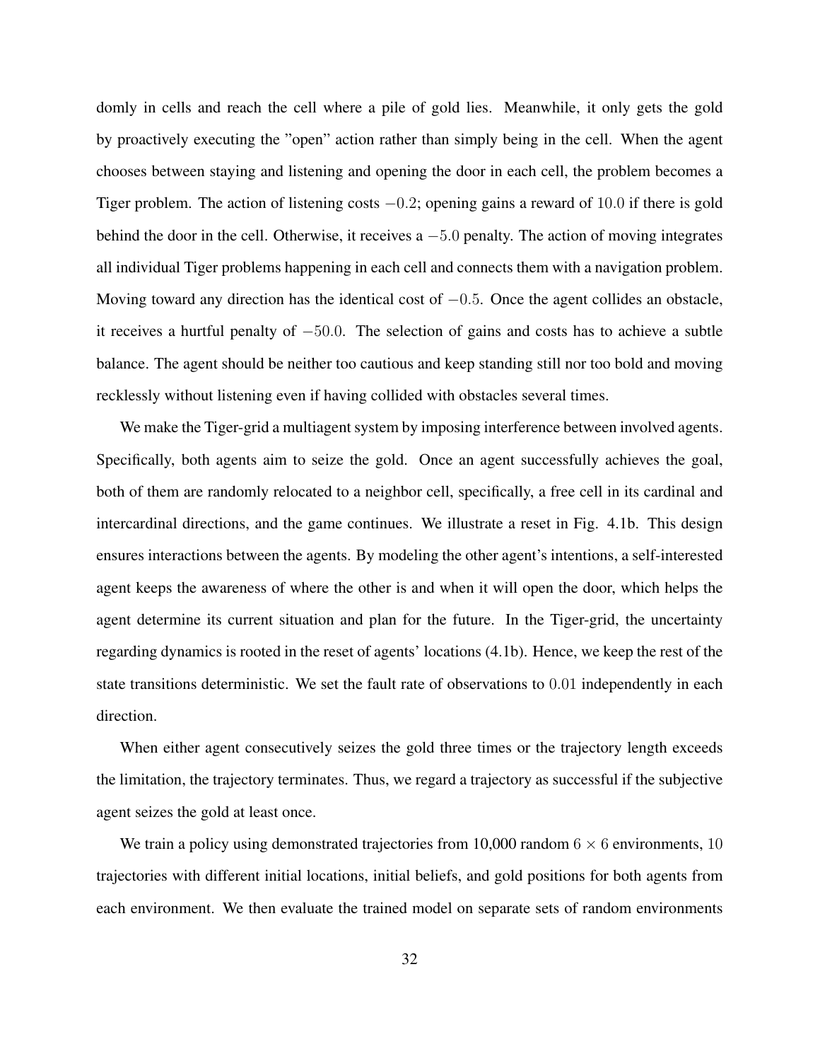domly in cells and reach the cell where a pile of gold lies. Meanwhile, it only gets the gold by proactively executing the "open" action rather than simply being in the cell. When the agent chooses between staying and listening and opening the door in each cell, the problem becomes a Tiger problem. The action of listening costs $-0.2$; opening gains a reward of $10.0$ if there is gold behind the door in the cell. Otherwise, it receives a $-5.0$ penalty. The action of moving integrates all individual Tiger problems happening in each cell and connects them with a navigation problem. Moving toward any direction has the identical cost of $-0.5$. Once the agent collides an obstacle, it receives a hurtful penalty of $-50.0$. The selection of gains and costs has to achieve a subtle balance. The agent should be neither too cautious and keep standing still nor too bold and moving recklessly without listening even if having collided with obstacles several times.

We make the Tiger-grid a multiagent system by imposing interference between involved agents. Specifically, both agents aim to seize the gold. Once an agent successfully achieves the goal, both of them are randomly relocated to a neighbor cell, specifically, a free cell in its cardinal and intercardinal directions, and the game continues. We illustrate a reset in Fig. 4.1b. This design ensures interactions between the agents. By modeling the other agent's intentions, a self-interested agent keeps the awareness of where the other is and when it will open the door, which helps the agent determine its current situation and plan for the future. In the Tiger-grid, the uncertainty regarding dynamics is rooted in the reset of agents' locations (4.1b). Hence, we keep the rest of the state transitions deterministic. We set the fault rate of observations to $0.01$ independently in each direction.

When either agent consecutively seizes the gold three times or the trajectory length exceeds the limitation, the trajectory terminates. Thus, we regard a trajectory as successful if the subjective agent seizes the gold at least once.

We train a policy using demonstrated trajectories from 10,000 random $6 \times 6$ environments, $10$ trajectories with different initial locations, initial beliefs, and gold positions for both agents from each environment. We then evaluate the trained model on separate sets of random environments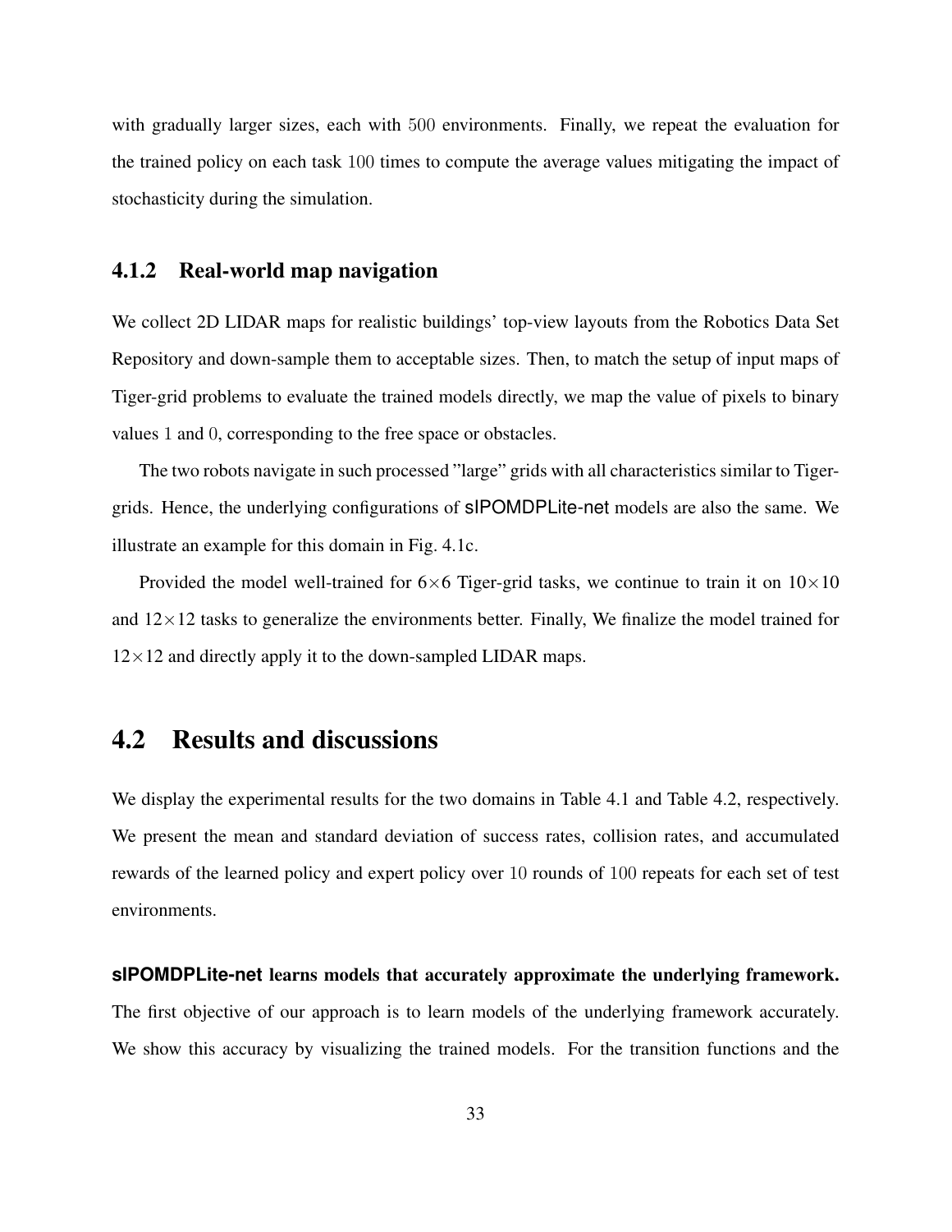with gradually larger sizes, each with $500$ environments. Finally, we repeat the evaluation for the trained policy on each task $100$ times to compute the average values mitigating the impact of stochasticity during the simulation.

### 4.1.2 Real-world map navigation

We collect 2D LIDAR maps for realistic buildings' top-view layouts from the Robotics Data Set Repository and down-sample them to acceptable sizes. Then, to match the setup of input maps of Tiger-grid problems to evaluate the trained models directly, we map the value of pixels to binary values $1$ and $0$, corresponding to the free space or obstacles.

The two robots navigate in such processed "large" grids with all characteristics similar to Tiger-grids. Hence, the underlying configurations of **sIPOMDPLite-net** models are also the same. We illustrate an example for this domain in Fig. 4.1c.

Provided the model well-trained for $6\times 6$ Tiger-grid tasks, we continue to train it on $10\times 10$ and $12\times 12$ tasks to generalize the environments better. Finally, We finalize the model trained for $12\times 12$ and directly apply it to the down-sampled LIDAR maps.

## 4.2 Results and discussions

We display the experimental results for the two domains in Table 4.1 and Table 4.2, respectively. We present the mean and standard deviation of success rates, collision rates, and accumulated rewards of the learned policy and expert policy over $10$ rounds of $100$ repeats for each set of test environments.

**sIPOMDPLite-net learns models that accurately approximate the underlying framework.** The first objective of our approach is to learn models of the underlying framework accurately. We show this accuracy by visualizing the trained models. For the transition functions and the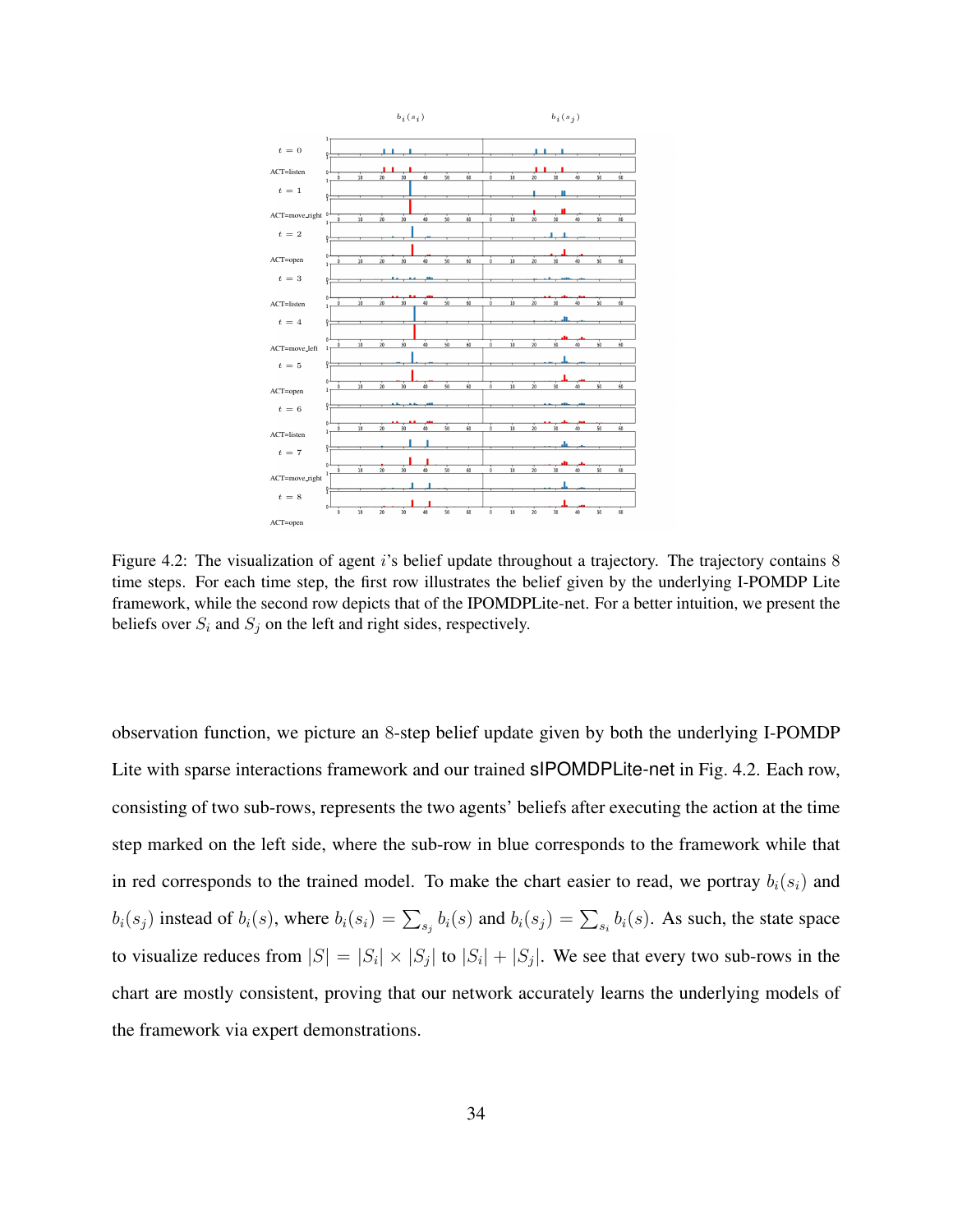Figure 4.2: The visualization of agent $i$'s belief update throughout a trajectory. The trajectory contains 8 time steps. For each time step, the first row illustrates the belief given by the underlying I-POMDP Lite framework, while the second row depicts that of the IPOMDPLite-net. For a better intuition, we present the beliefs over $S_i$ and $S_j$ on the left and right sides, respectively.

observation function, we picture an 8-step belief update given by both the underlying I-POMDP Lite with sparse interactions framework and our trained sIPOMDPLite-net in Fig. 4.2. Each row, consisting of two sub-rows, represents the two agents' beliefs after executing the action at the time step marked on the left side, where the sub-row in blue corresponds to the framework while that in red corresponds to the trained model. To make the chart easier to read, we portray $b_i(s_i)$ and $b_i(s_j)$ instead of $b_i(s)$, where $b_i(s_i) = \sum_{s_j} b_i(s)$ and $b_i(s_j) = \sum_{s_i} b_i(s)$. As such, the state space to visualize reduces from $|S| = |S_i| \times |S_j|$ to $|S_i| + |S_j|$. We see that every two sub-rows in the chart are mostly consistent, proving that our network accurately learns the underlying models of the framework via expert demonstrations.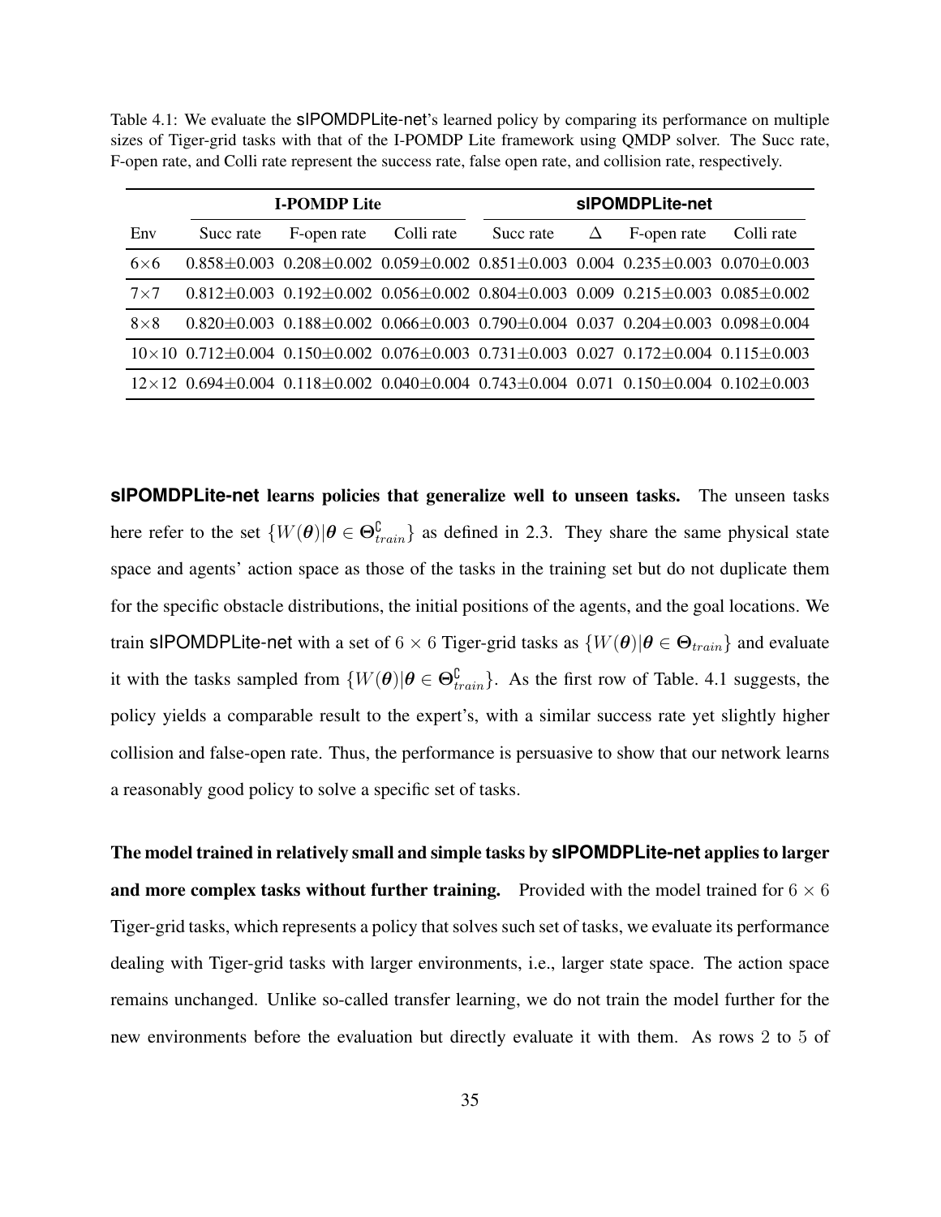Table 4.1: We evaluate the sIPOMDPLite-net's learned policy by comparing its performance on multiple sizes of Tiger-grid tasks with that of the I-POMDP Lite framework using QMDP solver. The Succ rate, F-open rate, and Colli rate represent the success rate, false open rate, and collision rate, respectively.

| | **I-POMDP Lite** | | | **sIPOMDPLite-net** | | | |
|---|---|---|---|---|---|---|---|
| Env | Succ rate | F-open rate | Colli rate | Succ rate | $\Delta$ | F-open rate | Colli rate |
| 6×6 | 0.858±0.003 | 0.208±0.002 | 0.059±0.002 | 0.851±0.003 | 0.004 | 0.235±0.003 | 0.070±0.003 |
| 7×7 | 0.812±0.003 | 0.192±0.002 | 0.056±0.002 | 0.804±0.003 | 0.009 | 0.215±0.003 | 0.085±0.002 |
| 8×8 | 0.820±0.003 | 0.188±0.002 | 0.066±0.003 | 0.790±0.004 | 0.037 | 0.204±0.003 | 0.098±0.004 |
| 10×10 | 0.712±0.004 | 0.150±0.002 | 0.076±0.003 | 0.731±0.003 | 0.027 | 0.172±0.004 | 0.115±0.003 |
| 12×12 | 0.694±0.004 | 0.118±0.002 | 0.040±0.004 | 0.743±0.004 | 0.071 | 0.150±0.004 | 0.102±0.003 |

**sIPOMDPLite-net learns policies that generalize well to unseen tasks.** The unseen tasks here refer to the set $\{W(\boldsymbol{\theta})|\boldsymbol{\theta} \in \Theta_{train}^{\complement}\}$ as defined in 2.3. They share the same physical state space and agents' action space as those of the tasks in the training set but do not duplicate them for the specific obstacle distributions, the initial positions of the agents, and the goal locations. We train sIPOMDPLite-net with a set of $6 \times 6$ Tiger-grid tasks as $\{W(\boldsymbol{\theta})|\boldsymbol{\theta} \in \Theta_{train}\}$ and evaluate it with the tasks sampled from $\{W(\boldsymbol{\theta})|\boldsymbol{\theta} \in \Theta_{train}^{\complement}\}$. As the first row of Table. 4.1 suggests, the policy yields a comparable result to the expert's, with a similar success rate yet slightly higher collision and false-open rate. Thus, the performance is persuasive to show that our network learns a reasonably good policy to solve a specific set of tasks.

**The model trained in relatively small and simple tasks by sIPOMDPLite-net applies to larger and more complex tasks without further training.** Provided with the model trained for $6 \times 6$ Tiger-grid tasks, which represents a policy that solves such set of tasks, we evaluate its performance dealing with Tiger-grid tasks with larger environments, i.e., larger state space. The action space remains unchanged. Unlike so-called transfer learning, we do not train the model further for the new environments before the evaluation but directly evaluate it with them. As rows 2 to 5 of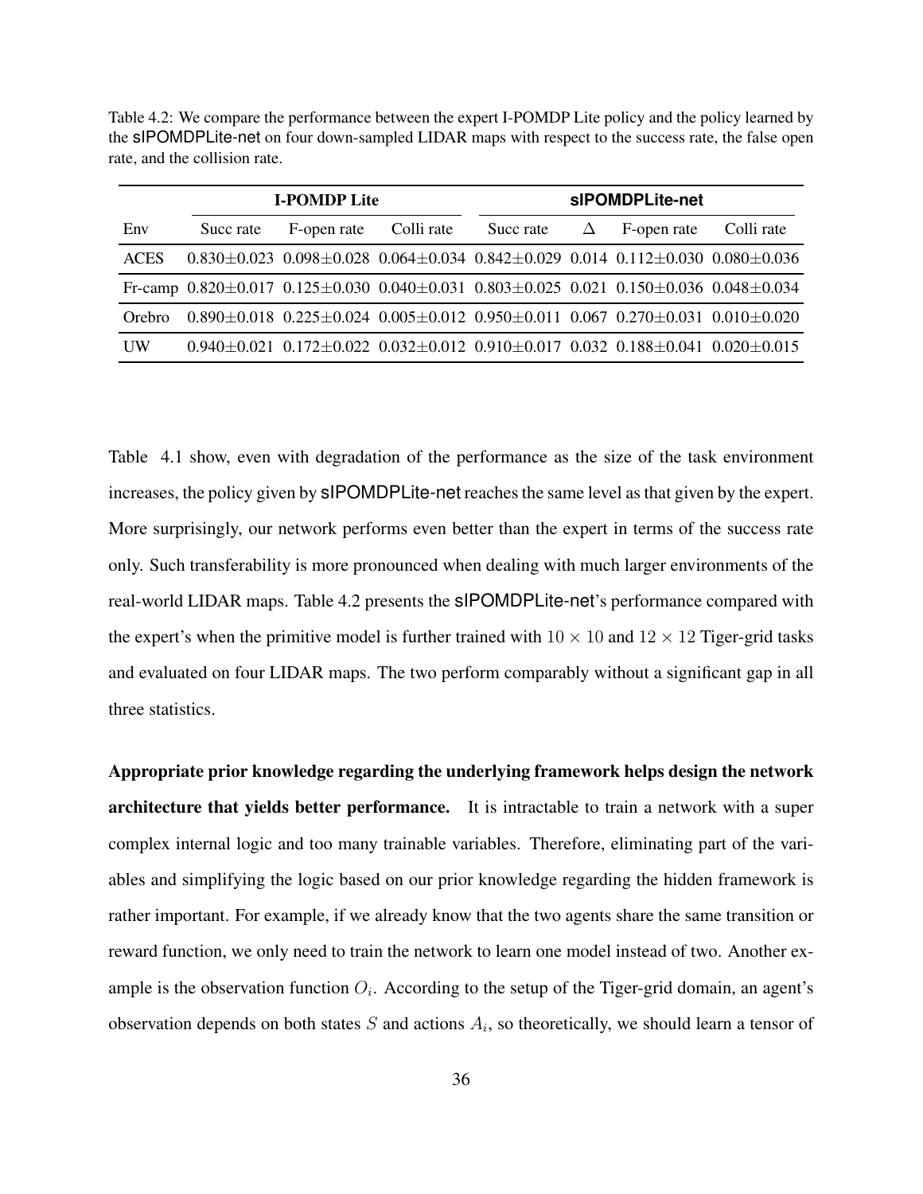Table 4.2: We compare the performance between the expert I-POMDP Lite policy and the policy learned by the sIPOMDPLite-net on four down-sampled LIDAR maps with respect to the success rate, the false open rate, and the collision rate.

| | **I-POMDP Lite** | | | **sIPOMDPLite-net** | | | |
|---|---|---|---|---|---|---|---|
| Env | Succ rate | F-open rate | Colli rate | Succ rate | $\Delta$ | F-open rate | Colli rate |
| ACES | $0.830\pm0.023$ | $0.098\pm0.028$ | $0.064\pm0.034$ | $0.842\pm0.029$ | 0.014 | $0.112\pm0.030$ | $0.080\pm0.036$ |
| Fr-camp | $0.820\pm0.017$ | $0.125\pm0.030$ | $0.040\pm0.031$ | $0.803\pm0.025$ | 0.021 | $0.150\pm0.036$ | $0.048\pm0.034$ |
| Orebro | $0.890\pm0.018$ | $0.225\pm0.024$ | $0.005\pm0.012$ | $0.950\pm0.011$ | 0.067 | $0.270\pm0.031$ | $0.010\pm0.020$ |
| UW | $0.940\pm0.021$ | $0.172\pm0.022$ | $0.032\pm0.012$ | $0.910\pm0.017$ | 0.032 | $0.188\pm0.041$ | $0.020\pm0.015$ |

Table 4.1 show, even with degradation of the performance as the size of the task environment increases, the policy given by sIPOMDPLite-net reaches the same level as that given by the expert. More surprisingly, our network performs even better than the expert in terms of the success rate only. Such transferability is more pronounced when dealing with much larger environments of the real-world LIDAR maps. Table 4.2 presents the sIPOMDPLite-net's performance compared with the expert's when the primitive model is further trained with $10 \times 10$ and $12 \times 12$ Tiger-grid tasks and evaluated on four LIDAR maps. The two perform comparably without a significant gap in all three statistics.

**Appropriate prior knowledge regarding the underlying framework helps design the network architecture that yields better performance.** It is intractable to train a network with a super complex internal logic and too many trainable variables. Therefore, eliminating part of the variables and simplifying the logic based on our prior knowledge regarding the hidden framework is rather important. For example, if we already know that the two agents share the same transition or reward function, we only need to train the network to learn one model instead of two. Another example is the observation function $O_i$. According to the setup of the Tiger-grid domain, an agent's observation depends on both states $S$ and actions $A_i$, so theoretically, we should learn a tensor of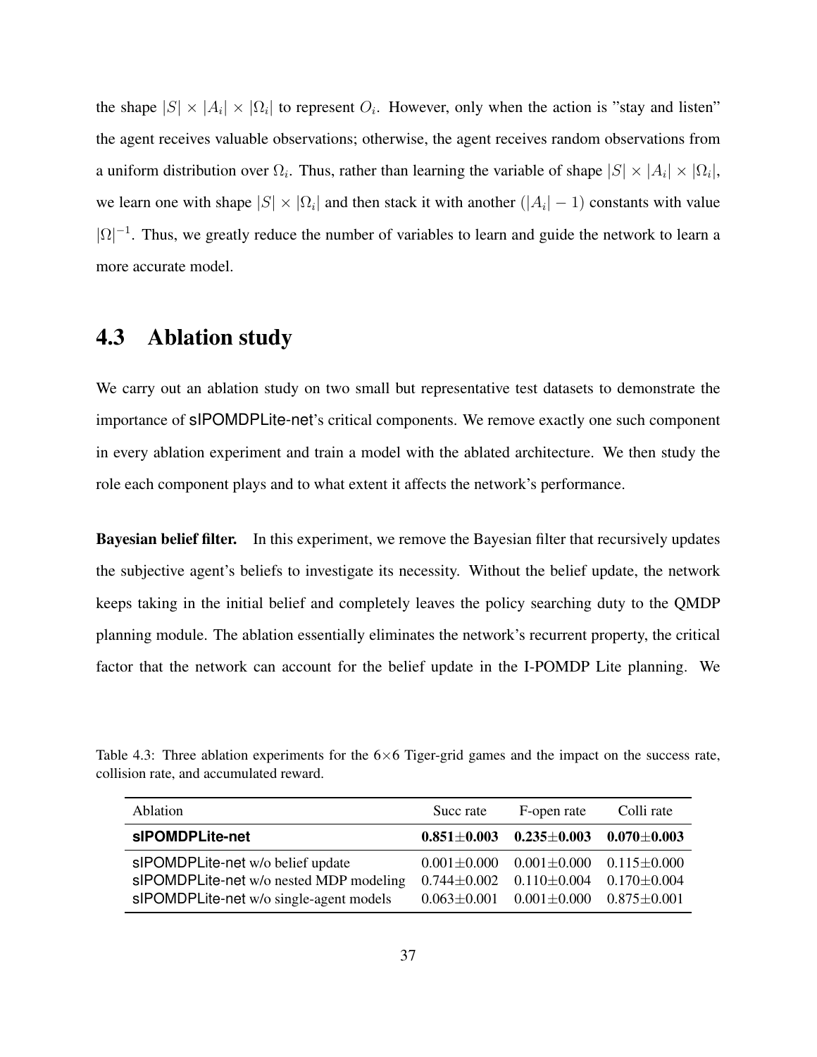the shape $|S| \times |A_i| \times |\Omega_i|$ to represent $O_i$. However, only when the action is "stay and listen" the agent receives valuable observations; otherwise, the agent receives random observations from a uniform distribution over $\Omega_i$. Thus, rather than learning the variable of shape $|S| \times |A_i| \times |\Omega_i|$, we learn one with shape $|S| \times |\Omega_i|$ and then stack it with another $(|A_i| - 1)$ constants with value $|\Omega|^{-1}$. Thus, we greatly reduce the number of variables to learn and guide the network to learn a more accurate model.

## 4.3 Ablation study

We carry out an ablation study on two small but representative test datasets to demonstrate the importance of sIPOMDPLite-net's critical components. We remove exactly one such component in every ablation experiment and train a model with the ablated architecture. We then study the role each component plays and to what extent it affects the network's performance.

**Bayesian belief filter.** In this experiment, we remove the Bayesian filter that recursively updates the subjective agent's beliefs to investigate its necessity. Without the belief update, the network keeps taking in the initial belief and completely leaves the policy searching duty to the QMDP planning module. The ablation essentially eliminates the network's recurrent property, the critical factor that the network can account for the belief update in the I-POMDP Lite planning. We

Table 4.3: Three ablation experiments for the 6×6 Tiger-grid games and the impact on the success rate, collision rate, and accumulated reward.

| Ablation | Succ rate | F-open rate | Colli rate |
|---|---|---|---|
| **sIPOMDPLite-net** | **0.851±0.003** | **0.235±0.003** | **0.070±0.003** |
| sIPOMDPLite-net w/o belief update | 0.001±0.000 | 0.001±0.000 | 0.115±0.000 |
| sIPOMDPLite-net w/o nested MDP modeling | 0.744±0.002 | 0.110±0.004 | 0.170±0.004 |
| sIPOMDPLite-net w/o single-agent models | 0.063±0.001 | 0.001±0.000 | 0.875±0.001 |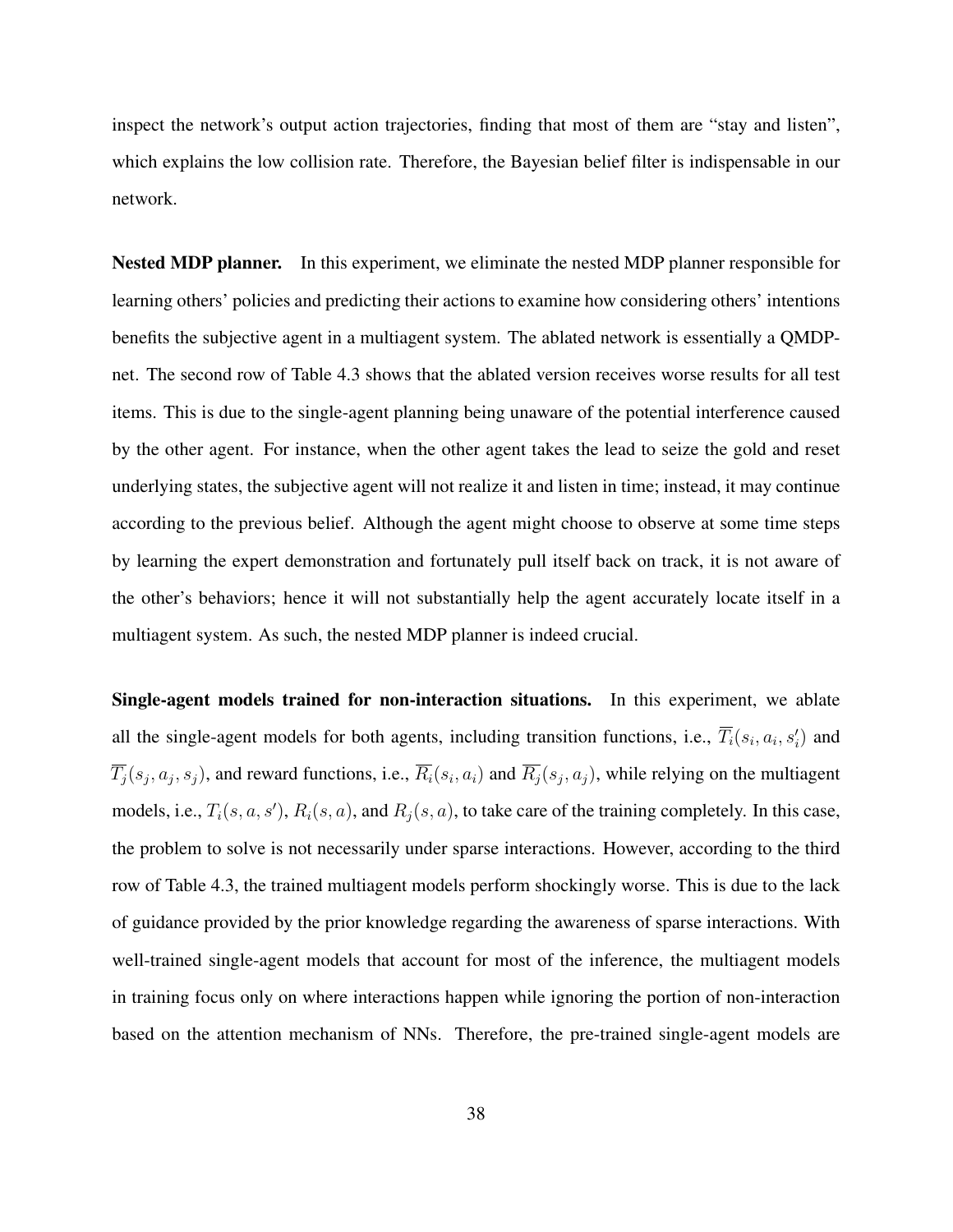inspect the network's output action trajectories, finding that most of them are "stay and listen", which explains the low collision rate. Therefore, the Bayesian belief filter is indispensable in our network.

**Nested MDP planner.** In this experiment, we eliminate the nested MDP planner responsible for learning others' policies and predicting their actions to examine how considering others' intentions benefits the subjective agent in a multiagent system. The ablated network is essentially a QMDP-net. The second row of Table 4.3 shows that the ablated version receives worse results for all test items. This is due to the single-agent planning being unaware of the potential interference caused by the other agent. For instance, when the other agent takes the lead to seize the gold and reset underlying states, the subjective agent will not realize it and listen in time; instead, it may continue according to the previous belief. Although the agent might choose to observe at some time steps by learning the expert demonstration and fortunately pull itself back on track, it is not aware of the other's behaviors; hence it will not substantially help the agent accurately locate itself in a multiagent system. As such, the nested MDP planner is indeed crucial.

**Single-agent models trained for non-interaction situations.** In this experiment, we ablate all the single-agent models for both agents, including transition functions, i.e., $\overline{T_i}(s_i, a_i, s_i')$ and $\overline{T_j}(s_j, a_j, s_j)$, and reward functions, i.e., $\overline{R_i}(s_i, a_i)$ and $\overline{R_j}(s_j, a_j)$, while relying on the multiagent models, i.e., $T_i(s, a, s')$, $R_i(s, a)$, and $R_j(s, a)$, to take care of the training completely. In this case, the problem to solve is not necessarily under sparse interactions. However, according to the third row of Table 4.3, the trained multiagent models perform shockingly worse. This is due to the lack of guidance provided by the prior knowledge regarding the awareness of sparse interactions. With well-trained single-agent models that account for most of the inference, the multiagent models in training focus only on where interactions happen while ignoring the portion of non-interaction based on the attention mechanism of NNs. Therefore, the pre-trained single-agent models are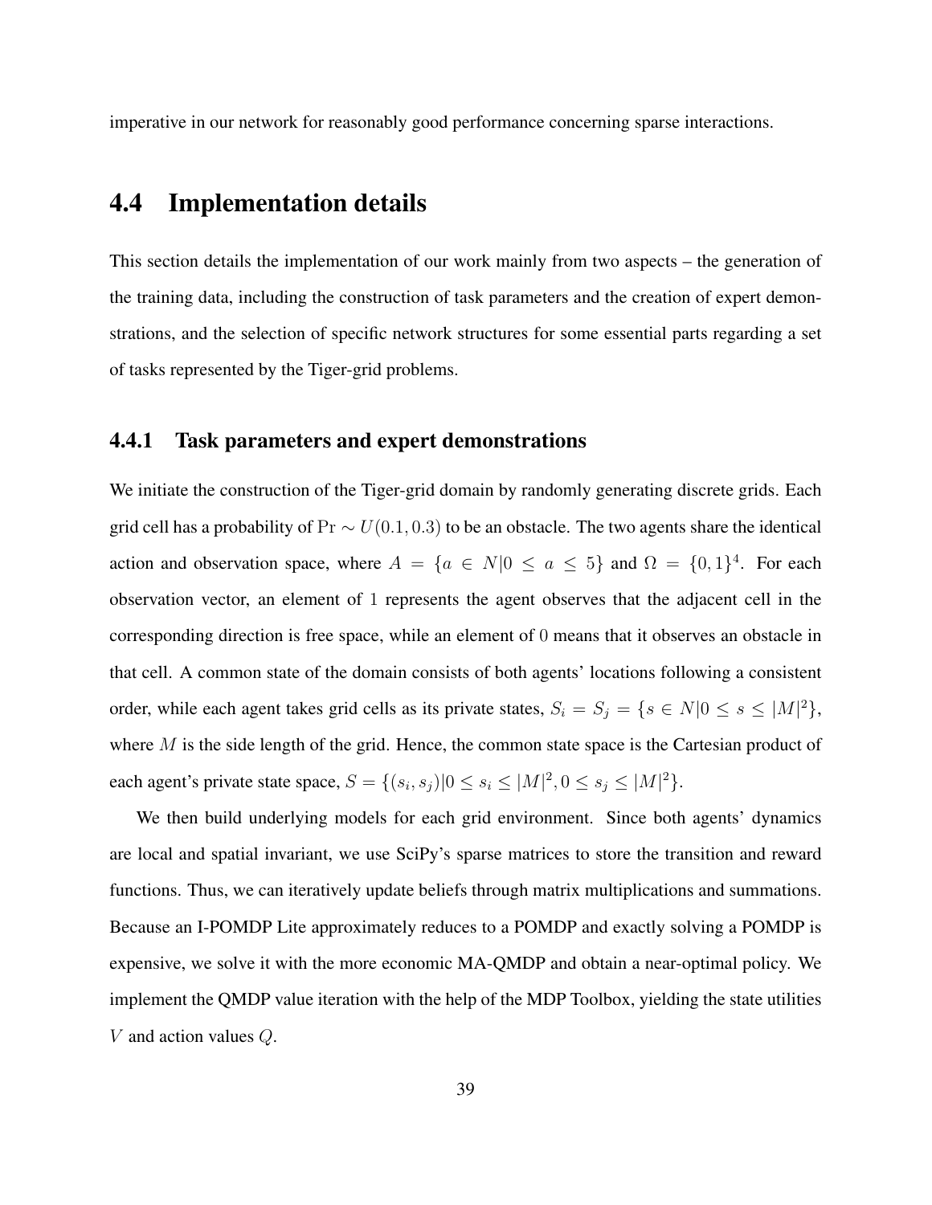imperative in our network for reasonably good performance concerning sparse interactions.

## 4.4 Implementation details

This section details the implementation of our work mainly from two aspects – the generation of the training data, including the construction of task parameters and the creation of expert demonstrations, and the selection of specific network structures for some essential parts regarding a set of tasks represented by the Tiger-grid problems.

### 4.4.1 Task parameters and expert demonstrations

We initiate the construction of the Tiger-grid domain by randomly generating discrete grids. Each grid cell has a probability of $\Pr \sim U(0.1, 0.3)$ to be an obstacle. The two agents share the identical action and observation space, where $A = \{a \in N | 0 \leq a \leq 5\}$ and $\Omega = \{0, 1\}^4$. For each observation vector, an element of $1$ represents the agent observes that the adjacent cell in the corresponding direction is free space, while an element of $0$ means that it observes an obstacle in that cell. A common state of the domain consists of both agents' locations following a consistent order, while each agent takes grid cells as its private states, $S_i = S_j = \{s \in N | 0 \leq s \leq |M|^2\}$, where $M$ is the side length of the grid. Hence, the common state space is the Cartesian product of each agent's private state space, $S = \{(s_i, s_j) | 0 \leq s_i \leq |M|^2, 0 \leq s_j \leq |M|^2\}$.

We then build underlying models for each grid environment. Since both agents' dynamics are local and spatial invariant, we use SciPy's sparse matrices to store the transition and reward functions. Thus, we can iteratively update beliefs through matrix multiplications and summations. Because an I-POMDP Lite approximately reduces to a POMDP and exactly solving a POMDP is expensive, we solve it with the more economic MA-QMDP and obtain a near-optimal policy. We implement the QMDP value iteration with the help of the MDP Toolbox, yielding the state utilities $V$ and action values $Q$.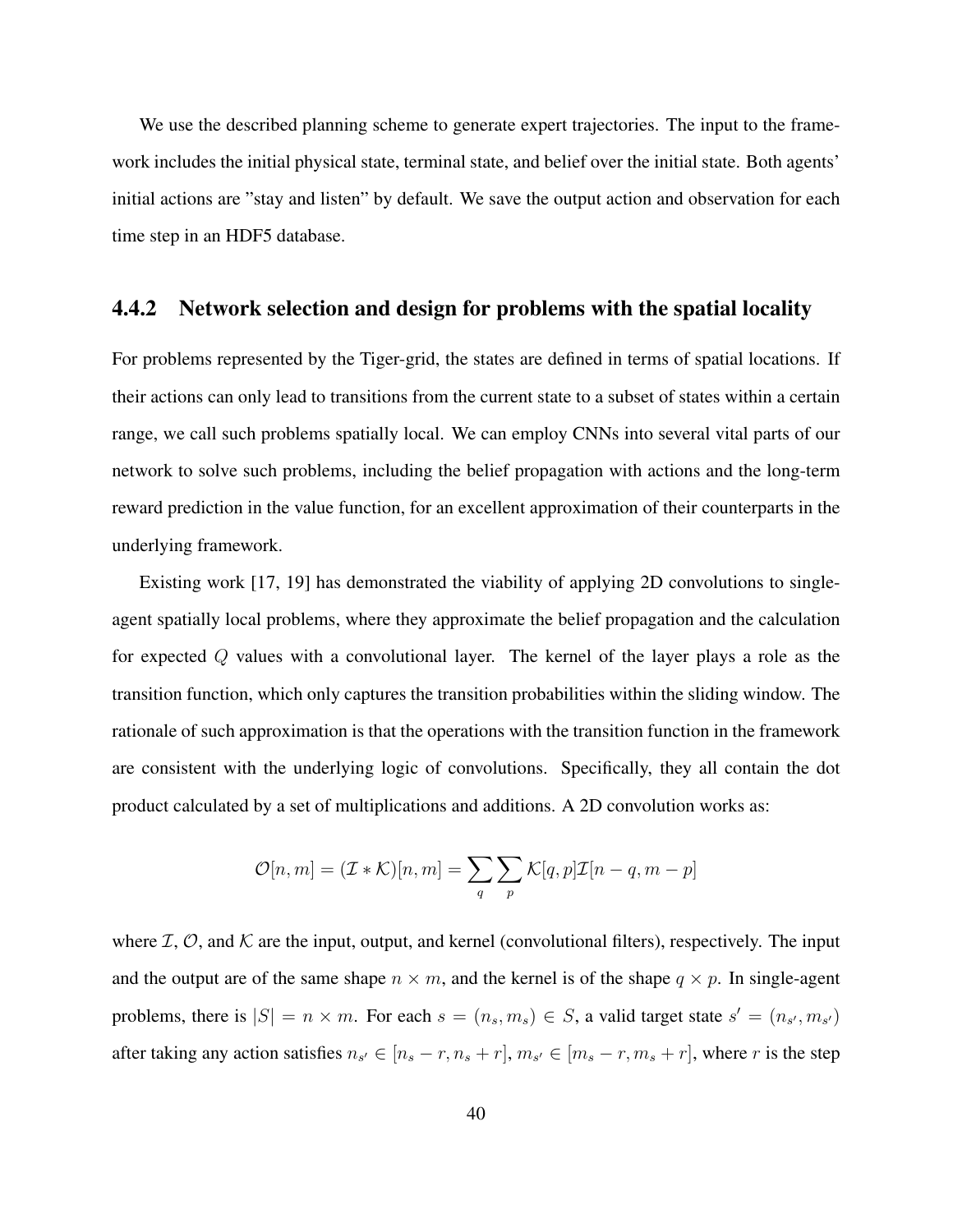We use the described planning scheme to generate expert trajectories. The input to the framework includes the initial physical state, terminal state, and belief over the initial state. Both agents' initial actions are "stay and listen" by default. We save the output action and observation for each time step in an HDF5 database.

### 4.4.2 Network selection and design for problems with the spatial locality

For problems represented by the Tiger-grid, the states are defined in terms of spatial locations. If their actions can only lead to transitions from the current state to a subset of states within a certain range, we call such problems spatially local. We can employ CNNs into several vital parts of our network to solve such problems, including the belief propagation with actions and the long-term reward prediction in the value function, for an excellent approximation of their counterparts in the underlying framework.

Existing work [17, 19] has demonstrated the viability of applying 2D convolutions to single-agent spatially local problems, where they approximate the belief propagation and the calculation for expected $Q$ values with a convolutional layer. The kernel of the layer plays a role as the transition function, which only captures the transition probabilities within the sliding window. The rationale of such approximation is that the operations with the transition function in the framework are consistent with the underlying logic of convolutions. Specifically, they all contain the dot product calculated by a set of multiplications and additions. A 2D convolution works as:

$$\mathcal{O}[n, m] = (\mathcal{I} * \mathcal{K})[n, m] = \sum_{q} \sum_{p} \mathcal{K}[q, p] \mathcal{I}[n - q, m - p]$$

where $\mathcal{I}$, $\mathcal{O}$, and $\mathcal{K}$ are the input, output, and kernel (convolutional filters), respectively. The input and the output are of the same shape $n \times m$, and the kernel is of the shape $q \times p$. In single-agent problems, there is $|S| = n \times m$. For each $s = (n_s, m_s) \in S$, a valid target state $s' = (n_{s'}, m_{s'})$ after taking any action satisfies $n_{s'} \in [n_s - r, n_s + r]$, $m_{s'} \in [m_s - r, m_s + r]$, where $r$ is the step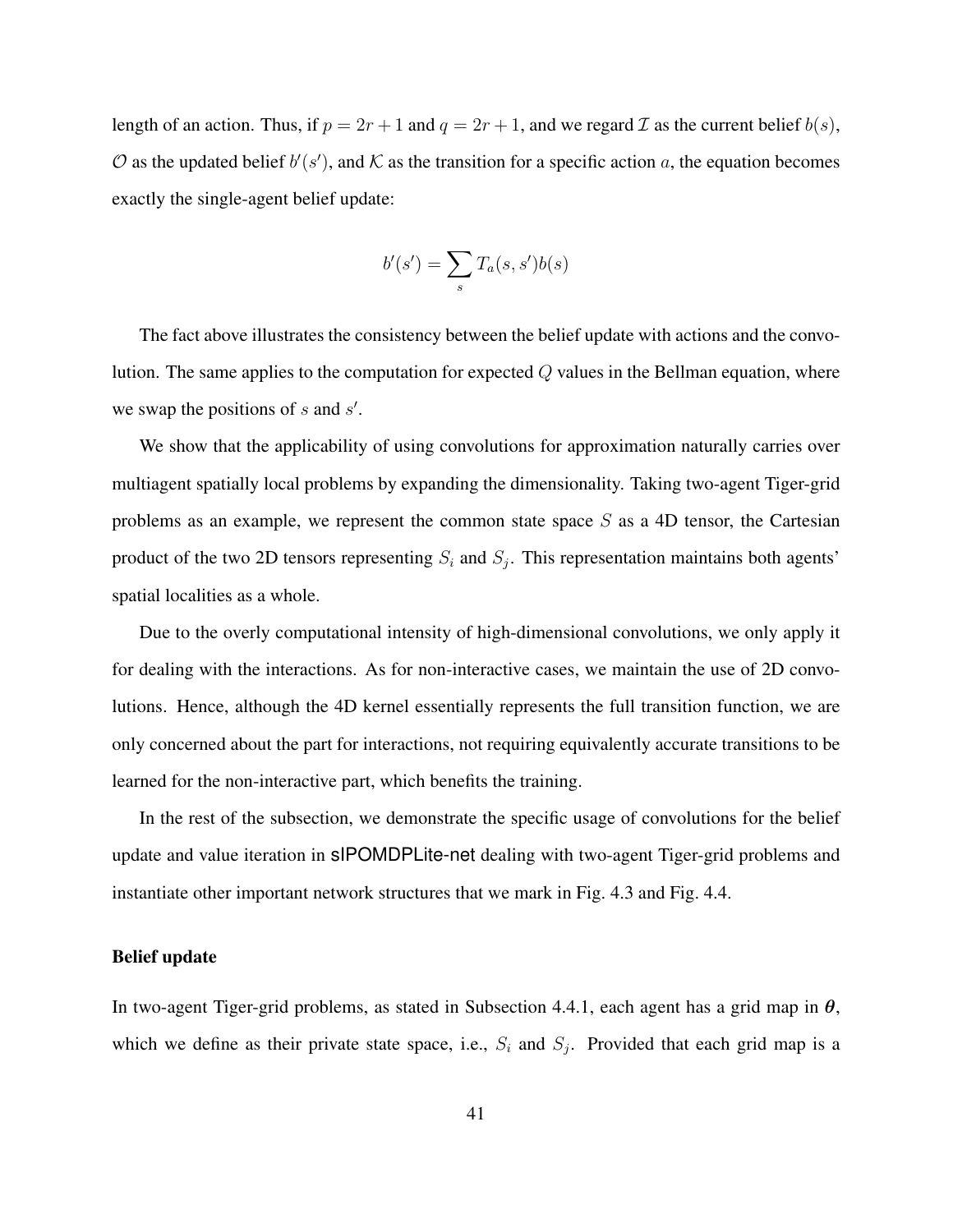length of an action. Thus, if $p = 2r + 1$ and $q = 2r + 1$, and we regard $\mathcal{I}$ as the current belief $b(s)$, $\mathcal{O}$ as the updated belief $b'(s')$, and $\mathcal{K}$ as the transition for a specific action $a$, the equation becomes exactly the single-agent belief update:

$$b'(s') = \sum_{s} T_a(s, s')b(s)$$

The fact above illustrates the consistency between the belief update with actions and the convolution. The same applies to the computation for expected $Q$ values in the Bellman equation, where we swap the positions of $s$ and $s'$.

We show that the applicability of using convolutions for approximation naturally carries over multiagent spatially local problems by expanding the dimensionality. Taking two-agent Tiger-grid problems as an example, we represent the common state space $S$ as a 4D tensor, the Cartesian product of the two 2D tensors representing $S_i$ and $S_j$. This representation maintains both agents' spatial localities as a whole.

Due to the overly computational intensity of high-dimensional convolutions, we only apply it for dealing with the interactions. As for non-interactive cases, we maintain the use of 2D convolutions. Hence, although the 4D kernel essentially represents the full transition function, we are only concerned about the part for interactions, not requiring equivalently accurate transitions to be learned for the non-interactive part, which benefits the training.

In the rest of the subsection, we demonstrate the specific usage of convolutions for the belief update and value iteration in sIPOMDPLite-net dealing with two-agent Tiger-grid problems and instantiate other important network structures that we mark in Fig. 4.3 and Fig. 4.4.

**Belief update**

In two-agent Tiger-grid problems, as stated in Subsection 4.4.1, each agent has a grid map in $\boldsymbol{\theta}$, which we define as their private state space, i.e., $S_i$ and $S_j$. Provided that each grid map is a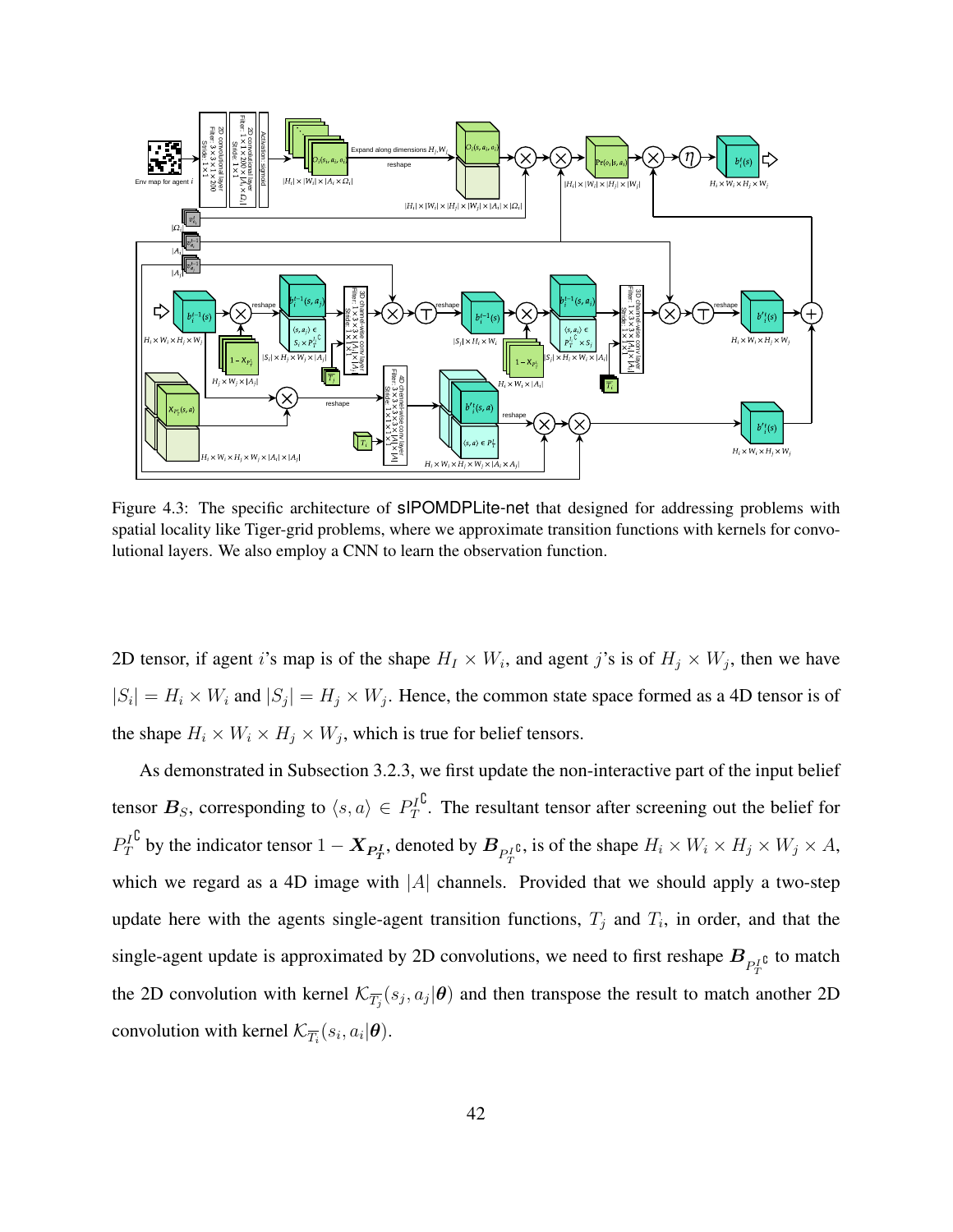Figure 4.3: The specific architecture of sIPOMDPLite-net that designed for addressing problems with spatial locality like Tiger-grid problems, where we approximate transition functions with kernels for convolutional layers. We also employ a CNN to learn the observation function.

2D tensor, if agent $i$'s map is of the shape $H_I \times W_i$, and agent $j$'s is of $H_j \times W_j$, then we have $|S_i| = H_i \times W_i$ and $|S_j| = H_j \times W_j$. Hence, the common state space formed as a 4D tensor is of the shape $H_i \times W_i \times H_j \times W_j$, which is true for belief tensors.

As demonstrated in Subsection 3.2.3, we first update the non-interactive part of the input belief tensor $\boldsymbol{B}_S$, corresponding to $\langle s, a \rangle \in P_T^{I\complement}$. The resultant tensor after screening out the belief for $P_T^{I\complement}$ by the indicator tensor $1 - \boldsymbol{X}_{\boldsymbol{P_T^I}}$, denoted by $\boldsymbol{B}_{P_T^{I\complement}}$, is of the shape $H_i \times W_i \times H_j \times W_j \times A$, which we regard as a 4D image with $|A|$ channels. Provided that we should apply a two-step update here with the agents single-agent transition functions, $T_j$ and $T_i$, in order, and that the single-agent update is approximated by 2D convolutions, we need to first reshape $\boldsymbol{B}_{P_T^{I\complement}}$ to match the 2D convolution with kernel $\mathcal{K}_{\overline{T_j}}(s_j, a_j|\boldsymbol{\theta})$ and then transpose the result to match another 2D convolution with kernel $\mathcal{K}_{\overline{T_i}}(s_i, a_i|\boldsymbol{\theta})$.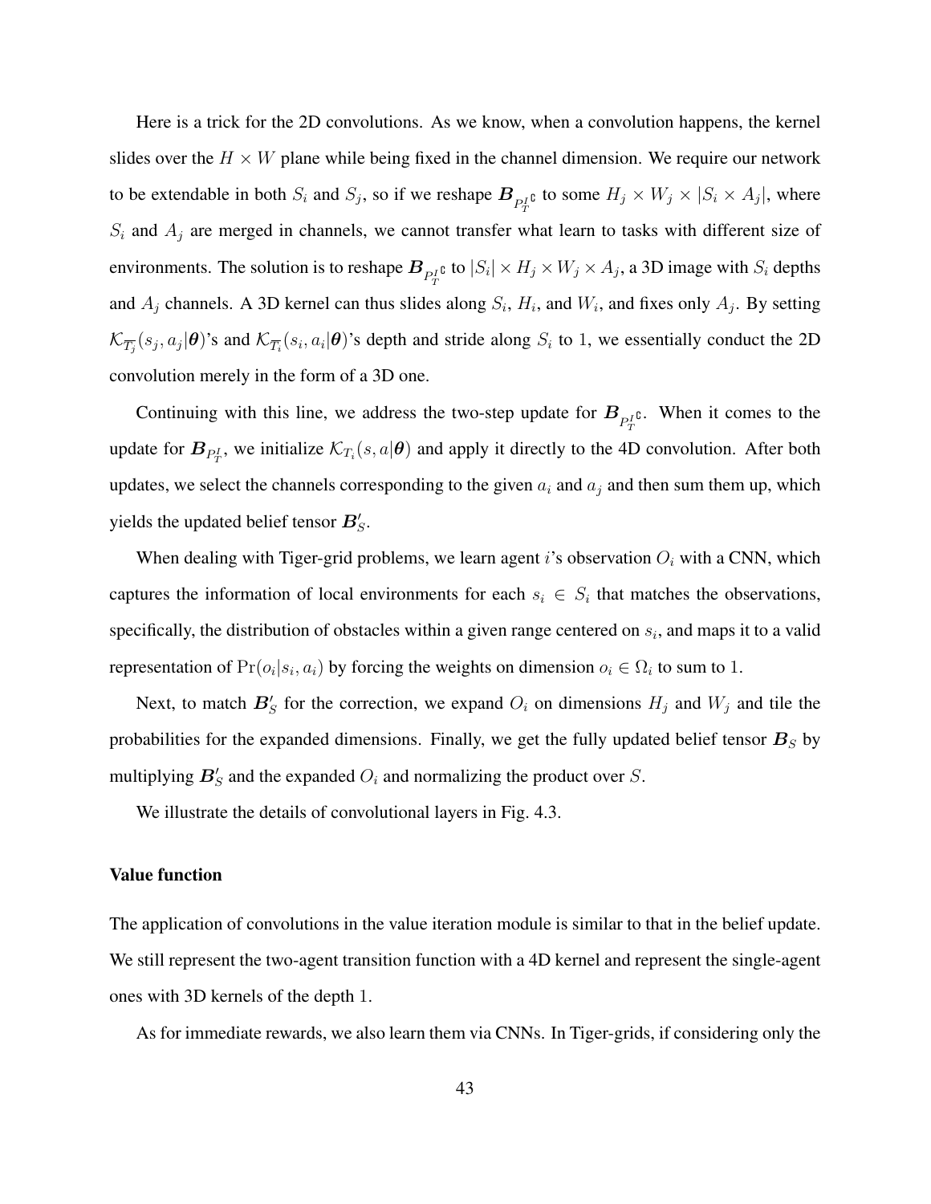Here is a trick for the 2D convolutions. As we know, when a convolution happens, the kernel slides over the $H \times W$ plane while being fixed in the channel dimension. We require our network to be extendable in both $S_i$ and $S_j$, so if we reshape $\boldsymbol{B}_{P_T^I{}^\complement}$ to some $H_j \times W_j \times |S_i \times A_j|$, where $S_i$ and $A_j$ are merged in channels, we cannot transfer what learn to tasks with different size of environments. The solution is to reshape $\boldsymbol{B}_{P_T^I{}^\complement}$ to $|S_i| \times H_j \times W_j \times A_j$, a 3D image with $S_i$ depths and $A_j$ channels. A 3D kernel can thus slides along $S_i$, $H_i$, and $W_i$, and fixes only $A_j$. By setting $\mathcal{K}_{\overline{T_j}}(s_j, a_j|\boldsymbol{\theta})$'s and $\mathcal{K}_{\overline{T_i}}(s_i, a_i|\boldsymbol{\theta})$'s depth and stride along $S_i$ to 1, we essentially conduct the 2D convolution merely in the form of a 3D one.

Continuing with this line, we address the two-step update for $\boldsymbol{B}_{P_T^I{}^\complement}$. When it comes to the update for $\boldsymbol{B}_{P_T^I}$, we initialize $\mathcal{K}_{T_i}(s, a|\boldsymbol{\theta})$ and apply it directly to the 4D convolution. After both updates, we select the channels corresponding to the given $a_i$ and $a_j$ and then sum them up, which yields the updated belief tensor $\boldsymbol{B}'_S$.

When dealing with Tiger-grid problems, we learn agent $i$'s observation $O_i$ with a CNN, which captures the information of local environments for each $s_i \in S_i$ that matches the observations, specifically, the distribution of obstacles within a given range centered on $s_i$, and maps it to a valid representation of $\Pr(o_i|s_i, a_i)$ by forcing the weights on dimension $o_i \in \Omega_i$ to sum to 1.

Next, to match $\boldsymbol{B}'_S$ for the correction, we expand $O_i$ on dimensions $H_j$ and $W_j$ and tile the probabilities for the expanded dimensions. Finally, we get the fully updated belief tensor $\boldsymbol{B}_S$ by multiplying $\boldsymbol{B}'_S$ and the expanded $O_i$ and normalizing the product over $S$.

We illustrate the details of convolutional layers in Fig. 4.3.

### Value function

The application of convolutions in the value iteration module is similar to that in the belief update. We still represent the two-agent transition function with a 4D kernel and represent the single-agent ones with 3D kernels of the depth 1.

As for immediate rewards, we also learn them via CNNs. In Tiger-grids, if considering only the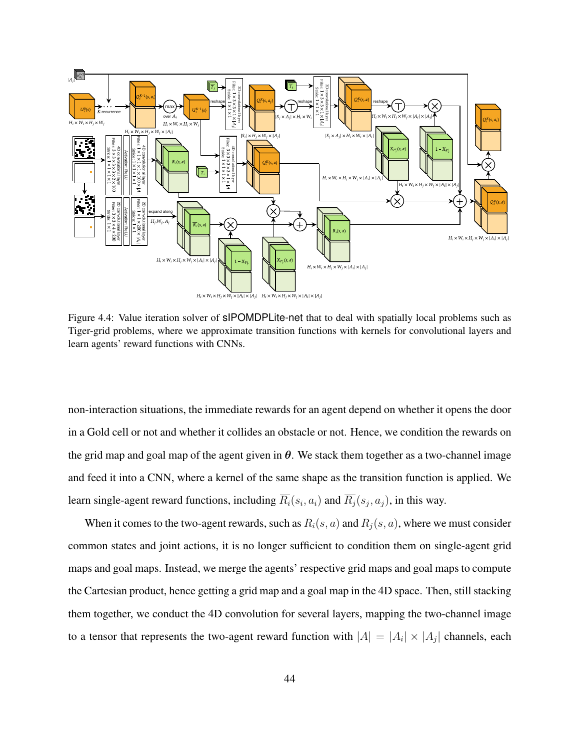Figure 4.4: Value iteration solver of sIPOMDPLite-net that to deal with spatially local problems such as Tiger-grid problems, where we approximate transition functions with kernels for convolutional layers and learn agents' reward functions with CNNs.

non-interaction situations, the immediate rewards for an agent depend on whether it opens the door in a Gold cell or not and whether it collides an obstacle or not. Hence, we condition the rewards on the grid map and goal map of the agent given in $\boldsymbol{\theta}$. We stack them together as a two-channel image and feed it into a CNN, where a kernel of the same shape as the transition function is applied. We learn single-agent reward functions, including $\overline{R_i}(s_i, a_i)$ and $\overline{R_j}(s_j, a_j)$, in this way.

When it comes to the two-agent rewards, such as $R_i(s, a)$ and $R_j(s, a)$, where we must consider common states and joint actions, it is no longer sufficient to condition them on single-agent grid maps and goal maps. Instead, we merge the agents' respective grid maps and goal maps to compute the Cartesian product, hence getting a grid map and a goal map in the 4D space. Then, still stacking them together, we conduct the 4D convolution for several layers, mapping the two-channel image to a tensor that represents the two-agent reward function with $|A| = |A_i| \times |A_j|$ channels, each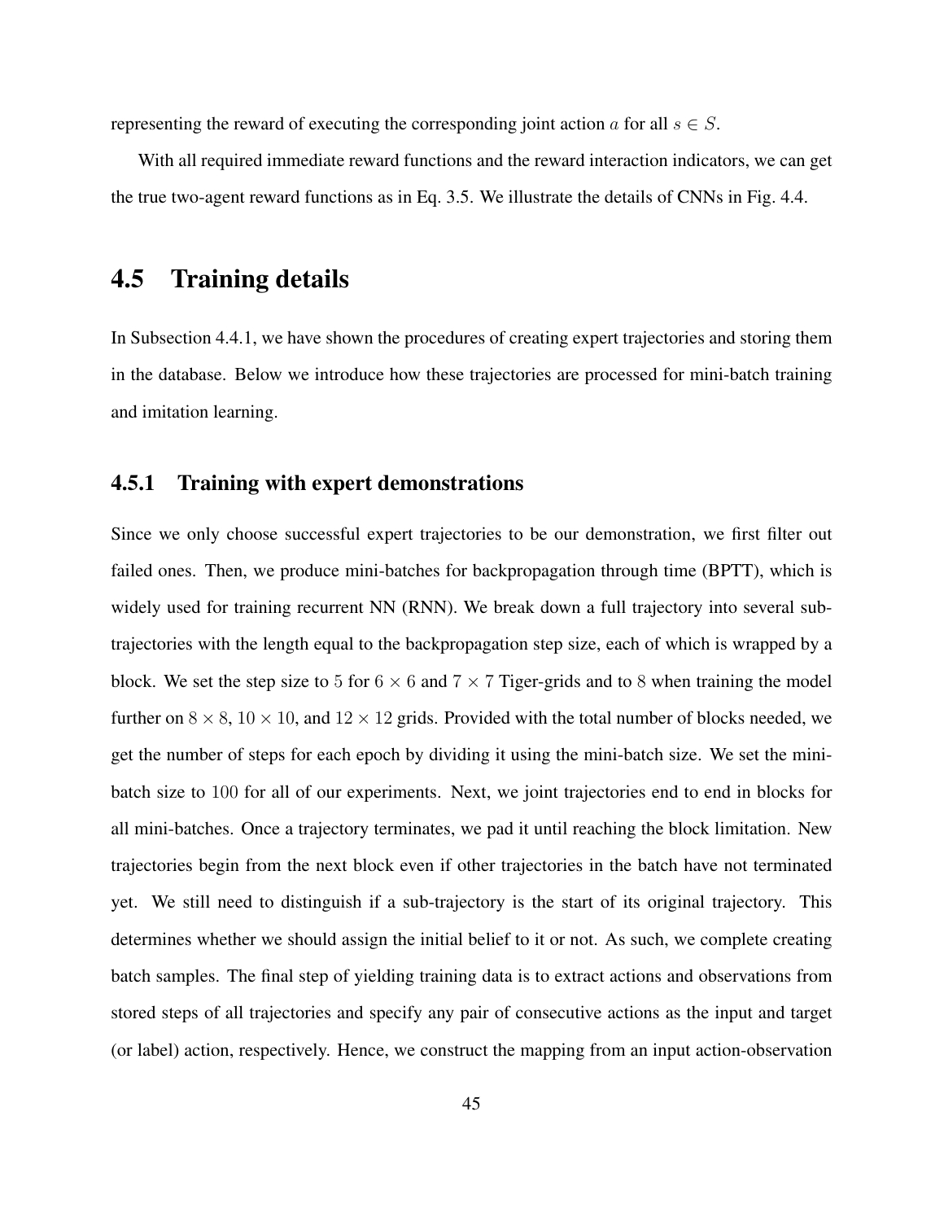representing the reward of executing the corresponding joint action $a$ for all $s \in S$.

With all required immediate reward functions and the reward interaction indicators, we can get the true two-agent reward functions as in Eq. 3.5. We illustrate the details of CNNs in Fig. 4.4.

## 4.5 Training details

In Subsection 4.4.1, we have shown the procedures of creating expert trajectories and storing them in the database. Below we introduce how these trajectories are processed for mini-batch training and imitation learning.

### 4.5.1 Training with expert demonstrations

Since we only choose successful expert trajectories to be our demonstration, we first filter out failed ones. Then, we produce mini-batches for backpropagation through time (BPTT), which is widely used for training recurrent NN (RNN). We break down a full trajectory into several sub-trajectories with the length equal to the backpropagation step size, each of which is wrapped by a block. We set the step size to $5$ for $6 \times 6$ and $7 \times 7$ Tiger-grids and to $8$ when training the model further on $8 \times 8$, $10 \times 10$, and $12 \times 12$ grids. Provided with the total number of blocks needed, we get the number of steps for each epoch by dividing it using the mini-batch size. We set the mini-batch size to $100$ for all of our experiments. Next, we joint trajectories end to end in blocks for all mini-batches. Once a trajectory terminates, we pad it until reaching the block limitation. New trajectories begin from the next block even if other trajectories in the batch have not terminated yet. We still need to distinguish if a sub-trajectory is the start of its original trajectory. This determines whether we should assign the initial belief to it or not. As such, we complete creating batch samples. The final step of yielding training data is to extract actions and observations from stored steps of all trajectories and specify any pair of consecutive actions as the input and target (or label) action, respectively. Hence, we construct the mapping from an input action-observation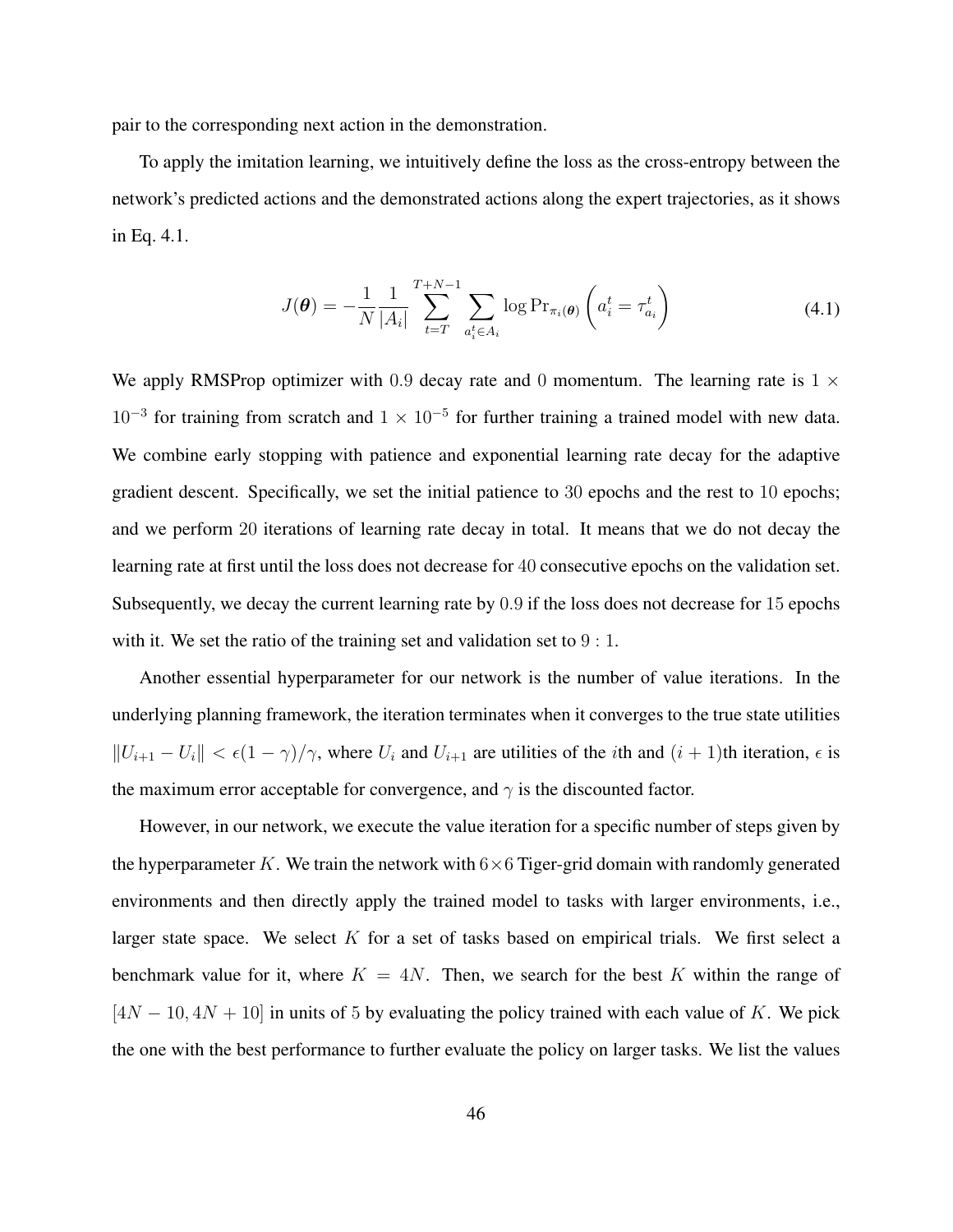pair to the corresponding next action in the demonstration.

To apply the imitation learning, we intuitively define the loss as the cross-entropy between the network's predicted actions and the demonstrated actions along the expert trajectories, as it shows in Eq. 4.1.

$$J(\boldsymbol{\theta}) = -\frac{1}{N}\frac{1}{|A_i|}\sum_{t=T}^{T+N-1}\sum_{a_i^t \in A_i} \log \Pr_{\pi_i(\boldsymbol{\theta})}\left(a_i^t = \tau_{a_i}^t\right) \tag{4.1}$$

We apply RMSProp optimizer with $0.9$ decay rate and $0$ momentum. The learning rate is $1 \times 10^{-3}$ for training from scratch and $1 \times 10^{-5}$ for further training a trained model with new data. We combine early stopping with patience and exponential learning rate decay for the adaptive gradient descent. Specifically, we set the initial patience to $30$ epochs and the rest to $10$ epochs; and we perform $20$ iterations of learning rate decay in total. It means that we do not decay the learning rate at first until the loss does not decrease for $40$ consecutive epochs on the validation set. Subsequently, we decay the current learning rate by $0.9$ if the loss does not decrease for $15$ epochs with it. We set the ratio of the training set and validation set to $9:1$.

Another essential hyperparameter for our network is the number of value iterations. In the underlying planning framework, the iteration terminates when it converges to the true state utilities $\|U_{i+1} - U_i\| < \epsilon(1-\gamma)/\gamma$, where $U_i$ and $U_{i+1}$ are utilities of the $i$th and $(i+1)$th iteration, $\epsilon$ is the maximum error acceptable for convergence, and $\gamma$ is the discounted factor.

However, in our network, we execute the value iteration for a specific number of steps given by the hyperparameter $K$. We train the network with $6\times6$ Tiger-grid domain with randomly generated environments and then directly apply the trained model to tasks with larger environments, i.e., larger state space. We select $K$ for a set of tasks based on empirical trials. We first select a benchmark value for it, where $K = 4N$. Then, we search for the best $K$ within the range of $[4N-10, 4N+10]$ in units of $5$ by evaluating the policy trained with each value of $K$. We pick the one with the best performance to further evaluate the policy on larger tasks. We list the values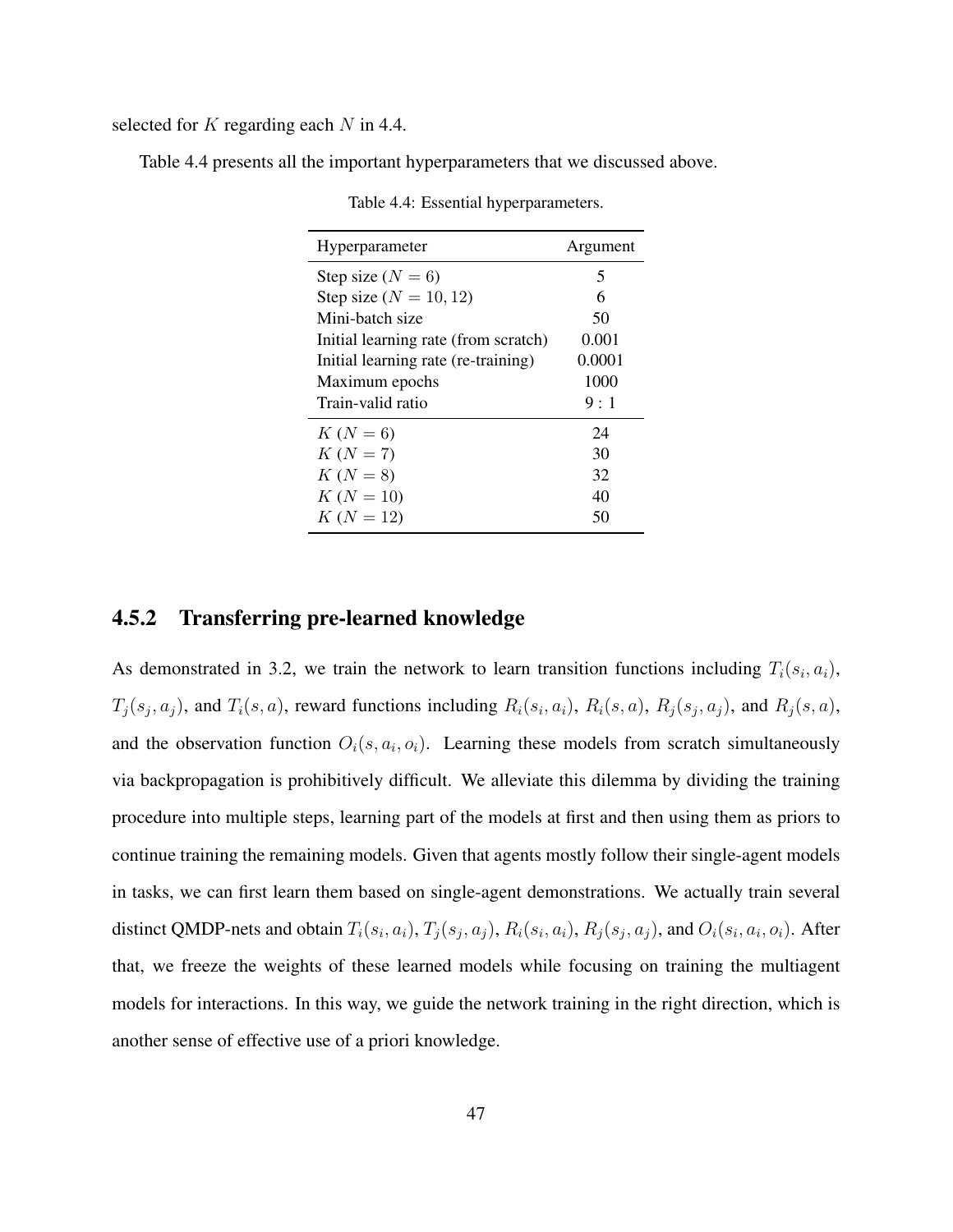selected for $K$ regarding each $N$ in 4.4.

Table 4.4 presents all the important hyperparameters that we discussed above.

Table 4.4: Essential hyperparameters.

| Hyperparameter | Argument |
|---|---|
| Step size ($N = 6$) | 5 |
| Step size ($N = 10, 12$) | 6 |
| Mini-batch size | 50 |
| Initial learning rate (from scratch) | 0.001 |
| Initial learning rate (re-training) | 0.0001 |
| Maximum epochs | 1000 |
| Train-valid ratio | $9 : 1$ |
| $K$ ($N = 6$) | 24 |
| $K$ ($N = 7$) | 30 |
| $K$ ($N = 8$) | 32 |
| $K$ ($N = 10$) | 40 |
| $K$ ($N = 12$) | 50 |

### 4.5.2 Transferring pre-learned knowledge

As demonstrated in 3.2, we train the network to learn transition functions including $T_i(s_i, a_i)$, $T_j(s_j, a_j)$, and $T_i(s, a)$, reward functions including $R_i(s_i, a_i)$, $R_i(s, a)$, $R_j(s_j, a_j)$, and $R_j(s, a)$, and the observation function $O_i(s, a_i, o_i)$. Learning these models from scratch simultaneously via backpropagation is prohibitively difficult. We alleviate this dilemma by dividing the training procedure into multiple steps, learning part of the models at first and then using them as priors to continue training the remaining models. Given that agents mostly follow their single-agent models in tasks, we can first learn them based on single-agent demonstrations. We actually train several distinct QMDP-nets and obtain $T_i(s_i, a_i)$, $T_j(s_j, a_j)$, $R_i(s_i, a_i)$, $R_j(s_j, a_j)$, and $O_i(s_i, a_i, o_i)$. After that, we freeze the weights of these learned models while focusing on training the multiagent models for interactions. In this way, we guide the network training in the right direction, which is another sense of effective use of a priori knowledge.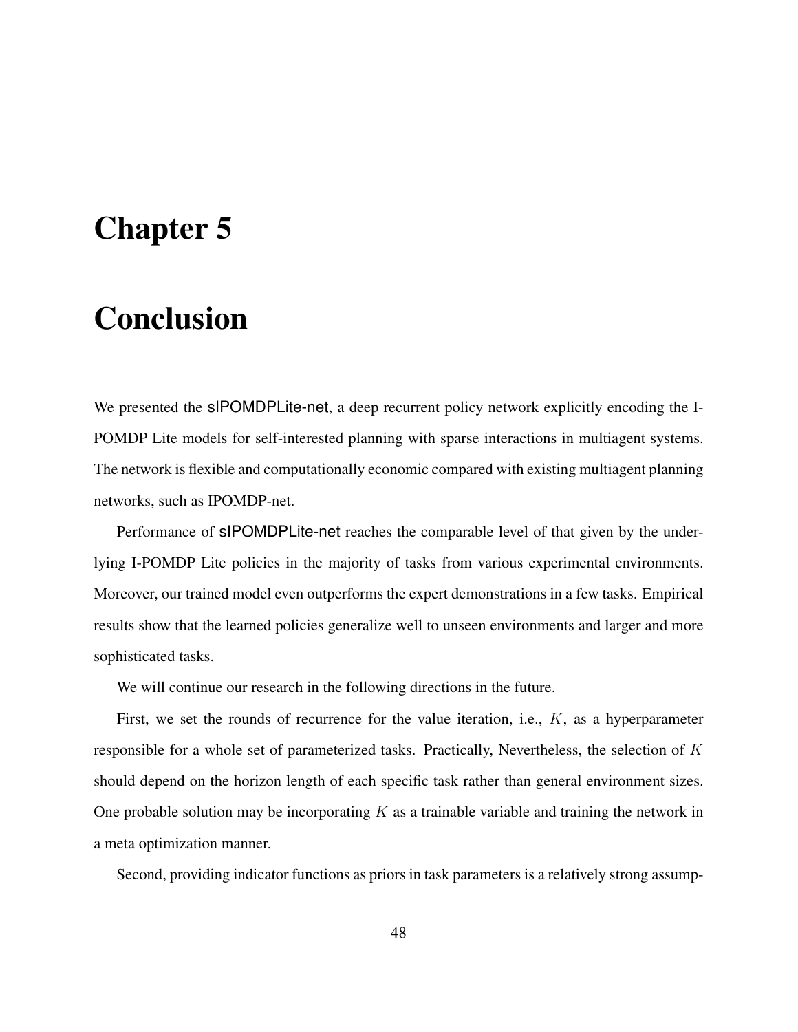# Chapter 5

# Conclusion

We presented the sIPOMDPLite-net, a deep recurrent policy network explicitly encoding the I-POMDP Lite models for self-interested planning with sparse interactions in multiagent systems. The network is flexible and computationally economic compared with existing multiagent planning networks, such as IPOMDP-net.

Performance of sIPOMDPLite-net reaches the comparable level of that given by the underlying I-POMDP Lite policies in the majority of tasks from various experimental environments. Moreover, our trained model even outperforms the expert demonstrations in a few tasks. Empirical results show that the learned policies generalize well to unseen environments and larger and more sophisticated tasks.

We will continue our research in the following directions in the future.

First, we set the rounds of recurrence for the value iteration, i.e., $K$, as a hyperparameter responsible for a whole set of parameterized tasks. Practically, Nevertheless, the selection of $K$ should depend on the horizon length of each specific task rather than general environment sizes. One probable solution may be incorporating $K$ as a trainable variable and training the network in a meta optimization manner.

Second, providing indicator functions as priors in task parameters is a relatively strong assump-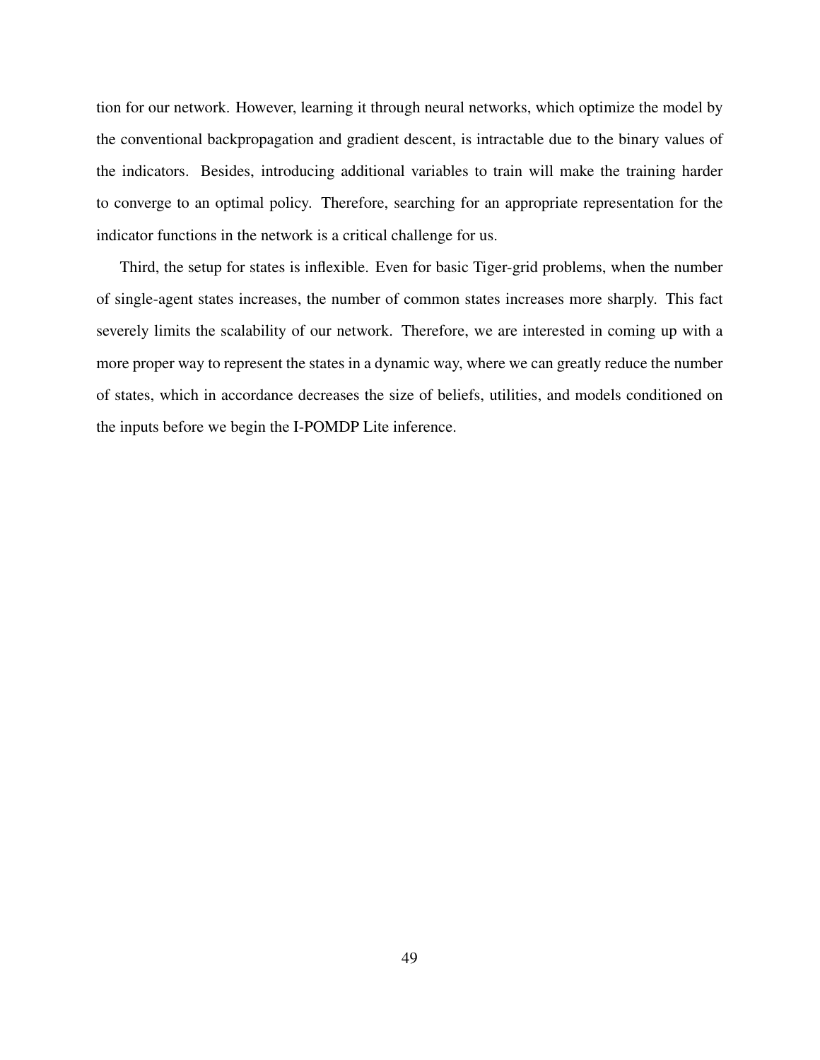tion for our network. However, learning it through neural networks, which optimize the model by the conventional backpropagation and gradient descent, is intractable due to the binary values of the indicators. Besides, introducing additional variables to train will make the training harder to converge to an optimal policy. Therefore, searching for an appropriate representation for the indicator functions in the network is a critical challenge for us.

Third, the setup for states is inflexible. Even for basic Tiger-grid problems, when the number of single-agent states increases, the number of common states increases more sharply. This fact severely limits the scalability of our network. Therefore, we are interested in coming up with a more proper way to represent the states in a dynamic way, where we can greatly reduce the number of states, which in accordance decreases the size of beliefs, utilities, and models conditioned on the inputs before we begin the I-POMDP Lite inference.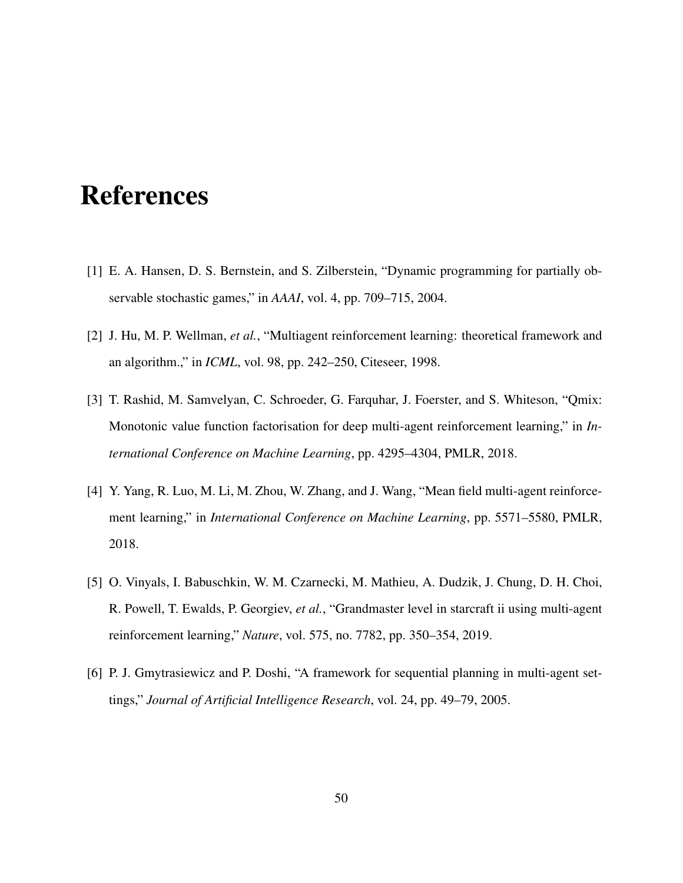# References

[1] E. A. Hansen, D. S. Bernstein, and S. Zilberstein, "Dynamic programming for partially observable stochastic games," in *AAAI*, vol. 4, pp. 709–715, 2004.

[2] J. Hu, M. P. Wellman, *et al.*, "Multiagent reinforcement learning: theoretical framework and an algorithm.," in *ICML*, vol. 98, pp. 242–250, Citeseer, 1998.

[3] T. Rashid, M. Samvelyan, C. Schroeder, G. Farquhar, J. Foerster, and S. Whiteson, "Qmix: Monotonic value function factorisation for deep multi-agent reinforcement learning," in *International Conference on Machine Learning*, pp. 4295–4304, PMLR, 2018.

[4] Y. Yang, R. Luo, M. Li, M. Zhou, W. Zhang, and J. Wang, "Mean field multi-agent reinforcement learning," in *International Conference on Machine Learning*, pp. 5571–5580, PMLR, 2018.

[5] O. Vinyals, I. Babuschkin, W. M. Czarnecki, M. Mathieu, A. Dudzik, J. Chung, D. H. Choi, R. Powell, T. Ewalds, P. Georgiev, *et al.*, "Grandmaster level in starcraft ii using multi-agent reinforcement learning," *Nature*, vol. 575, no. 7782, pp. 350–354, 2019.

[6] P. J. Gmytrasiewicz and P. Doshi, "A framework for sequential planning in multi-agent settings," *Journal of Artificial Intelligence Research*, vol. 24, pp. 49–79, 2005.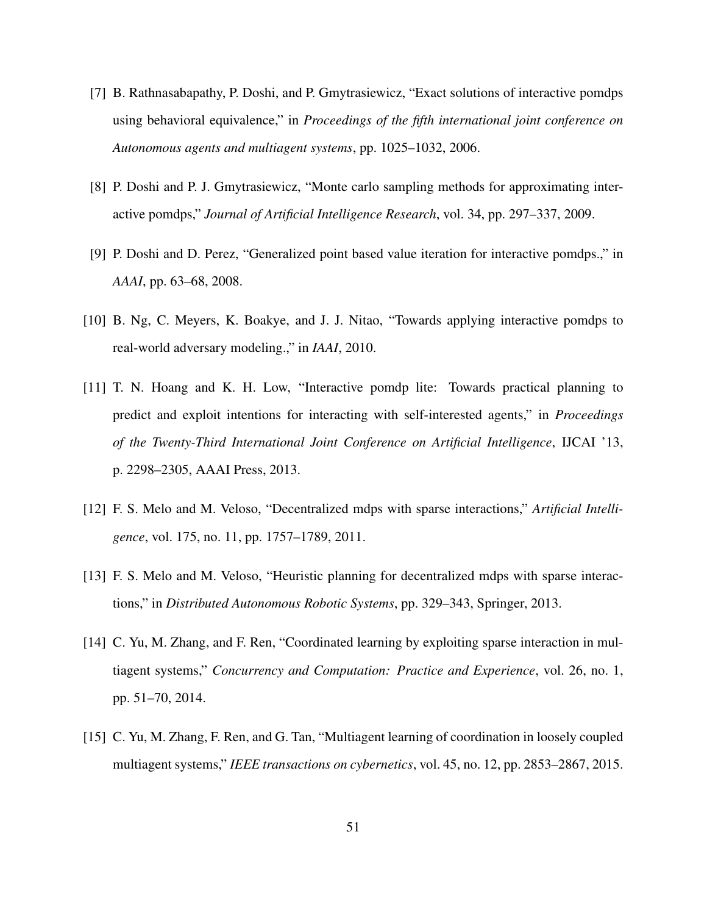[7] B. Rathnasabapathy, P. Doshi, and P. Gmytrasiewicz, "Exact solutions of interactive pomdps using behavioral equivalence," in *Proceedings of the fifth international joint conference on Autonomous agents and multiagent systems*, pp. 1025–1032, 2006.

[8] P. Doshi and P. J. Gmytrasiewicz, "Monte carlo sampling methods for approximating interactive pomdps," *Journal of Artificial Intelligence Research*, vol. 34, pp. 297–337, 2009.

[9] P. Doshi and D. Perez, "Generalized point based value iteration for interactive pomdps.," in *AAAI*, pp. 63–68, 2008.

[10] B. Ng, C. Meyers, K. Boakye, and J. J. Nitao, "Towards applying interactive pomdps to real-world adversary modeling.," in *IAAI*, 2010.

[11] T. N. Hoang and K. H. Low, "Interactive pomdp lite: Towards practical planning to predict and exploit intentions for interacting with self-interested agents," in *Proceedings of the Twenty-Third International Joint Conference on Artificial Intelligence*, IJCAI '13, p. 2298–2305, AAAI Press, 2013.

[12] F. S. Melo and M. Veloso, "Decentralized mdps with sparse interactions," *Artificial Intelligence*, vol. 175, no. 11, pp. 1757–1789, 2011.

[13] F. S. Melo and M. Veloso, "Heuristic planning for decentralized mdps with sparse interactions," in *Distributed Autonomous Robotic Systems*, pp. 329–343, Springer, 2013.

[14] C. Yu, M. Zhang, and F. Ren, "Coordinated learning by exploiting sparse interaction in multiagent systems," *Concurrency and Computation: Practice and Experience*, vol. 26, no. 1, pp. 51–70, 2014.

[15] C. Yu, M. Zhang, F. Ren, and G. Tan, "Multiagent learning of coordination in loosely coupled multiagent systems," *IEEE transactions on cybernetics*, vol. 45, no. 12, pp. 2853–2867, 2015.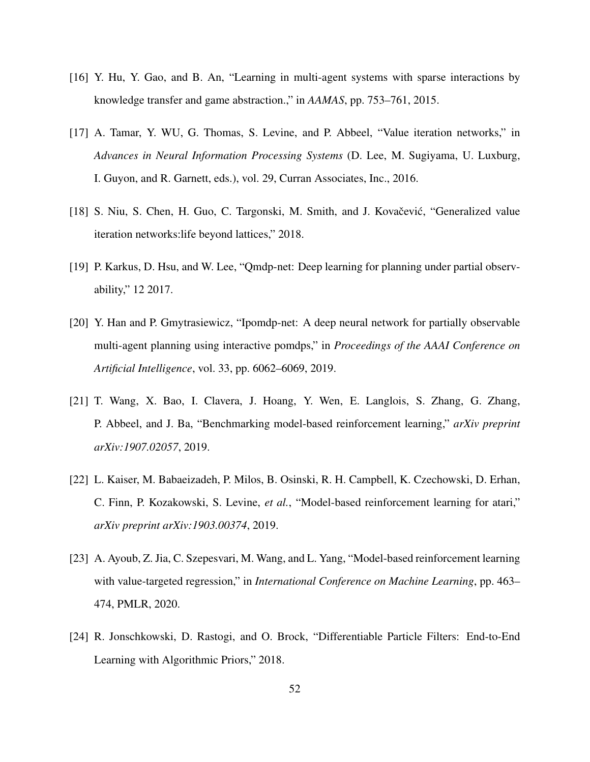[16] Y. Hu, Y. Gao, and B. An, "Learning in multi-agent systems with sparse interactions by knowledge transfer and game abstraction.," in *AAMAS*, pp. 753–761, 2015.

[17] A. Tamar, Y. WU, G. Thomas, S. Levine, and P. Abbeel, "Value iteration networks," in *Advances in Neural Information Processing Systems* (D. Lee, M. Sugiyama, U. Luxburg, I. Guyon, and R. Garnett, eds.), vol. 29, Curran Associates, Inc., 2016.

[18] S. Niu, S. Chen, H. Guo, C. Targonski, M. Smith, and J. Kovačević, "Generalized value iteration networks:life beyond lattices," 2018.

[19] P. Karkus, D. Hsu, and W. Lee, "Qmdp-net: Deep learning for planning under partial observability," 12 2017.

[20] Y. Han and P. Gmytrasiewicz, "Ipomdp-net: A deep neural network for partially observable multi-agent planning using interactive pomdps," in *Proceedings of the AAAI Conference on Artificial Intelligence*, vol. 33, pp. 6062–6069, 2019.

[21] T. Wang, X. Bao, I. Clavera, J. Hoang, Y. Wen, E. Langlois, S. Zhang, G. Zhang, P. Abbeel, and J. Ba, "Benchmarking model-based reinforcement learning," *arXiv preprint arXiv:1907.02057*, 2019.

[22] L. Kaiser, M. Babaeizadeh, P. Milos, B. Osinski, R. H. Campbell, K. Czechowski, D. Erhan, C. Finn, P. Kozakowski, S. Levine, *et al.*, "Model-based reinforcement learning for atari," *arXiv preprint arXiv:1903.00374*, 2019.

[23] A. Ayoub, Z. Jia, C. Szepesvari, M. Wang, and L. Yang, "Model-based reinforcement learning with value-targeted regression," in *International Conference on Machine Learning*, pp. 463–474, PMLR, 2020.

[24] R. Jonschkowski, D. Rastogi, and O. Brock, "Differentiable Particle Filters: End-to-End Learning with Algorithmic Priors," 2018.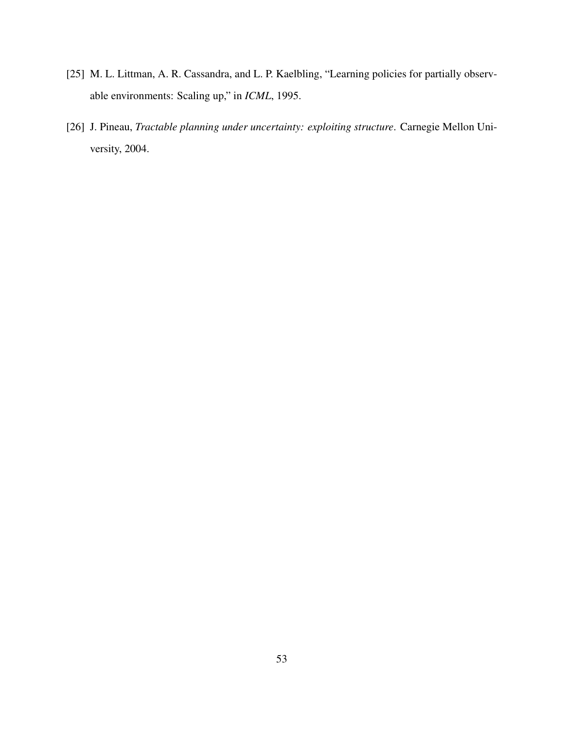[25] M. L. Littman, A. R. Cassandra, and L. P. Kaelbling, "Learning policies for partially observable environments: Scaling up," in *ICML*, 1995.

[26] J. Pineau, *Tractable planning under uncertainty: exploiting structure*. Carnegie Mellon University, 2004.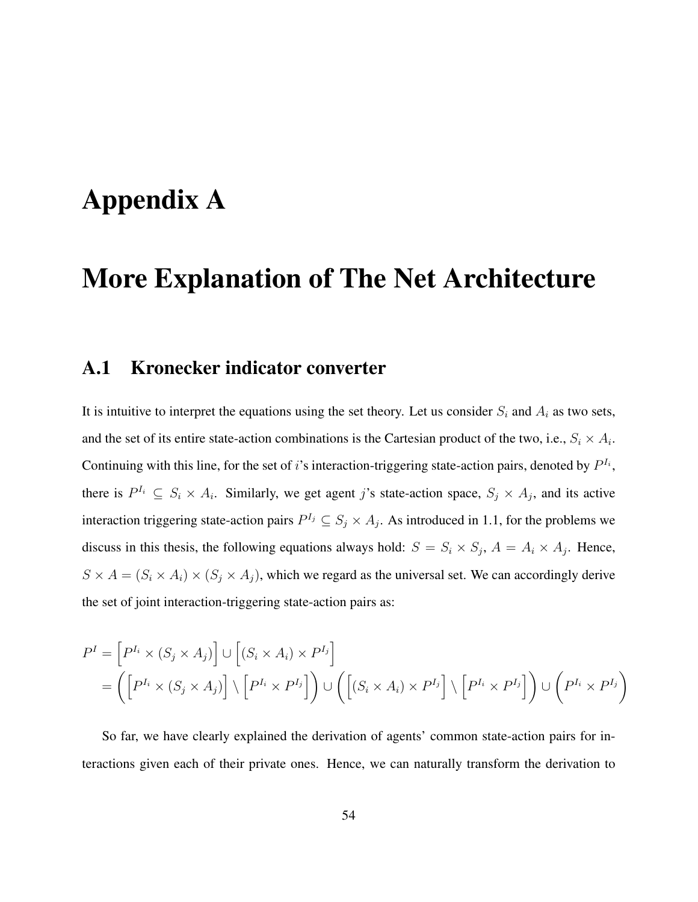# Appendix A

# More Explanation of The Net Architecture

## A.1 Kronecker indicator converter

It is intuitive to interpret the equations using the set theory. Let us consider $S_i$ and $A_i$ as two sets, and the set of its entire state-action combinations is the Cartesian product of the two, i.e., $S_i \times A_i$. Continuing with this line, for the set of $i$'s interaction-triggering state-action pairs, denoted by $P^{I_i}$, there is $P^{I_i} \subseteq S_i \times A_i$. Similarly, we get agent $j$'s state-action space, $S_j \times A_j$, and its active interaction triggering state-action pairs $P^{I_j} \subseteq S_j \times A_j$. As introduced in 1.1, for the problems we discuss in this thesis, the following equations always hold: $S = S_i \times S_j$, $A = A_i \times A_j$. Hence, $S \times A = (S_i \times A_i) \times (S_j \times A_j)$, which we regard as the universal set. We can accordingly derive the set of joint interaction-triggering state-action pairs as:

$$
\begin{aligned}
P^I &= \Big[P^{I_i} \times (S_j \times A_j)\Big] \cup \Big[(S_i \times A_i) \times P^{I_j}\Big] \\
&= \Big(\Big[P^{I_i} \times (S_j \times A_j)\Big] \setminus \Big[P^{I_i} \times P^{I_j}\Big]\Big) \cup \Big(\Big[(S_i \times A_i) \times P^{I_j}\Big] \setminus \Big[P^{I_i} \times P^{I_j}\Big]\Big) \cup \Big(P^{I_i} \times P^{I_j}\Big)
\end{aligned}
$$

So far, we have clearly explained the derivation of agents' common state-action pairs for interactions given each of their private ones. Hence, we can naturally transform the derivation to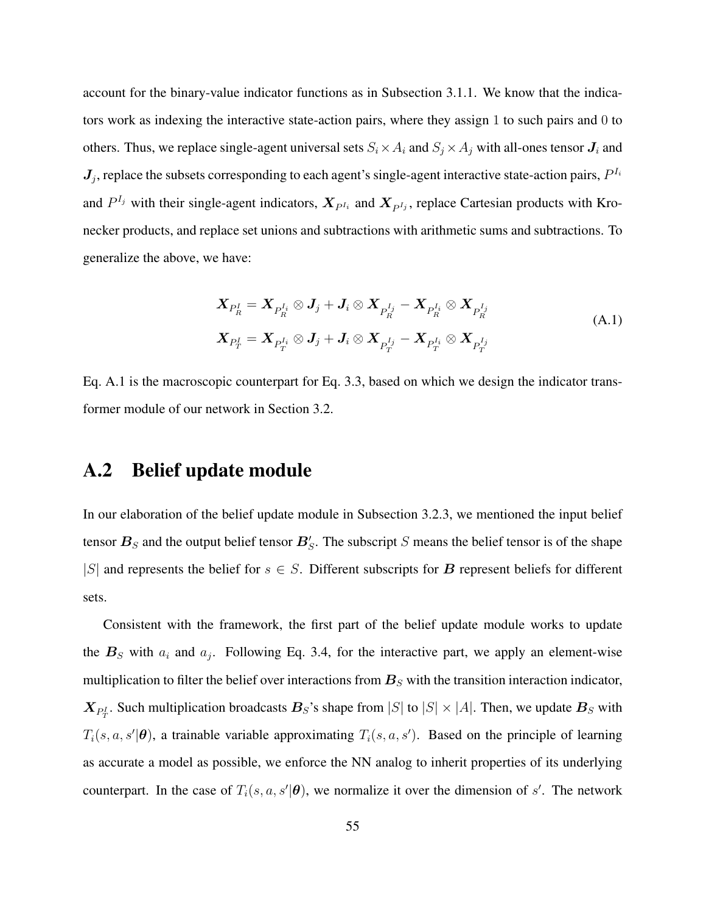account for the binary-value indicator functions as in Subsection 3.1.1. We know that the indicators work as indexing the interactive state-action pairs, where they assign 1 to such pairs and 0 to others. Thus, we replace single-agent universal sets $S_i \times A_i$ and $S_j \times A_j$ with all-ones tensor $\boldsymbol{J}_i$ and $\boldsymbol{J}_j$, replace the subsets corresponding to each agent's single-agent interactive state-action pairs, $P^{I_i}$ and $P^{I_j}$ with their single-agent indicators, $\boldsymbol{X}_{P^{I_i}}$ and $\boldsymbol{X}_{P^{I_j}}$, replace Cartesian products with Kronecker products, and replace set unions and subtractions with arithmetic sums and subtractions. To generalize the above, we have:

$$
\begin{aligned}
\boldsymbol{X}_{P_R^I} &= \boldsymbol{X}_{P_R^{I_i}} \otimes \boldsymbol{J}_j + \boldsymbol{J}_i \otimes \boldsymbol{X}_{P_R^{I_j}} - \boldsymbol{X}_{P_R^{I_i}} \otimes \boldsymbol{X}_{P_R^{I_j}} \\
\boldsymbol{X}_{P_T^I} &= \boldsymbol{X}_{P_T^{I_i}} \otimes \boldsymbol{J}_j + \boldsymbol{J}_i \otimes \boldsymbol{X}_{P_T^{I_j}} - \boldsymbol{X}_{P_T^{I_i}} \otimes \boldsymbol{X}_{P_T^{I_j}}
\end{aligned}
\tag{A.1}
$$

Eq. A.1 is the macroscopic counterpart for Eq. 3.3, based on which we design the indicator transformer module of our network in Section 3.2.

## A.2 Belief update module

In our elaboration of the belief update module in Subsection 3.2.3, we mentioned the input belief tensor $\boldsymbol{B}_S$ and the output belief tensor $\boldsymbol{B}'_S$. The subscript $S$ means the belief tensor is of the shape $|S|$ and represents the belief for $s \in S$. Different subscripts for $\boldsymbol{B}$ represent beliefs for different sets.

Consistent with the framework, the first part of the belief update module works to update the $\boldsymbol{B}_S$ with $a_i$ and $a_j$. Following Eq. 3.4, for the interactive part, we apply an element-wise multiplication to filter the belief over interactions from $\boldsymbol{B}_S$ with the transition interaction indicator, $\boldsymbol{X}_{P_T^I}$. Such multiplication broadcasts $\boldsymbol{B}_S$'s shape from $|S|$ to $|S| \times |A|$. Then, we update $\boldsymbol{B}_S$ with $T_i(s, a, s'|\boldsymbol{\theta})$, a trainable variable approximating $T_i(s, a, s')$. Based on the principle of learning as accurate a model as possible, we enforce the NN analog to inherit properties of its underlying counterpart. In the case of $T_i(s, a, s'|\boldsymbol{\theta})$, we normalize it over the dimension of $s'$. The network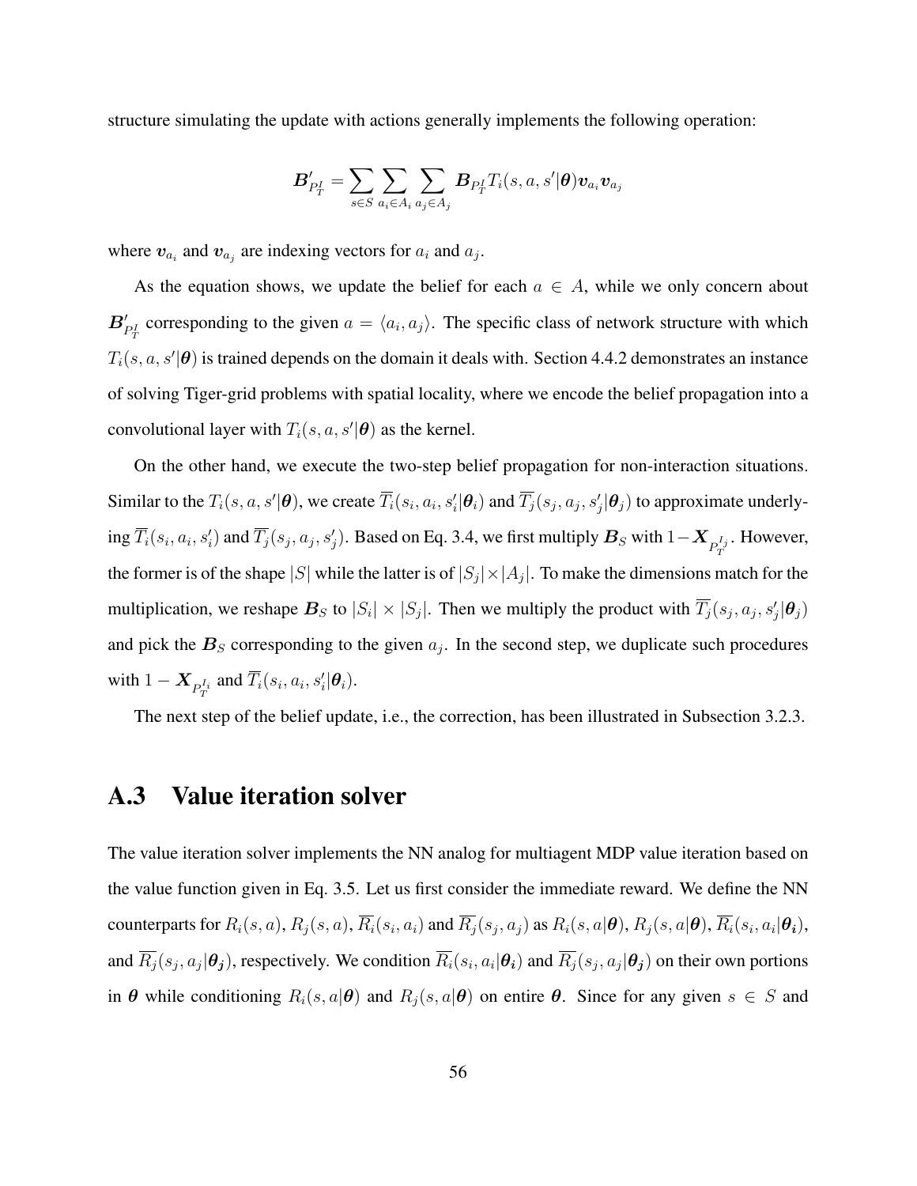structure simulating the update with actions generally implements the following operation:

$$\boldsymbol{B}'_{P_T^I} = \sum_{s \in S} \sum_{a_i \in A_i} \sum_{a_j \in A_j} \boldsymbol{B}_{P_T^I} T_i(s, a, s'|\boldsymbol{\theta}) \boldsymbol{v}_{a_i} \boldsymbol{v}_{a_j}$$

where $\boldsymbol{v}_{a_i}$ and $\boldsymbol{v}_{a_j}$ are indexing vectors for $a_i$ and $a_j$.

As the equation shows, we update the belief for each $a \in A$, while we only concern about $\boldsymbol{B}'_{P_T^I}$ corresponding to the given $a = \langle a_i, a_j \rangle$. The specific class of network structure with which $T_i(s, a, s'|\boldsymbol{\theta})$ is trained depends on the domain it deals with. Section 4.4.2 demonstrates an instance of solving Tiger-grid problems with spatial locality, where we encode the belief propagation into a convolutional layer with $T_i(s, a, s'|\boldsymbol{\theta})$ as the kernel.

On the other hand, we execute the two-step belief propagation for non-interaction situations. Similar to the $T_i(s, a, s'|\boldsymbol{\theta})$, we create $\overline{T_i}(s_i, a_i, s'_i|\boldsymbol{\theta}_i)$ and $\overline{T_j}(s_j, a_j, s'_j|\boldsymbol{\theta}_j)$ to approximate underlying $\overline{T_i}(s_i, a_i, s'_i)$ and $\overline{T_j}(s_j, a_j, s'_j)$. Based on Eq. 3.4, we first multiply $\boldsymbol{B}_S$ with $1 - \boldsymbol{X}_{P_T^{I_j}}$. However, the former is of the shape $|S|$ while the latter is of $|S_j| \times |A_j|$. To make the dimensions match for the multiplication, we reshape $\boldsymbol{B}_S$ to $|S_i| \times |S_j|$. Then we multiply the product with $\overline{T_j}(s_j, a_j, s'_j|\boldsymbol{\theta}_j)$ and pick the $\boldsymbol{B}_S$ corresponding to the given $a_j$. In the second step, we duplicate such procedures with $1 - \boldsymbol{X}_{P_T^{I_i}}$ and $\overline{T_i}(s_i, a_i, s'_i|\boldsymbol{\theta}_i)$.

The next step of the belief update, i.e., the correction, has been illustrated in Subsection 3.2.3.

## A.3 Value iteration solver

The value iteration solver implements the NN analog for multiagent MDP value iteration based on the value function given in Eq. 3.5. Let us first consider the immediate reward. We define the NN counterparts for $R_i(s, a)$, $R_j(s, a)$, $\overline{R_i}(s_i, a_i)$ and $\overline{R_j}(s_j, a_j)$ as $R_i(s, a|\boldsymbol{\theta})$, $R_j(s, a|\boldsymbol{\theta})$, $\overline{R_i}(s_i, a_i|\boldsymbol{\theta_i})$, and $\overline{R_j}(s_j, a_j|\boldsymbol{\theta_j})$, respectively. We condition $\overline{R_i}(s_i, a_i|\boldsymbol{\theta_i})$ and $\overline{R_j}(s_j, a_j|\boldsymbol{\theta_j})$ on their own portions in $\boldsymbol{\theta}$ while conditioning $R_i(s, a|\boldsymbol{\theta})$ and $R_j(s, a|\boldsymbol{\theta})$ on entire $\boldsymbol{\theta}$. Since for any given $s \in S$ and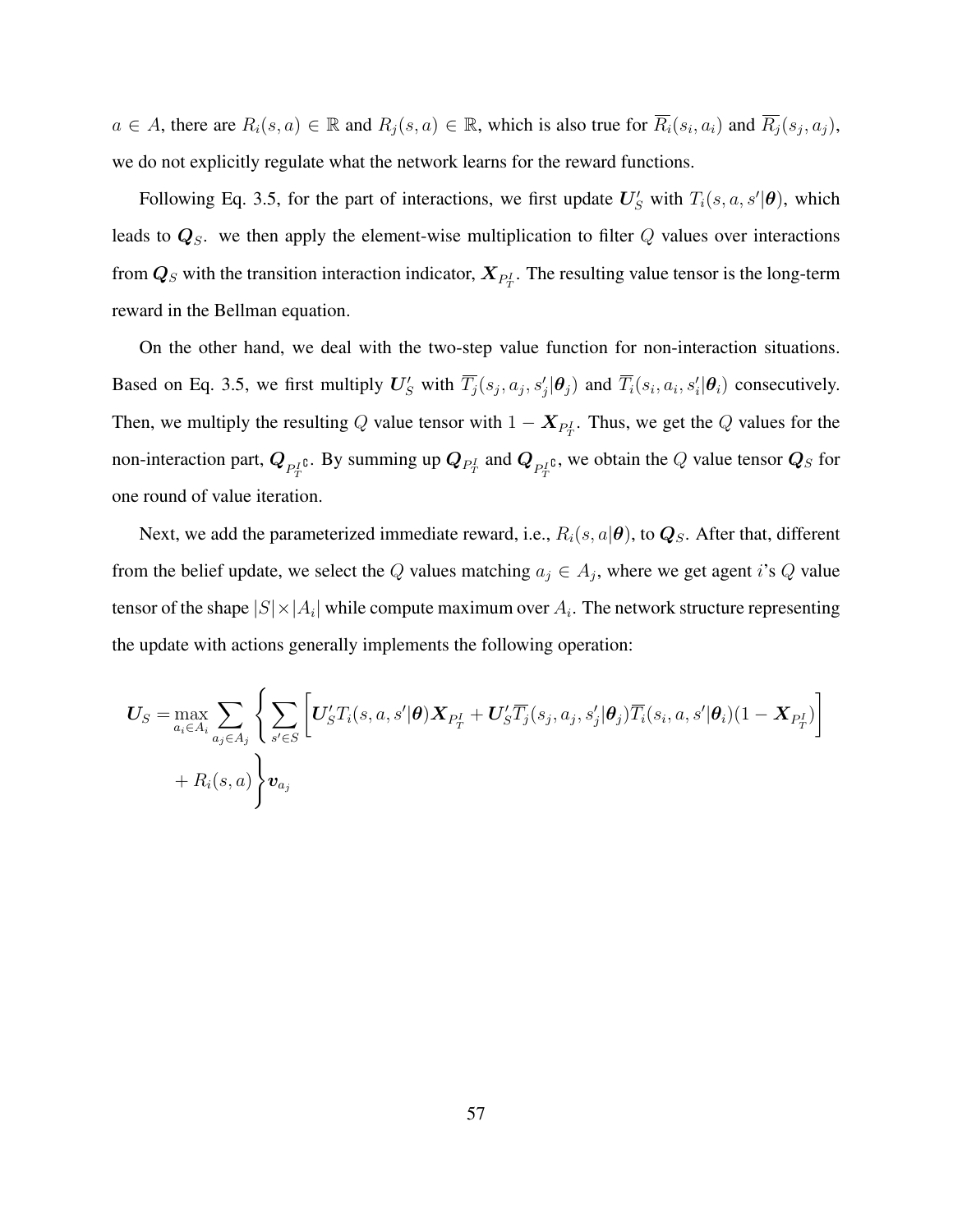$a \in A$, there are $R_i(s, a) \in \mathbb{R}$ and $R_j(s, a) \in \mathbb{R}$, which is also true for $\overline{R_i}(s_i, a_i)$ and $\overline{R_j}(s_j, a_j)$, we do not explicitly regulate what the network learns for the reward functions.

Following Eq. 3.5, for the part of interactions, we first update $\boldsymbol{U}'_S$ with $T_i(s, a, s'|\boldsymbol{\theta})$, which leads to $\boldsymbol{Q}_S$. we then apply the element-wise multiplication to filter $Q$ values over interactions from $\boldsymbol{Q}_S$ with the transition interaction indicator, $\boldsymbol{X}_{P_T^I}$. The resulting value tensor is the long-term reward in the Bellman equation.

On the other hand, we deal with the two-step value function for non-interaction situations. Based on Eq. 3.5, we first multiply $\boldsymbol{U}'_S$ with $\overline{T_j}(s_j, a_j, s'_j|\boldsymbol{\theta}_j)$ and $\overline{T_i}(s_i, a_i, s'_i|\boldsymbol{\theta}_i)$ consecutively. Then, we multiply the resulting $Q$ value tensor with $1 - \boldsymbol{X}_{P_T^I}$. Thus, we get the $Q$ values for the non-interaction part, $\boldsymbol{Q}_{{P_T^I}^\complement}$. By summing up $\boldsymbol{Q}_{P_T^I}$ and $\boldsymbol{Q}_{{P_T^I}^\complement}$, we obtain the $Q$ value tensor $\boldsymbol{Q}_S$ for one round of value iteration.

Next, we add the parameterized immediate reward, i.e., $R_i(s, a|\boldsymbol{\theta})$, to $\boldsymbol{Q}_S$. After that, different from the belief update, we select the $Q$ values matching $a_j \in A_j$, where we get agent $i$'s $Q$ value tensor of the shape $|S| \times |A_i|$ while compute maximum over $A_i$. The network structure representing the update with actions generally implements the following operation:

$$
\begin{aligned}
\boldsymbol{U}_S = & \max_{a_i \in A_i} \sum_{a_j \in A_j} \Bigg\{ \sum_{s' \in S} \Big[ \boldsymbol{U}'_S T_i(s, a, s'|\boldsymbol{\theta}) \boldsymbol{X}_{P_T^I} + \boldsymbol{U}'_S \overline{T_j}(s_j, a_j, s'_j|\boldsymbol{\theta}_j) \overline{T_i}(s_i, a, s'|\boldsymbol{\theta}_i)(1 - \boldsymbol{X}_{P_T^I}) \Big] \\
& + R_i(s, a) \Bigg\} \boldsymbol{v}_{a_j}
\end{aligned}
$$